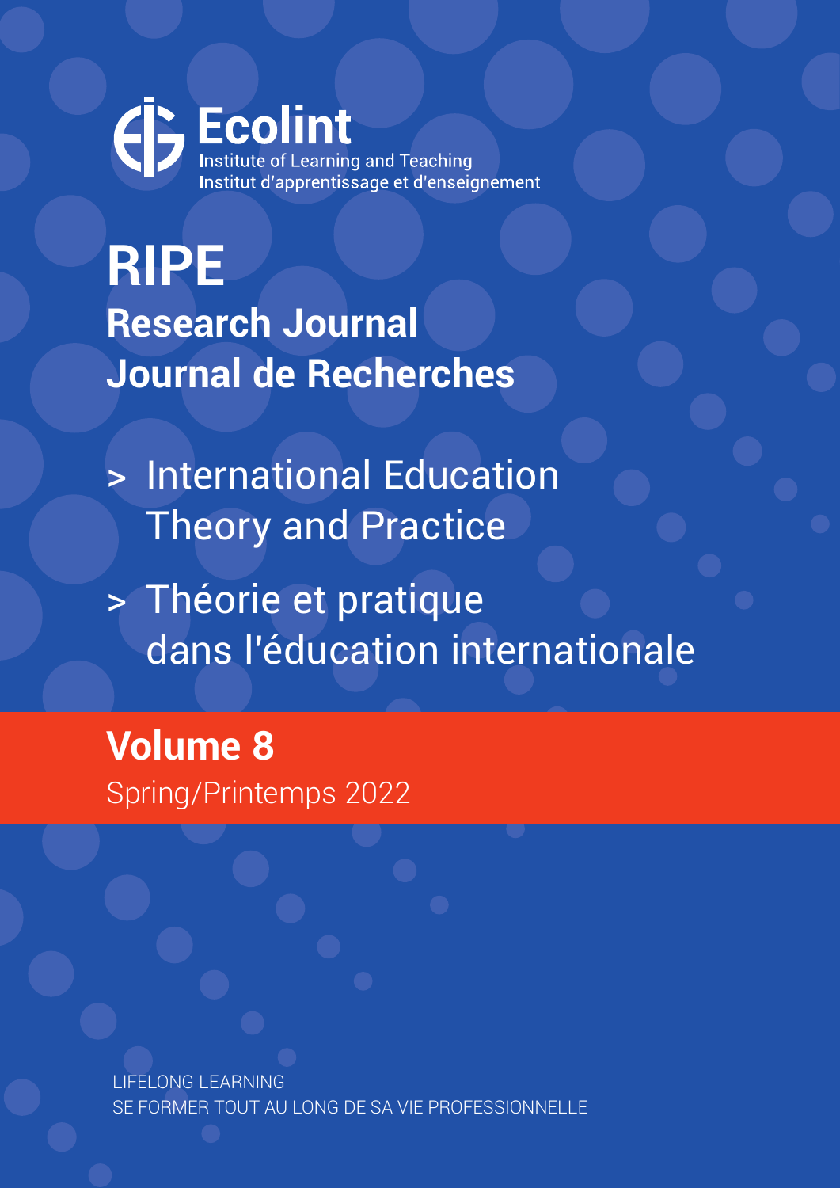**Ecolint**
Institute of Learning and Teaching
Institut d'apprentissage et d'enseignement

# RIPE

## Research Journal
## Journal de Recherches

> International Education Theory and Practice

> Théorie et pratique dans l'éducation internationale

**Volume 8**
Spring/Printemps 2022

LIFELONG LEARNING
SE FORMER TOUT AU LONG DE SA VIE PROFESSIONNELLE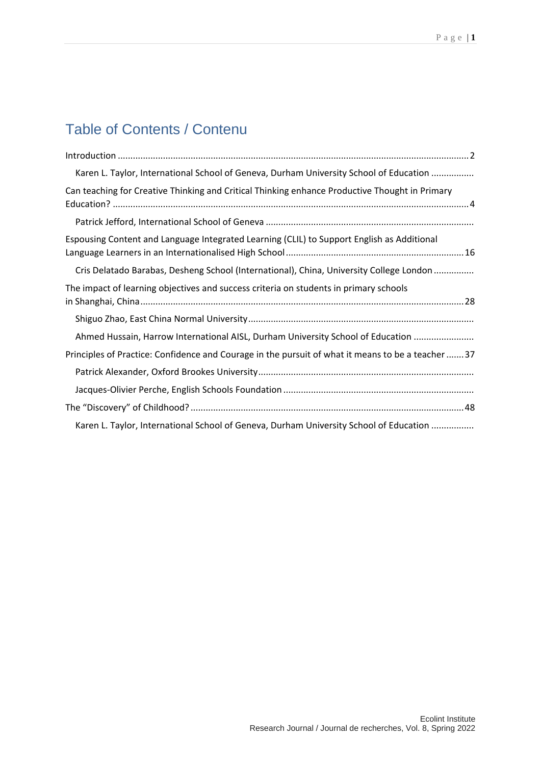## Table of Contents / Contenu

Introduction ........................................................................................................................................ 2

Karen L. Taylor, International School of Geneva, Durham University School of Education .................

Can teaching for Creative Thinking and Critical Thinking enhance Productive Thought in Primary Education? ........................................................................................................................................ 4

Patrick Jefford, International School of Geneva ..................................................................................

Espousing Content and Language Integrated Learning (CLIL) to Support English as Additional Language Learners in an Internationalised High School ...................................................................... 16

Cris Delatado Barabas, Desheng School (International), China, University College London ................

The impact of learning objectives and success criteria on students in primary schools in Shanghai, China ............................................................................................................................... 28

Shiguo Zhao, East China Normal University .........................................................................................

Ahmed Hussain, Harrow International AISL, Durham University School of Education ........................

Principles of Practice: Confidence and Courage in the pursuit of what it means to be a teacher ....... 37

Patrick Alexander, Oxford Brookes University .....................................................................................

Jacques-Olivier Perche, English Schools Foundation ...........................................................................

The "Discovery" of Childhood? ........................................................................................................... 48

Karen L. Taylor, International School of Geneva, Durham University School of Education .................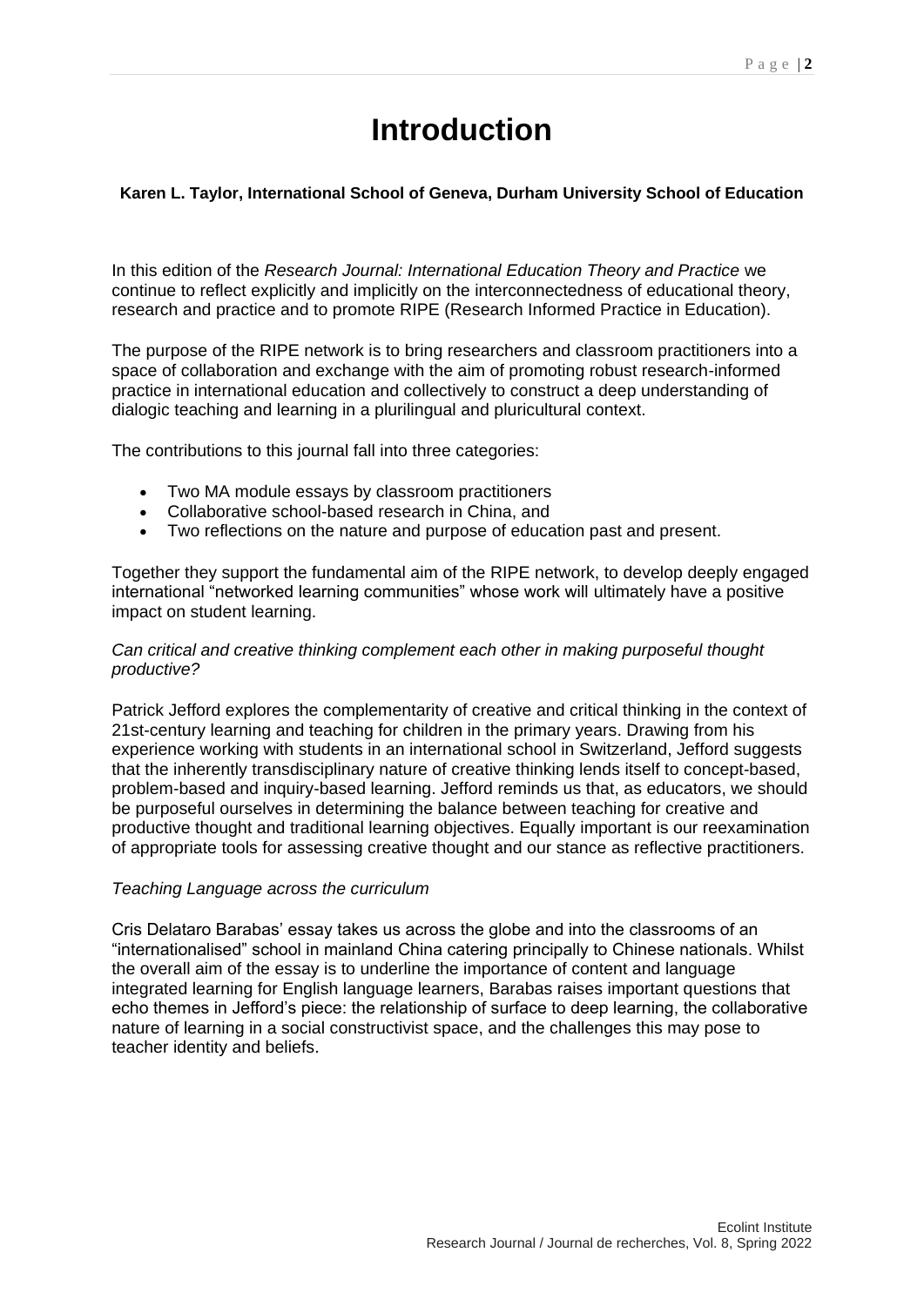# Introduction

**Karen L. Taylor, International School of Geneva, Durham University School of Education**

In this edition of the *Research Journal: International Education Theory and Practice* we continue to reflect explicitly and implicitly on the interconnectedness of educational theory, research and practice and to promote RIPE (Research Informed Practice in Education).

The purpose of the RIPE network is to bring researchers and classroom practitioners into a space of collaboration and exchange with the aim of promoting robust research-informed practice in international education and collectively to construct a deep understanding of dialogic teaching and learning in a plurilingual and pluricultural context.

The contributions to this journal fall into three categories:

- Two MA module essays by classroom practitioners
- Collaborative school-based research in China, and
- Two reflections on the nature and purpose of education past and present.

Together they support the fundamental aim of the RIPE network, to develop deeply engaged international "networked learning communities" whose work will ultimately have a positive impact on student learning.

*Can critical and creative thinking complement each other in making purposeful thought productive?*

Patrick Jefford explores the complementarity of creative and critical thinking in the context of 21st-century learning and teaching for children in the primary years. Drawing from his experience working with students in an international school in Switzerland, Jefford suggests that the inherently transdisciplinary nature of creative thinking lends itself to concept-based, problem-based and inquiry-based learning. Jefford reminds us that, as educators, we should be purposeful ourselves in determining the balance between teaching for creative and productive thought and traditional learning objectives. Equally important is our reexamination of appropriate tools for assessing creative thought and our stance as reflective practitioners.

*Teaching Language across the curriculum*

Cris Delataro Barabas' essay takes us across the globe and into the classrooms of an "internationalised" school in mainland China catering principally to Chinese nationals. Whilst the overall aim of the essay is to underline the importance of content and language integrated learning for English language learners, Barabas raises important questions that echo themes in Jefford's piece: the relationship of surface to deep learning, the collaborative nature of learning in a social constructivist space, and the challenges this may pose to teacher identity and beliefs.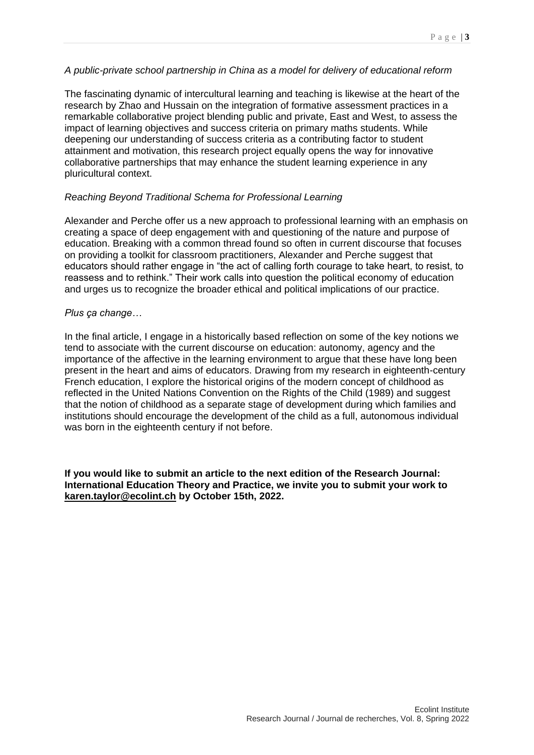*A public-private school partnership in China as a model for delivery of educational reform*

The fascinating dynamic of intercultural learning and teaching is likewise at the heart of the research by Zhao and Hussain on the integration of formative assessment practices in a remarkable collaborative project blending public and private, East and West, to assess the impact of learning objectives and success criteria on primary maths students. While deepening our understanding of success criteria as a contributing factor to student attainment and motivation, this research project equally opens the way for innovative collaborative partnerships that may enhance the student learning experience in any pluricultural context.

*Reaching Beyond Traditional Schema for Professional Learning*

Alexander and Perche offer us a new approach to professional learning with an emphasis on creating a space of deep engagement with and questioning of the nature and purpose of education. Breaking with a common thread found so often in current discourse that focuses on providing a toolkit for classroom practitioners, Alexander and Perche suggest that educators should rather engage in "the act of calling forth courage to take heart, to resist, to reassess and to rethink." Their work calls into question the political economy of education and urges us to recognize the broader ethical and political implications of our practice.

*Plus ça change…*

In the final article, I engage in a historically based reflection on some of the key notions we tend to associate with the current discourse on education: autonomy, agency and the importance of the affective in the learning environment to argue that these have long been present in the heart and aims of educators. Drawing from my research in eighteenth-century French education, I explore the historical origins of the modern concept of childhood as reflected in the United Nations Convention on the Rights of the Child (1989) and suggest that the notion of childhood as a separate stage of development during which families and institutions should encourage the development of the child as a full, autonomous individual was born in the eighteenth century if not before.

**If you would like to submit an article to the next edition of the Research Journal: International Education Theory and Practice, we invite you to submit your work to karen.taylor@ecolint.ch by October 15th, 2022.**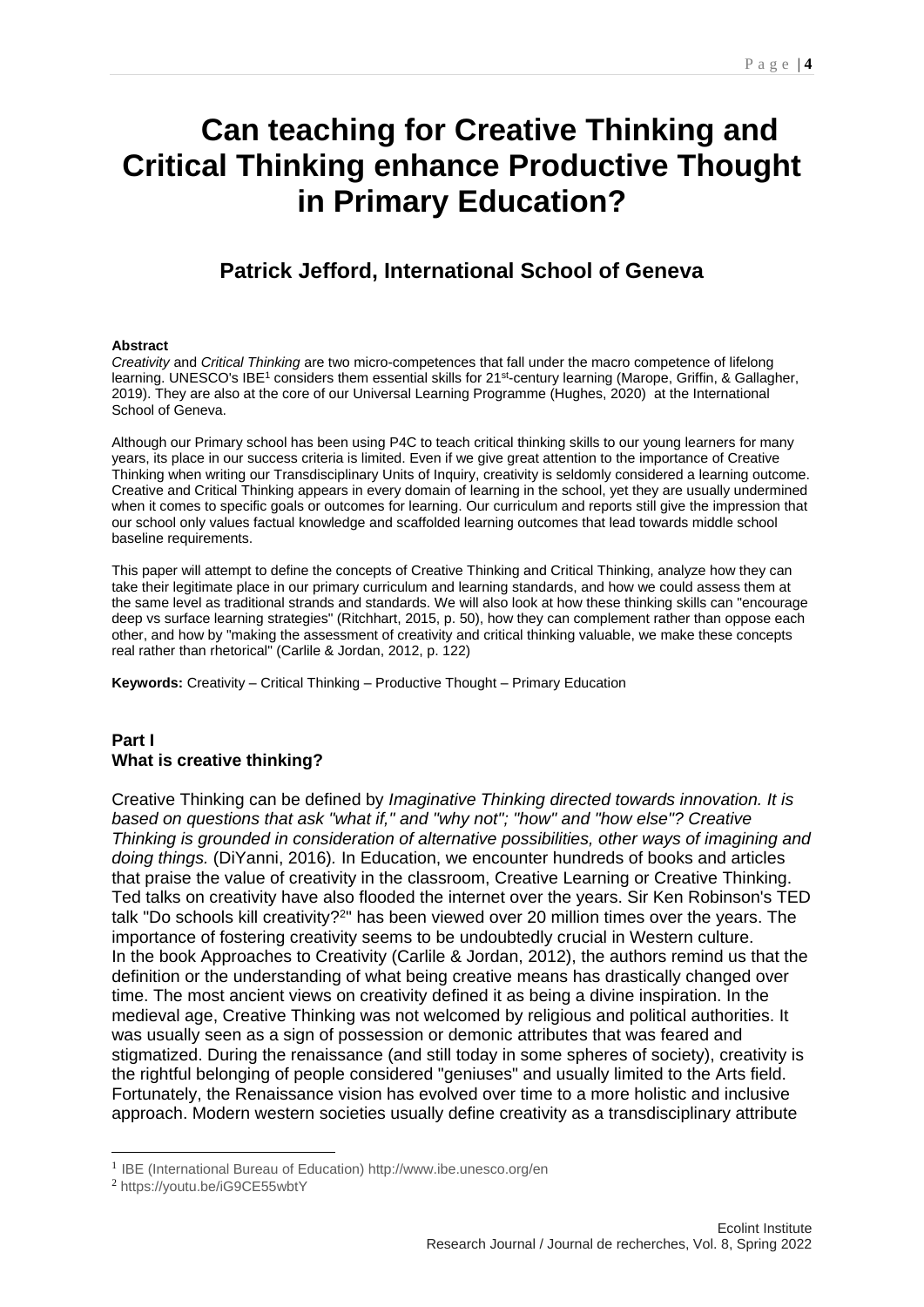# Can teaching for Creative Thinking and Critical Thinking enhance Productive Thought in Primary Education?

## Patrick Jefford, International School of Geneva

**Abstract**

*Creativity* and *Critical Thinking* are two micro-competences that fall under the macro competence of lifelong learning. UNESCO's IBE[1] considers them essential skills for 21st-century learning (Marope, Griffin, & Gallagher, 2019). They are also at the core of our Universal Learning Programme (Hughes, 2020) at the International School of Geneva.

Although our Primary school has been using P4C to teach critical thinking skills to our young learners for many years, its place in our success criteria is limited. Even if we give great attention to the importance of Creative Thinking when writing our Transdisciplinary Units of Inquiry, creativity is seldomly considered a learning outcome. Creative and Critical Thinking appears in every domain of learning in the school, yet they are usually undermined when it comes to specific goals or outcomes for learning. Our curriculum and reports still give the impression that our school only values factual knowledge and scaffolded learning outcomes that lead towards middle school baseline requirements.

This paper will attempt to define the concepts of Creative Thinking and Critical Thinking, analyze how they can take their legitimate place in our primary curriculum and learning standards, and how we could assess them at the same level as traditional strands and standards. We will also look at how these thinking skills can "encourage deep vs surface learning strategies" (Ritchhart, 2015, p. 50), how they can complement rather than oppose each other, and how by "making the assessment of creativity and critical thinking valuable, we make these concepts real rather than rhetorical" (Carlile & Jordan, 2012, p. 122)

**Keywords:** Creativity – Critical Thinking – Productive Thought – Primary Education

### Part I
### What is creative thinking?

Creative Thinking can be defined by *Imaginative Thinking directed towards innovation. It is based on questions that ask "what if," and "why not"; "how" and "how else"? Creative Thinking is grounded in consideration of alternative possibilities, other ways of imagining and doing things.* (DiYanni, 2016). In Education, we encounter hundreds of books and articles that praise the value of creativity in the classroom, Creative Learning or Creative Thinking. Ted talks on creativity have also flooded the internet over the years. Sir Ken Robinson's TED talk "Do schools kill creativity?[2]" has been viewed over 20 million times over the years. The importance of fostering creativity seems to be undoubtedly crucial in Western culture.
In the book Approaches to Creativity (Carlile & Jordan, 2012), the authors remind us that the definition or the understanding of what being creative means has drastically changed over time. The most ancient views on creativity defined it as being a divine inspiration. In the medieval age, Creative Thinking was not welcomed by religious and political authorities. It was usually seen as a sign of possession or demonic attributes that was feared and stigmatized. During the renaissance (and still today in some spheres of society), creativity is the rightful belonging of people considered "geniuses" and usually limited to the Arts field. Fortunately, the Renaissance vision has evolved over time to a more holistic and inclusive approach. Modern western societies usually define creativity as a transdisciplinary attribute

---

[1] IBE (International Bureau of Education) http://www.ibe.unesco.org/en

[2] https://youtu.be/iG9CE55wbtY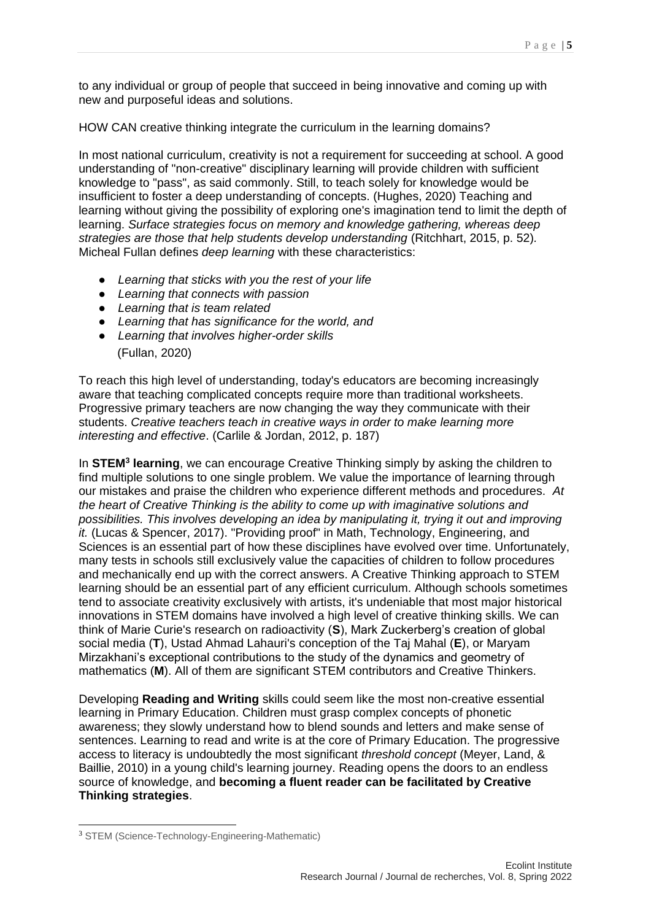to any individual or group of people that succeed in being innovative and coming up with new and purposeful ideas and solutions.

HOW CAN creative thinking integrate the curriculum in the learning domains?

In most national curriculum, creativity is not a requirement for succeeding at school. A good understanding of "non-creative" disciplinary learning will provide children with sufficient knowledge to "pass", as said commonly. Still, to teach solely for knowledge would be insufficient to foster a deep understanding of concepts. (Hughes, 2020) Teaching and learning without giving the possibility of exploring one's imagination tend to limit the depth of learning. *Surface strategies focus on memory and knowledge gathering, whereas deep strategies are those that help students develop understanding* (Ritchhart, 2015, p. 52). Micheal Fullan defines *deep learning* with these characteristics:

- *Learning that sticks with you the rest of your life*
- *Learning that connects with passion*
- *Learning that is team related*
- *Learning that has significance for the world, and*
- *Learning that involves higher-order skills*

(Fullan, 2020)

To reach this high level of understanding, today's educators are becoming increasingly aware that teaching complicated concepts require more than traditional worksheets. Progressive primary teachers are now changing the way they communicate with their students. *Creative teachers teach in creative ways in order to make learning more interesting and effective*. (Carlile & Jordan, 2012, p. 187)

In **STEM[3] learning**, we can encourage Creative Thinking simply by asking the children to find multiple solutions to one single problem. We value the importance of learning through our mistakes and praise the children who experience different methods and procedures. *At the heart of Creative Thinking is the ability to come up with imaginative solutions and possibilities. This involves developing an idea by manipulating it, trying it out and improving it.* (Lucas & Spencer, 2017). "Providing proof" in Math, Technology, Engineering, and Sciences is an essential part of how these disciplines have evolved over time. Unfortunately, many tests in schools still exclusively value the capacities of children to follow procedures and mechanically end up with the correct answers. A Creative Thinking approach to STEM learning should be an essential part of any efficient curriculum. Although schools sometimes tend to associate creativity exclusively with artists, it's undeniable that most major historical innovations in STEM domains have involved a high level of creative thinking skills. We can think of Marie Curie's research on radioactivity (**S**), Mark Zuckerberg's creation of global social media (**T**), Ustad Ahmad Lahauri's conception of the Taj Mahal (**E**), or Maryam Mirzakhani's exceptional contributions to the study of the dynamics and geometry of mathematics (**M**). All of them are significant STEM contributors and Creative Thinkers.

Developing **Reading and Writing** skills could seem like the most non-creative essential learning in Primary Education. Children must grasp complex concepts of phonetic awareness; they slowly understand how to blend sounds and letters and make sense of sentences. Learning to read and write is at the core of Primary Education. The progressive access to literacy is undoubtedly the most significant *threshold concept* (Meyer, Land, & Baillie, 2010) in a young child's learning journey. Reading opens the doors to an endless source of knowledge, and **becoming a fluent reader can be facilitated by Creative Thinking strategies**.

[3] STEM (Science-Technology-Engineering-Mathematic)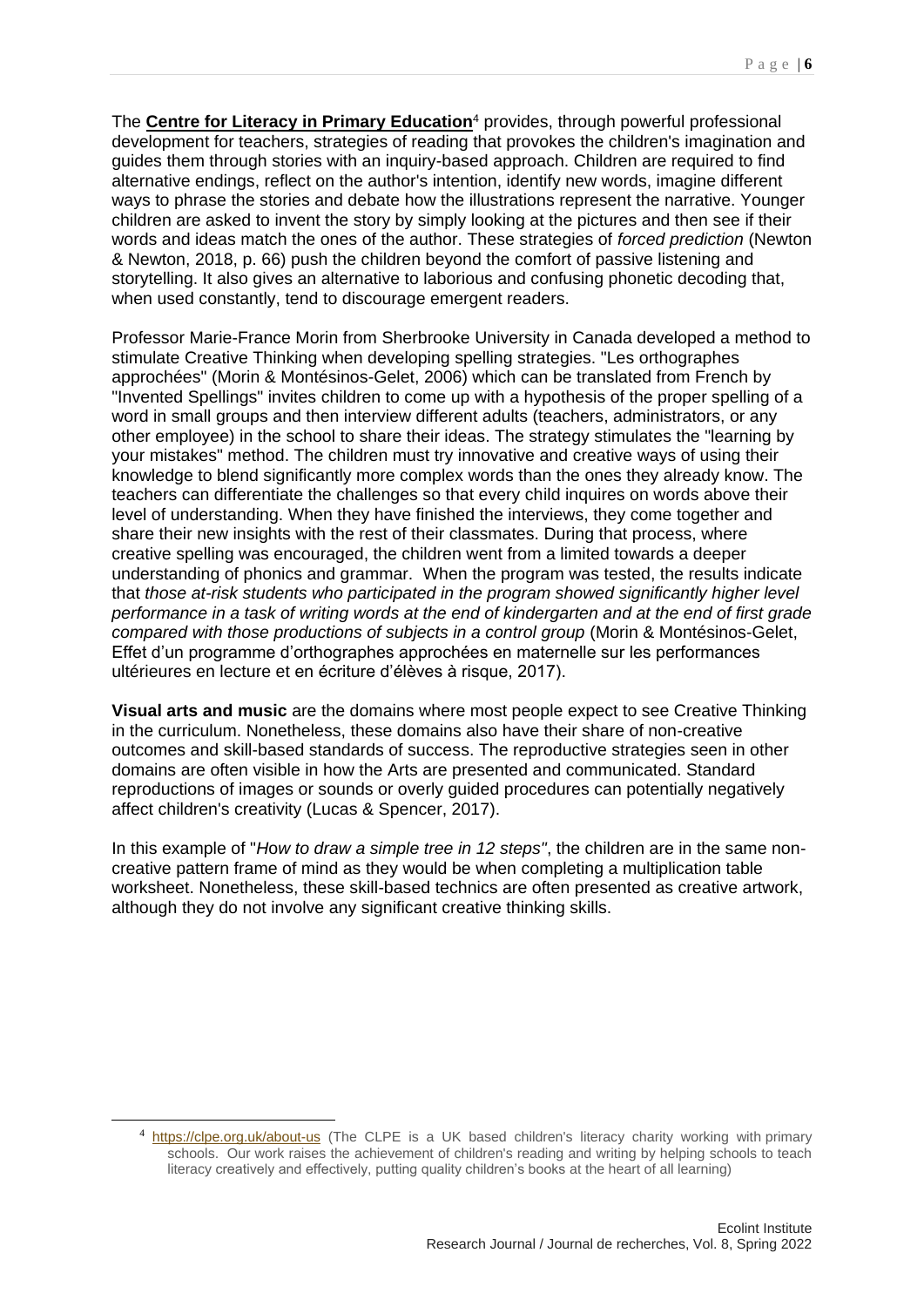The **Centre for Literacy in Primary Education**[4] provides, through powerful professional development for teachers, strategies of reading that provokes the children's imagination and guides them through stories with an inquiry-based approach. Children are required to find alternative endings, reflect on the author's intention, identify new words, imagine different ways to phrase the stories and debate how the illustrations represent the narrative. Younger children are asked to invent the story by simply looking at the pictures and then see if their words and ideas match the ones of the author. These strategies of *forced prediction* (Newton & Newton, 2018, p. 66) push the children beyond the comfort of passive listening and storytelling. It also gives an alternative to laborious and confusing phonetic decoding that, when used constantly, tend to discourage emergent readers.

Professor Marie-France Morin from Sherbrooke University in Canada developed a method to stimulate Creative Thinking when developing spelling strategies. "Les orthographes approchées" (Morin & Montésinos-Gelet, 2006) which can be translated from French by "Invented Spellings" invites children to come up with a hypothesis of the proper spelling of a word in small groups and then interview different adults (teachers, administrators, or any other employee) in the school to share their ideas. The strategy stimulates the "learning by your mistakes" method. The children must try innovative and creative ways of using their knowledge to blend significantly more complex words than the ones they already know. The teachers can differentiate the challenges so that every child inquires on words above their level of understanding. When they have finished the interviews, they come together and share their new insights with the rest of their classmates. During that process, where creative spelling was encouraged, the children went from a limited towards a deeper understanding of phonics and grammar. When the program was tested, the results indicate that *those at-risk students who participated in the program showed significantly higher level performance in a task of writing words at the end of kindergarten and at the end of first grade compared with those productions of subjects in a control group* (Morin & Montésinos-Gelet, Effet d'un programme d'orthographes approchées en maternelle sur les performances ultérieures en lecture et en écriture d'élèves à risque, 2017).

**Visual arts and music** are the domains where most people expect to see Creative Thinking in the curriculum. Nonetheless, these domains also have their share of non-creative outcomes and skill-based standards of success. The reproductive strategies seen in other domains are often visible in how the Arts are presented and communicated. Standard reproductions of images or sounds or overly guided procedures can potentially negatively affect children's creativity (Lucas & Spencer, 2017).

In this example of "*How to draw a simple tree in 12 steps"*, the children are in the same non-creative pattern frame of mind as they would be when completing a multiplication table worksheet. Nonetheless, these skill-based technics are often presented as creative artwork, although they do not involve any significant creative thinking skills.

[4] https://clpe.org.uk/about-us (The CLPE is a UK based children's literacy charity working with primary schools. Our work raises the achievement of children's reading and writing by helping schools to teach literacy creatively and effectively, putting quality children's books at the heart of all learning)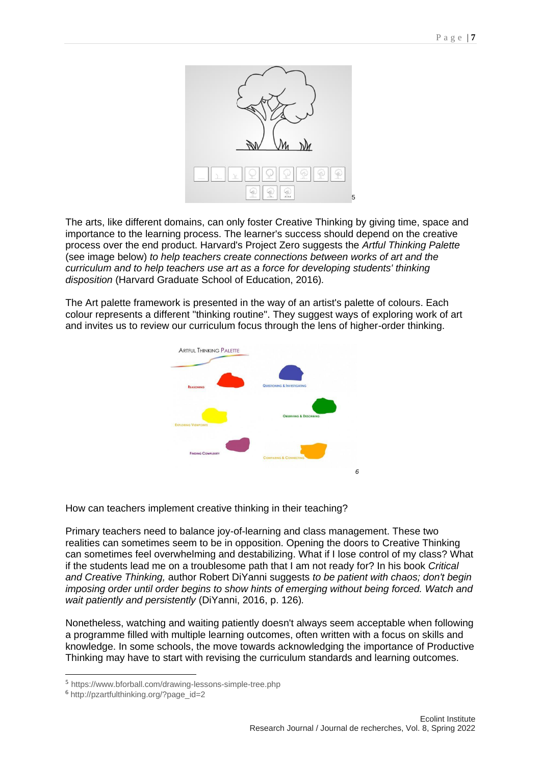The arts, like different domains, can only foster Creative Thinking by giving time, space and importance to the learning process. The learner's success should depend on the creative process over the end product. Harvard's Project Zero suggests the *Artful Thinking Palette* (see image below) *to help teachers create connections between works of art and the curriculum and to help teachers use art as a force for developing students' thinking disposition* (Harvard Graduate School of Education, 2016).

The Art palette framework is presented in the way of an artist's palette of colours. Each colour represents a different "thinking routine". They suggest ways of exploring work of art and invites us to review our curriculum focus through the lens of higher-order thinking.

How can teachers implement creative thinking in their teaching?

Primary teachers need to balance joy-of-learning and class management. These two realities can sometimes seem to be in opposition. Opening the doors to Creative Thinking can sometimes feel overwhelming and destabilizing. What if I lose control of my class? What if the students lead me on a troublesome path that I am not ready for? In his book *Critical and Creative Thinking,* author Robert DiYanni suggests *to be patient with chaos; don't begin imposing order until order begins to show hints of emerging without being forced. Watch and wait patiently and persistently* (DiYanni, 2016, p. 126).

Nonetheless, watching and waiting patiently doesn't always seem acceptable when following a programme filled with multiple learning outcomes, often written with a focus on skills and knowledge. In some schools, the move towards acknowledging the importance of Productive Thinking may have to start with revising the curriculum standards and learning outcomes.

[5] https://www.bforball.com/drawing-lessons-simple-tree.php

[6] http://pzartfulthinking.org/?page_id=2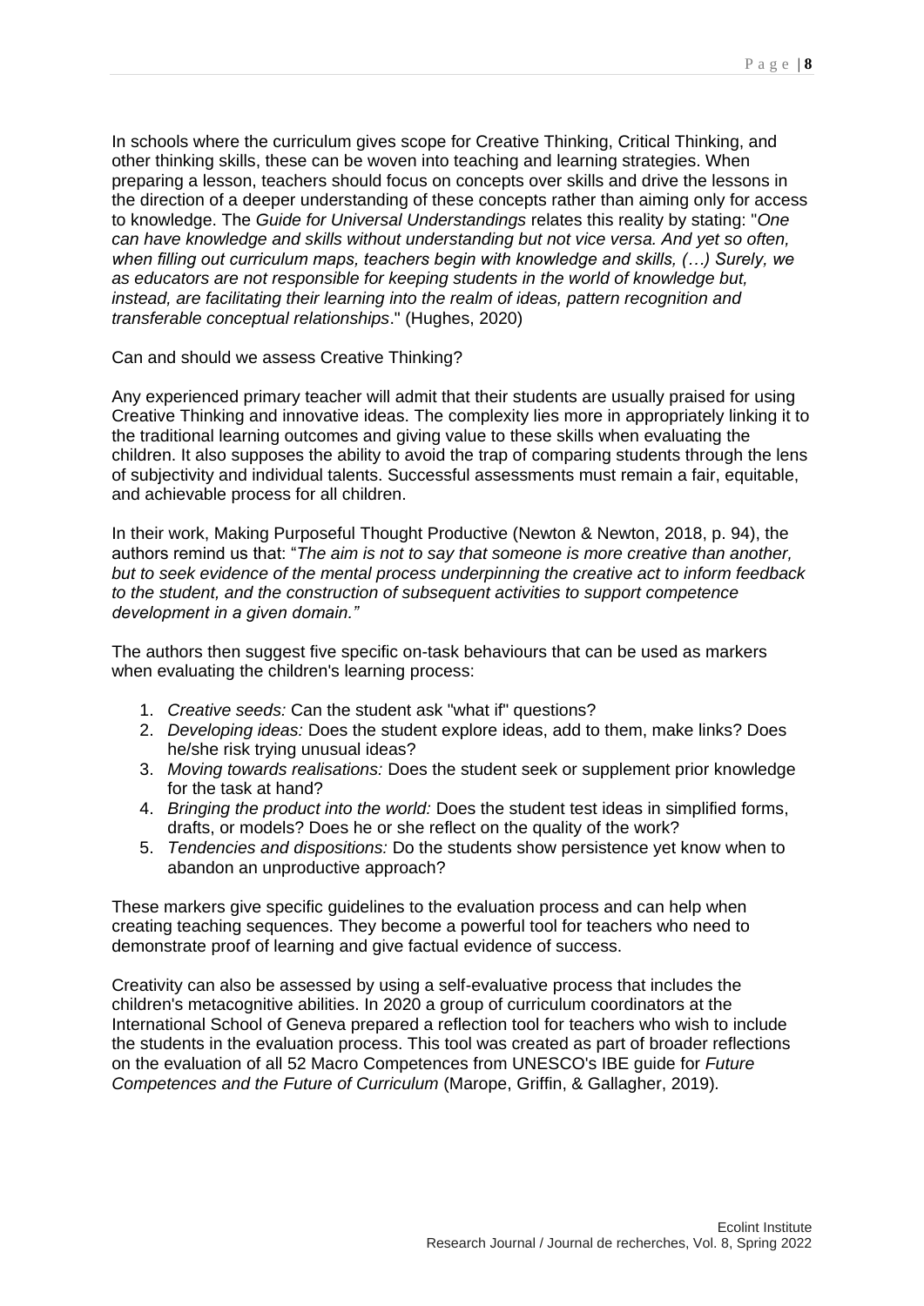In schools where the curriculum gives scope for Creative Thinking, Critical Thinking, and other thinking skills, these can be woven into teaching and learning strategies. When preparing a lesson, teachers should focus on concepts over skills and drive the lessons in the direction of a deeper understanding of these concepts rather than aiming only for access to knowledge. The *Guide for Universal Understandings* relates this reality by stating: "*One can have knowledge and skills without understanding but not vice versa. And yet so often, when filling out curriculum maps, teachers begin with knowledge and skills, (…) Surely, we as educators are not responsible for keeping students in the world of knowledge but, instead, are facilitating their learning into the realm of ideas, pattern recognition and transferable conceptual relationships*." (Hughes, 2020)

Can and should we assess Creative Thinking?

Any experienced primary teacher will admit that their students are usually praised for using Creative Thinking and innovative ideas. The complexity lies more in appropriately linking it to the traditional learning outcomes and giving value to these skills when evaluating the children. It also supposes the ability to avoid the trap of comparing students through the lens of subjectivity and individual talents. Successful assessments must remain a fair, equitable, and achievable process for all children.

In their work, Making Purposeful Thought Productive (Newton & Newton, 2018, p. 94), the authors remind us that: "*The aim is not to say that someone is more creative than another, but to seek evidence of the mental process underpinning the creative act to inform feedback to the student, and the construction of subsequent activities to support competence development in a given domain."*

The authors then suggest five specific on-task behaviours that can be used as markers when evaluating the children's learning process:

1. *Creative seeds:* Can the student ask "what if" questions?
2. *Developing ideas:* Does the student explore ideas, add to them, make links? Does he/she risk trying unusual ideas?
3. *Moving towards realisations:* Does the student seek or supplement prior knowledge for the task at hand?
4. *Bringing the product into the world:* Does the student test ideas in simplified forms, drafts, or models? Does he or she reflect on the quality of the work?
5. *Tendencies and dispositions:* Do the students show persistence yet know when to abandon an unproductive approach?

These markers give specific guidelines to the evaluation process and can help when creating teaching sequences. They become a powerful tool for teachers who need to demonstrate proof of learning and give factual evidence of success.

Creativity can also be assessed by using a self-evaluative process that includes the children's metacognitive abilities. In 2020 a group of curriculum coordinators at the International School of Geneva prepared a reflection tool for teachers who wish to include the students in the evaluation process. This tool was created as part of broader reflections on the evaluation of all 52 Macro Competences from UNESCO's IBE guide for *Future Competences and the Future of Curriculum* (Marope, Griffin, & Gallagher, 2019).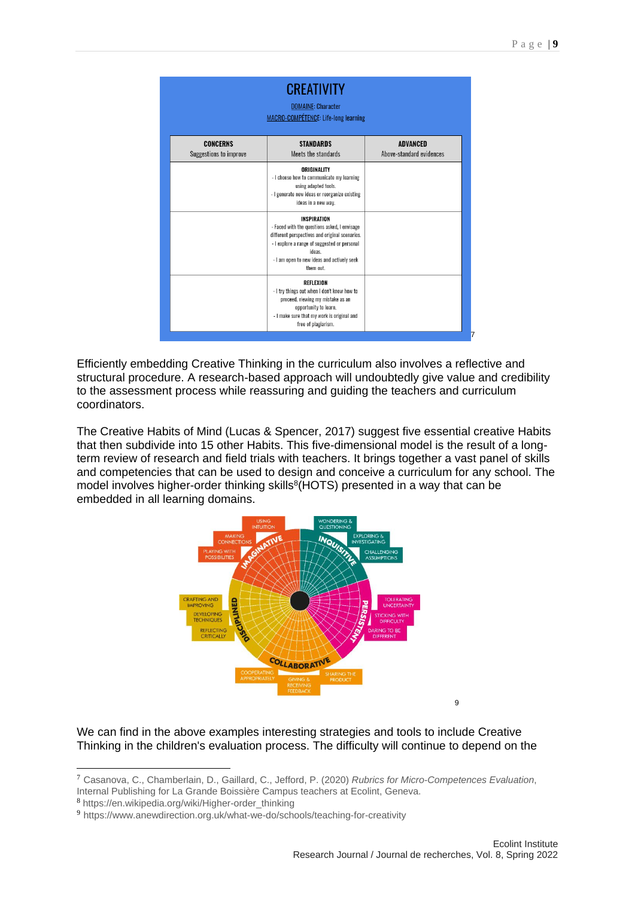**CREATIVITY**

DOMAINE: Character

MACRO-COMPÉTENCE: Life-long learning

| CONCERNS<br>Suggestions to improve | STANDARDS<br>Meets the standards | ADVANCED<br>Above-standard evidences |
|---|---|---|
| | **ORIGINALITY**<br>- I choose how to communicate my learning using adapted tools.<br>- I generate new ideas or reorganize existing ideas in a new way. | |
| | **INSPIRATION**<br>- Faced with the questions asked, I envisage different perspectives and original scenarios.<br>- I explore a range of suggested or personal ideas.<br>- I am open to new ideas and actively seek them out. | |
| | **REFLEXION**<br>- I try things out when I don't know how to proceed, viewing my mistake as an opportunity to learn.<br>- I make sure that my work is original and free of plagiarism. | |

[7]

Efficiently embedding Creative Thinking in the curriculum also involves a reflective and structural procedure. A research-based approach will undoubtedly give value and credibility to the assessment process while reassuring and guiding the teachers and curriculum coordinators.

The Creative Habits of Mind (Lucas & Spencer, 2017) suggest five essential creative Habits that then subdivide into 15 other Habits. This five-dimensional model is the result of a long-term review of research and field trials with teachers. It brings together a vast panel of skills and competencies that can be used to design and conceive a curriculum for any school. The model involves higher-order thinking skills[8](HOTS) presented in a way that can be embedded in all learning domains.

IMAGINATIVE: USING INTUITION, MAKING CONNECTIONS, PLAYING WITH POSSIBILITIES
INQUISITIVE: WONDERING & QUESTIONING, EXPLORING & INVESTIGATING, CHALLENGING ASSUMPTIONS
PERSISTENT: TOLERATING UNCERTAINTY, STICKING WITH DIFFICULTY, DARING TO BE DIFFERENT
COLLABORATIVE: COOPERATING APPROPRIATELY, GIVING & RECEIVING FEEDBACK, SHARING THE PRODUCT
DISCIPLINED: CRAFTING AND IMPROVING, DEVELOPING TECHNIQUES, REFLECTING CRITICALLY

[9]

We can find in the above examples interesting strategies and tools to include Creative Thinking in the children's evaluation process. The difficulty will continue to depend on the

---

[7] Casanova, C., Chamberlain, D., Gaillard, C., Jefford, P. (2020) *Rubrics for Micro-Competences Evaluation*, Internal Publishing for La Grande Boissière Campus teachers at Ecolint, Geneva.

[8] https://en.wikipedia.org/wiki/Higher-order_thinking

[9] https://www.anewdirection.org.uk/what-we-do/schools/teaching-for-creativity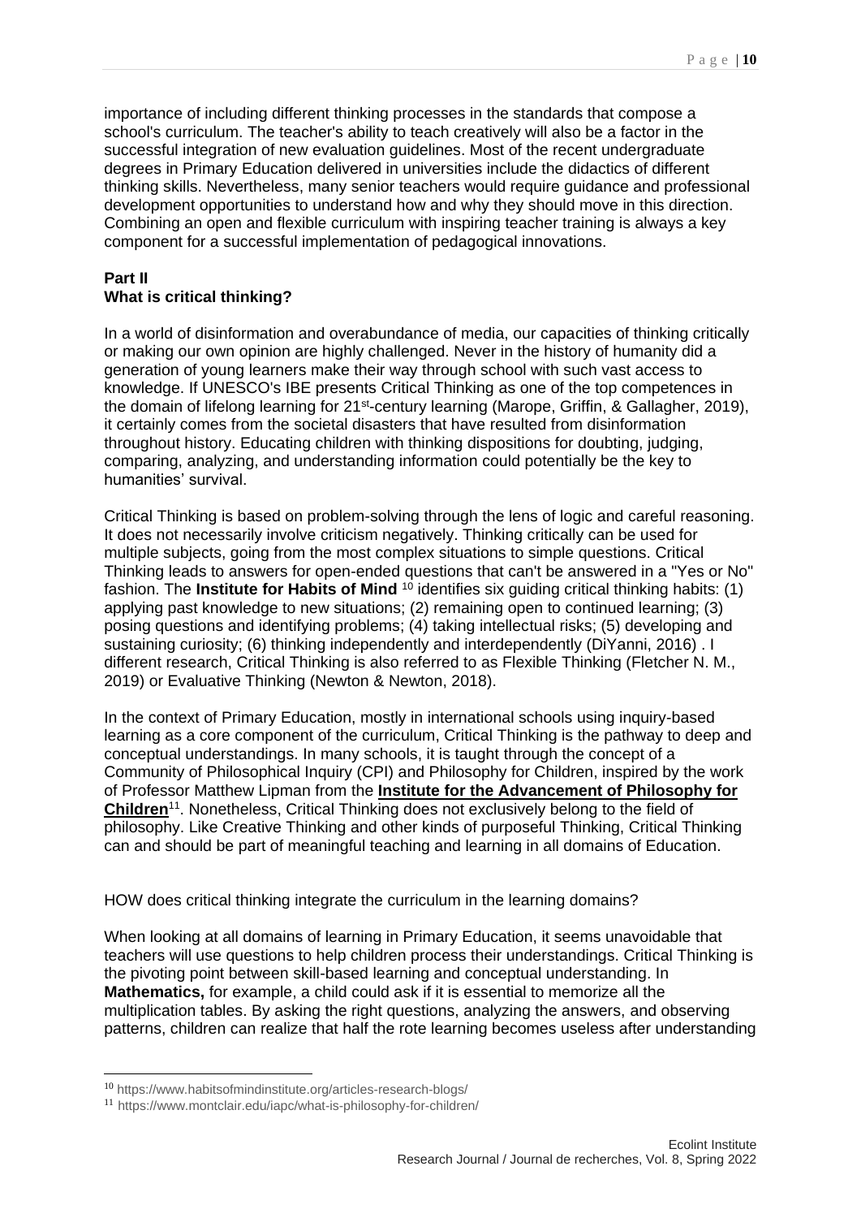importance of including different thinking processes in the standards that compose a school's curriculum. The teacher's ability to teach creatively will also be a factor in the successful integration of new evaluation guidelines. Most of the recent undergraduate degrees in Primary Education delivered in universities include the didactics of different thinking skills. Nevertheless, many senior teachers would require guidance and professional development opportunities to understand how and why they should move in this direction. Combining an open and flexible curriculum with inspiring teacher training is always a key component for a successful implementation of pedagogical innovations.

## Part II
## What is critical thinking?

In a world of disinformation and overabundance of media, our capacities of thinking critically or making our own opinion are highly challenged. Never in the history of humanity did a generation of young learners make their way through school with such vast access to knowledge. If UNESCO's IBE presents Critical Thinking as one of the top competences in the domain of lifelong learning for 21st-century learning (Marope, Griffin, & Gallagher, 2019), it certainly comes from the societal disasters that have resulted from disinformation throughout history. Educating children with thinking dispositions for doubting, judging, comparing, analyzing, and understanding information could potentially be the key to humanities' survival.

Critical Thinking is based on problem-solving through the lens of logic and careful reasoning. It does not necessarily involve criticism negatively. Thinking critically can be used for multiple subjects, going from the most complex situations to simple questions. Critical Thinking leads to answers for open-ended questions that can't be answered in a "Yes or No" fashion. The **Institute for Habits of Mind** [10] identifies six guiding critical thinking habits: (1) applying past knowledge to new situations; (2) remaining open to continued learning; (3) posing questions and identifying problems; (4) taking intellectual risks; (5) developing and sustaining curiosity; (6) thinking independently and interdependently (DiYanni, 2016) . I different research, Critical Thinking is also referred to as Flexible Thinking (Fletcher N. M., 2019) or Evaluative Thinking (Newton & Newton, 2018).

In the context of Primary Education, mostly in international schools using inquiry-based learning as a core component of the curriculum, Critical Thinking is the pathway to deep and conceptual understandings. In many schools, it is taught through the concept of a Community of Philosophical Inquiry (CPI) and Philosophy for Children, inspired by the work of Professor Matthew Lipman from the **Institute for the Advancement of Philosophy for Children**[11]. Nonetheless, Critical Thinking does not exclusively belong to the field of philosophy. Like Creative Thinking and other kinds of purposeful Thinking, Critical Thinking can and should be part of meaningful teaching and learning in all domains of Education.

HOW does critical thinking integrate the curriculum in the learning domains?

When looking at all domains of learning in Primary Education, it seems unavoidable that teachers will use questions to help children process their understandings. Critical Thinking is the pivoting point between skill-based learning and conceptual understanding. In **Mathematics,** for example, a child could ask if it is essential to memorize all the multiplication tables. By asking the right questions, analyzing the answers, and observing patterns, children can realize that half the rote learning becomes useless after understanding

---

[10] https://www.habitsofmindinstitute.org/articles-research-blogs/

[11] https://www.montclair.edu/iapc/what-is-philosophy-for-children/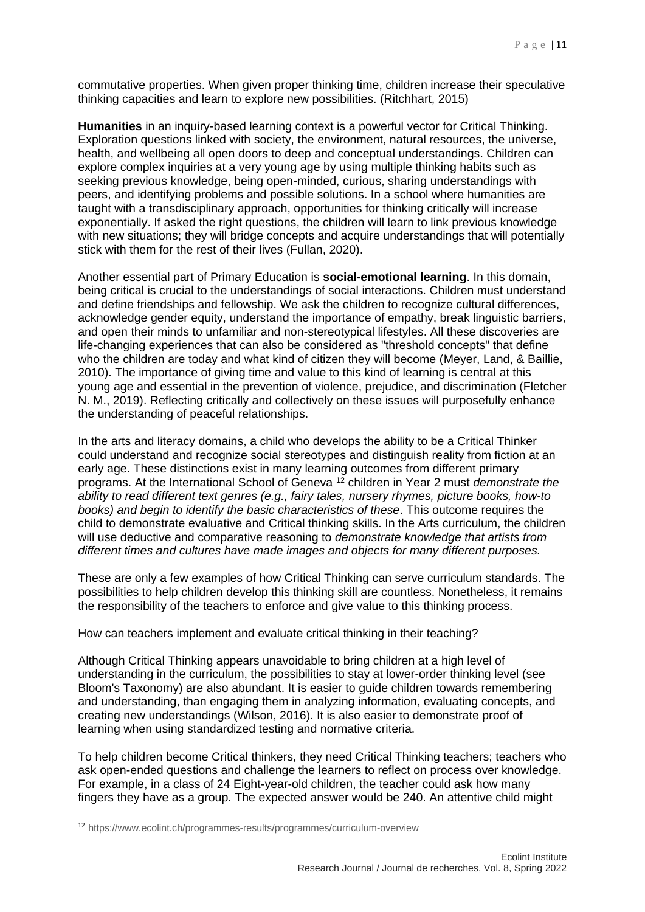commutative properties. When given proper thinking time, children increase their speculative thinking capacities and learn to explore new possibilities. (Ritchhart, 2015)

**Humanities** in an inquiry-based learning context is a powerful vector for Critical Thinking. Exploration questions linked with society, the environment, natural resources, the universe, health, and wellbeing all open doors to deep and conceptual understandings. Children can explore complex inquiries at a very young age by using multiple thinking habits such as seeking previous knowledge, being open-minded, curious, sharing understandings with peers, and identifying problems and possible solutions. In a school where humanities are taught with a transdisciplinary approach, opportunities for thinking critically will increase exponentially. If asked the right questions, the children will learn to link previous knowledge with new situations; they will bridge concepts and acquire understandings that will potentially stick with them for the rest of their lives (Fullan, 2020).

Another essential part of Primary Education is **social-emotional learning**. In this domain, being critical is crucial to the understandings of social interactions. Children must understand and define friendships and fellowship. We ask the children to recognize cultural differences, acknowledge gender equity, understand the importance of empathy, break linguistic barriers, and open their minds to unfamiliar and non-stereotypical lifestyles. All these discoveries are life-changing experiences that can also be considered as "threshold concepts" that define who the children are today and what kind of citizen they will become (Meyer, Land, & Baillie, 2010). The importance of giving time and value to this kind of learning is central at this young age and essential in the prevention of violence, prejudice, and discrimination (Fletcher N. M., 2019). Reflecting critically and collectively on these issues will purposefully enhance the understanding of peaceful relationships.

In the arts and literacy domains, a child who develops the ability to be a Critical Thinker could understand and recognize social stereotypes and distinguish reality from fiction at an early age. These distinctions exist in many learning outcomes from different primary programs. At the International School of Geneva [12] children in Year 2 must *demonstrate the ability to read different text genres (e.g., fairy tales, nursery rhymes, picture books, how-to books) and begin to identify the basic characteristics of these*. This outcome requires the child to demonstrate evaluative and Critical thinking skills. In the Arts curriculum, the children will use deductive and comparative reasoning to *demonstrate knowledge that artists from different times and cultures have made images and objects for many different purposes.*

These are only a few examples of how Critical Thinking can serve curriculum standards. The possibilities to help children develop this thinking skill are countless. Nonetheless, it remains the responsibility of the teachers to enforce and give value to this thinking process.

How can teachers implement and evaluate critical thinking in their teaching?

Although Critical Thinking appears unavoidable to bring children at a high level of understanding in the curriculum, the possibilities to stay at lower-order thinking level (see Bloom's Taxonomy) are also abundant. It is easier to guide children towards remembering and understanding, than engaging them in analyzing information, evaluating concepts, and creating new understandings (Wilson, 2016). It is also easier to demonstrate proof of learning when using standardized testing and normative criteria.

To help children become Critical thinkers, they need Critical Thinking teachers; teachers who ask open-ended questions and challenge the learners to reflect on process over knowledge. For example, in a class of 24 Eight-year-old children, the teacher could ask how many fingers they have as a group. The expected answer would be 240. An attentive child might

---

[12] https://www.ecolint.ch/programmes-results/programmes/curriculum-overview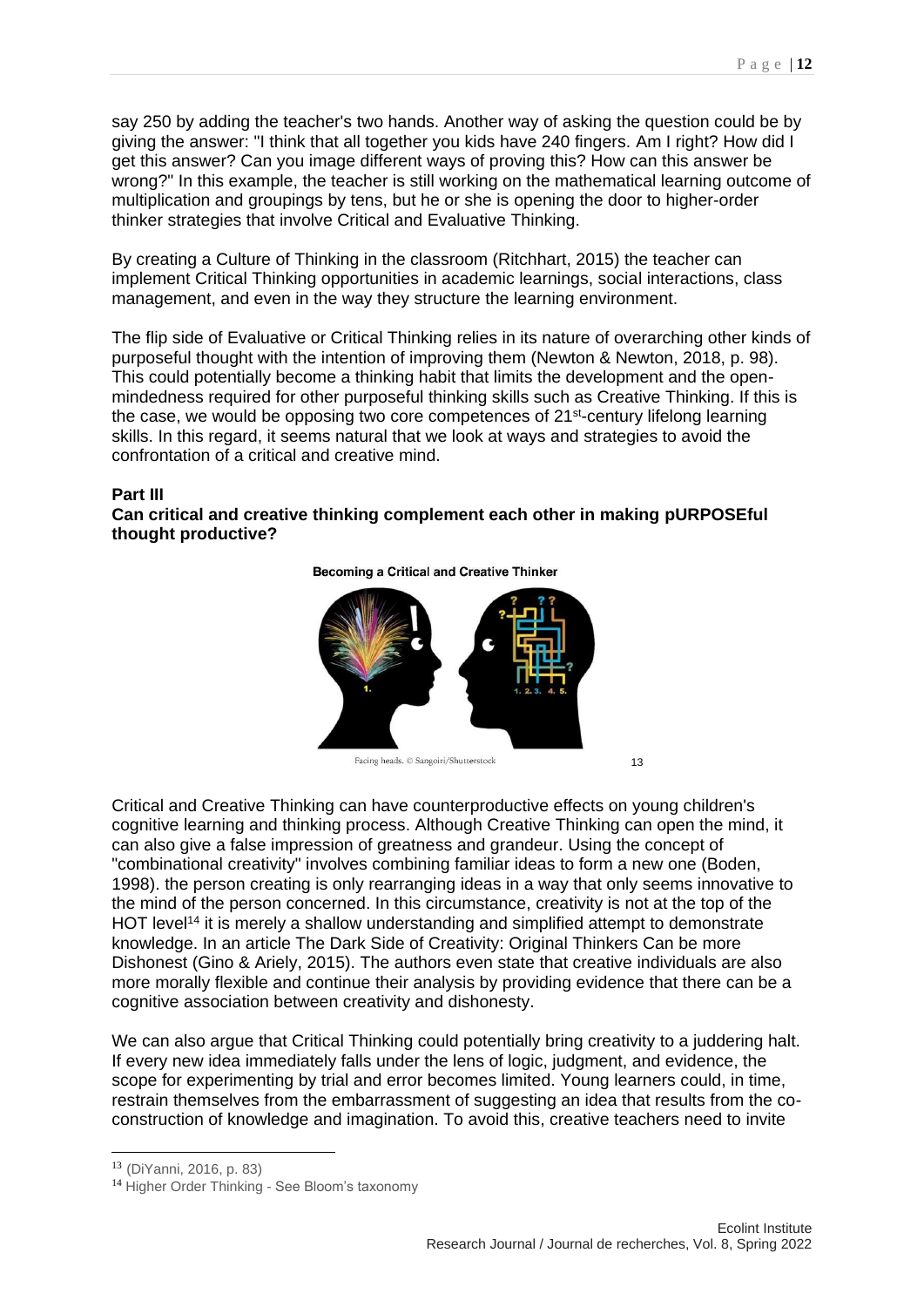say 250 by adding the teacher's two hands. Another way of asking the question could be by giving the answer: "I think that all together you kids have 240 fingers. Am I right? How did I get this answer? Can you image different ways of proving this? How can this answer be wrong?" In this example, the teacher is still working on the mathematical learning outcome of multiplication and groupings by tens, but he or she is opening the door to higher-order thinker strategies that involve Critical and Evaluative Thinking.

By creating a Culture of Thinking in the classroom (Ritchhart, 2015) the teacher can implement Critical Thinking opportunities in academic learnings, social interactions, class management, and even in the way they structure the learning environment.

The flip side of Evaluative or Critical Thinking relies in its nature of overarching other kinds of purposeful thought with the intention of improving them (Newton & Newton, 2018, p. 98). This could potentially become a thinking habit that limits the development and the open-mindedness required for other purposeful thinking skills such as Creative Thinking. If this is the case, we would be opposing two core competences of 21st-century lifelong learning skills. In this regard, it seems natural that we look at ways and strategies to avoid the confrontation of a critical and creative mind.

**Part III**
**Can critical and creative thinking complement each other in making pURPOSEful thought productive?**

Becoming a Critical and Creative Thinker

Facing heads. © Sangoiri/Shutterstock [13]

Critical and Creative Thinking can have counterproductive effects on young children's cognitive learning and thinking process. Although Creative Thinking can open the mind, it can also give a false impression of greatness and grandeur. Using the concept of "combinational creativity" involves combining familiar ideas to form a new one (Boden, 1998). the person creating is only rearranging ideas in a way that only seems innovative to the mind of the person concerned. In this circumstance, creativity is not at the top of the HOT level[14] it is merely a shallow understanding and simplified attempt to demonstrate knowledge. In an article The Dark Side of Creativity: Original Thinkers Can be more Dishonest (Gino & Ariely, 2015). The authors even state that creative individuals are also more morally flexible and continue their analysis by providing evidence that there can be a cognitive association between creativity and dishonesty.

We can also argue that Critical Thinking could potentially bring creativity to a juddering halt. If every new idea immediately falls under the lens of logic, judgment, and evidence, the scope for experimenting by trial and error becomes limited. Young learners could, in time, restrain themselves from the embarrassment of suggesting an idea that results from the co-construction of knowledge and imagination. To avoid this, creative teachers need to invite

---

[13] (DiYanni, 2016, p. 83)

[14] Higher Order Thinking - See Bloom's taxonomy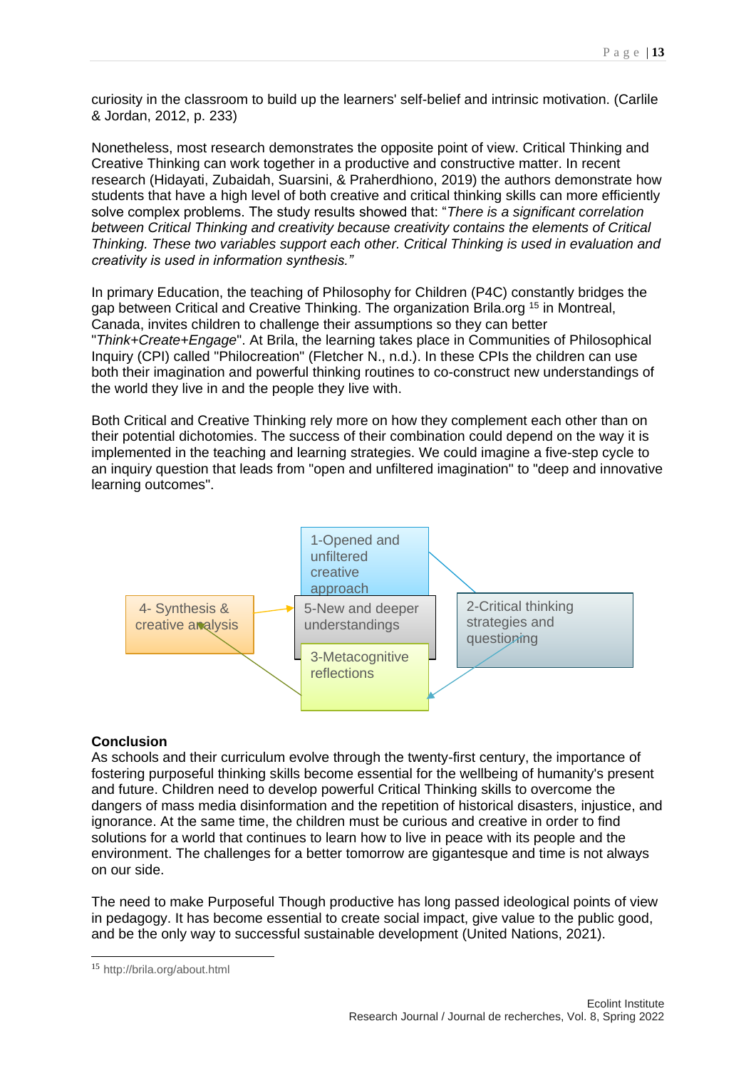curiosity in the classroom to build up the learners' self-belief and intrinsic motivation. (Carlile & Jordan, 2012, p. 233)

Nonetheless, most research demonstrates the opposite point of view. Critical Thinking and Creative Thinking can work together in a productive and constructive matter. In recent research (Hidayati, Zubaidah, Suarsini, & Praherdhiono, 2019) the authors demonstrate how students that have a high level of both creative and critical thinking skills can more efficiently solve complex problems. The study results showed that: "*There is a significant correlation between Critical Thinking and creativity because creativity contains the elements of Critical Thinking. These two variables support each other. Critical Thinking is used in evaluation and creativity is used in information synthesis.*"

In primary Education, the teaching of Philosophy for Children (P4C) constantly bridges the gap between Critical and Creative Thinking. The organization Brila.org [15] in Montreal, Canada, invites children to challenge their assumptions so they can better "*Think+Create+Engage*". At Brila, the learning takes place in Communities of Philosophical Inquiry (CPI) called "Philocreation" (Fletcher N., n.d.). In these CPIs the children can use both their imagination and powerful thinking routines to co-construct new understandings of the world they live in and the people they live with.

Both Critical and Creative Thinking rely more on how they complement each other than on their potential dichotomies. The success of their combination could depend on the way it is implemented in the teaching and learning strategies. We could imagine a five-step cycle to an inquiry question that leads from "open and unfiltered imagination" to "deep and innovative learning outcomes".

1-Opened and unfiltered creative approach

2-Critical thinking strategies and questioning

3-Metacognitive reflections

4- Synthesis & creative analysis

5-New and deeper understandings

**Conclusion**

As schools and their curriculum evolve through the twenty-first century, the importance of fostering purposeful thinking skills become essential for the wellbeing of humanity's present and future. Children need to develop powerful Critical Thinking skills to overcome the dangers of mass media disinformation and the repetition of historical disasters, injustice, and ignorance. At the same time, the children must be curious and creative in order to find solutions for a world that continues to learn how to live in peace with its people and the environment. The challenges for a better tomorrow are gigantesque and time is not always on our side.

The need to make Purposeful Though productive has long passed ideological points of view in pedagogy. It has become essential to create social impact, give value to the public good, and be the only way to successful sustainable development (United Nations, 2021).

[15] http://brila.org/about.html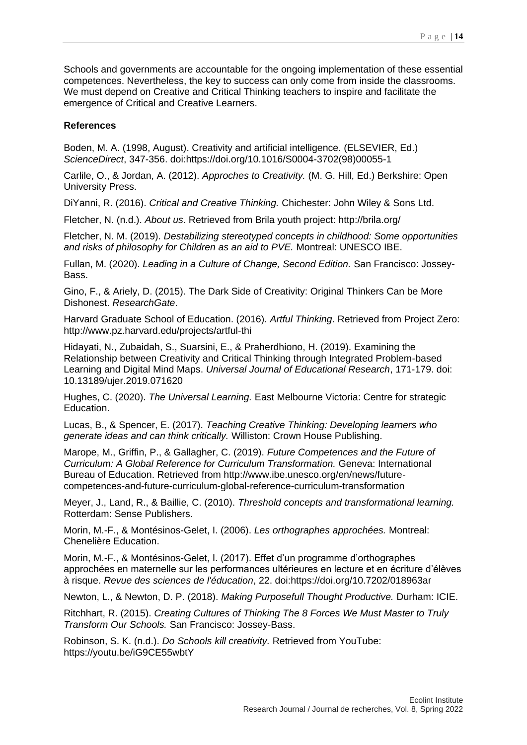Schools and governments are accountable for the ongoing implementation of these essential competences. Nevertheless, the key to success can only come from inside the classrooms. We must depend on Creative and Critical Thinking teachers to inspire and facilitate the emergence of Critical and Creative Learners.

**References**

Boden, M. A. (1998, August). Creativity and artificial intelligence. (ELSEVIER, Ed.) *ScienceDirect*, 347-356. doi:https://doi.org/10.1016/S0004-3702(98)00055-1

Carlile, O., & Jordan, A. (2012). *Approches to Creativity.* (M. G. Hill, Ed.) Berkshire: Open University Press.

DiYanni, R. (2016). *Critical and Creative Thinking.* Chichester: John Wiley & Sons Ltd.

Fletcher, N. (n.d.). *About us*. Retrieved from Brila youth project: http://brila.org/

Fletcher, N. M. (2019). *Destabilizing stereotyped concepts in childhood: Some opportunities and risks of philosophy for Children as an aid to PVE.* Montreal: UNESCO IBE.

Fullan, M. (2020). *Leading in a Culture of Change, Second Edition.* San Francisco: Jossey-Bass.

Gino, F., & Ariely, D. (2015). The Dark Side of Creativity: Original Thinkers Can be More Dishonest. *ResearchGate*.

Harvard Graduate School of Education. (2016). *Artful Thinking*. Retrieved from Project Zero: http://www.pz.harvard.edu/projects/artful-thi

Hidayati, N., Zubaidah, S., Suarsini, E., & Praherdhiono, H. (2019). Examining the Relationship between Creativity and Critical Thinking through Integrated Problem-based Learning and Digital Mind Maps. *Universal Journal of Educational Research*, 171-179. doi: 10.13189/ujer.2019.071620

Hughes, C. (2020). *The Universal Learning.* East Melbourne Victoria: Centre for strategic Education.

Lucas, B., & Spencer, E. (2017). *Teaching Creative Thinking: Developing learners who generate ideas and can think critically.* Williston: Crown House Publishing.

Marope, M., Griffin, P., & Gallagher, C. (2019). *Future Competences and the Future of Curriculum: A Global Reference for Curriculum Transformation.* Geneva: International Bureau of Education. Retrieved from http://www.ibe.unesco.org/en/news/future-competences-and-future-curriculum-global-reference-curriculum-transformation

Meyer, J., Land, R., & Baillie, C. (2010). *Threshold concepts and transformational learning.* Rotterdam: Sense Publishers.

Morin, M.-F., & Montésinos-Gelet, I. (2006). *Les orthographes approchées.* Montreal: Chenelière Education.

Morin, M.-F., & Montésinos-Gelet, I. (2017). Effet d'un programme d'orthographes approchées en maternelle sur les performances ultérieures en lecture et en écriture d'élèves à risque. *Revue des sciences de l'éducation*, 22. doi:https://doi.org/10.7202/018963ar

Newton, L., & Newton, D. P. (2018). *Making Purposefull Thought Productive.* Durham: ICIE.

Ritchhart, R. (2015). *Creating Cultures of Thinking The 8 Forces We Must Master to Truly Transform Our Schools.* San Francisco: Jossey-Bass.

Robinson, S. K. (n.d.). *Do Schools kill creativity.* Retrieved from YouTube: https://youtu.be/iG9CE55wbtY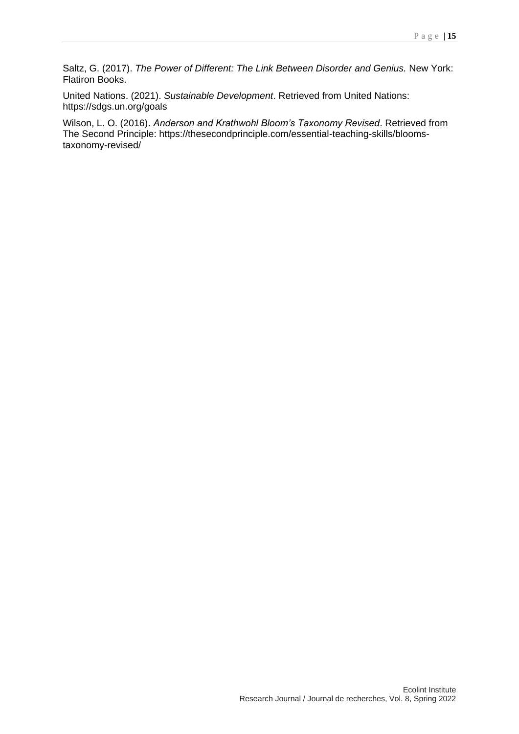Saltz, G. (2017). *The Power of Different: The Link Between Disorder and Genius.* New York: Flatiron Books.

United Nations. (2021). *Sustainable Development*. Retrieved from United Nations: https://sdgs.un.org/goals

Wilson, L. O. (2016). *Anderson and Krathwohl Bloom's Taxonomy Revised*. Retrieved from The Second Principle: https://thesecondprinciple.com/essential-teaching-skills/blooms-taxonomy-revised/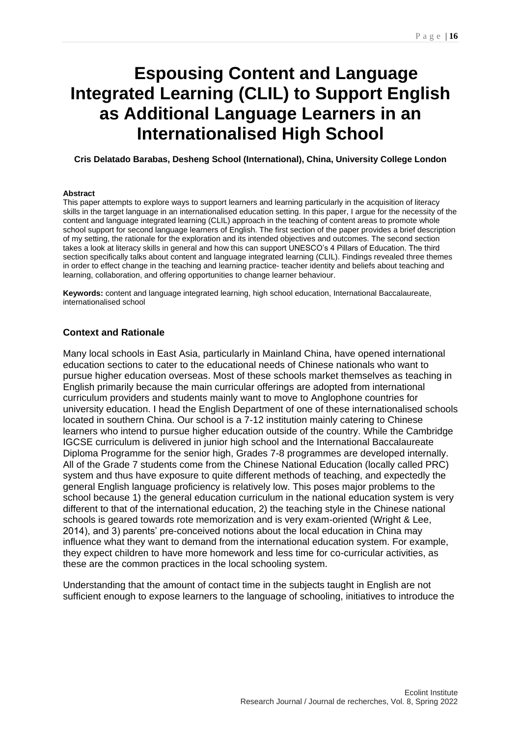# Espousing Content and Language Integrated Learning (CLIL) to Support English as Additional Language Learners in an Internationalised High School

**Cris Delatado Barabas, Desheng School (International), China, University College London**

**Abstract**

This paper attempts to explore ways to support learners and learning particularly in the acquisition of literacy skills in the target language in an internationalised education setting. In this paper, I argue for the necessity of the content and language integrated learning (CLIL) approach in the teaching of content areas to promote whole school support for second language learners of English. The first section of the paper provides a brief description of my setting, the rationale for the exploration and its intended objectives and outcomes. The second section takes a look at literacy skills in general and how this can support UNESCO's 4 Pillars of Education. The third section specifically talks about content and language integrated learning (CLIL). Findings revealed three themes in order to effect change in the teaching and learning practice- teacher identity and beliefs about teaching and learning, collaboration, and offering opportunities to change learner behaviour.

**Keywords:** content and language integrated learning, high school education, International Baccalaureate, internationalised school

### Context and Rationale

Many local schools in East Asia, particularly in Mainland China, have opened international education sections to cater to the educational needs of Chinese nationals who want to pursue higher education overseas. Most of these schools market themselves as teaching in English primarily because the main curricular offerings are adopted from international curriculum providers and students mainly want to move to Anglophone countries for university education. I head the English Department of one of these internationalised schools located in southern China. Our school is a 7-12 institution mainly catering to Chinese learners who intend to pursue higher education outside of the country. While the Cambridge IGCSE curriculum is delivered in junior high school and the International Baccalaureate Diploma Programme for the senior high, Grades 7-8 programmes are developed internally. All of the Grade 7 students come from the Chinese National Education (locally called PRC) system and thus have exposure to quite different methods of teaching, and expectedly the general English language proficiency is relatively low. This poses major problems to the school because 1) the general education curriculum in the national education system is very different to that of the international education, 2) the teaching style in the Chinese national schools is geared towards rote memorization and is very exam-oriented (Wright & Lee, 2014), and 3) parents' pre-conceived notions about the local education in China may influence what they want to demand from the international education system. For example, they expect children to have more homework and less time for co-curricular activities, as these are the common practices in the local schooling system.

Understanding that the amount of contact time in the subjects taught in English are not sufficient enough to expose learners to the language of schooling, initiatives to introduce the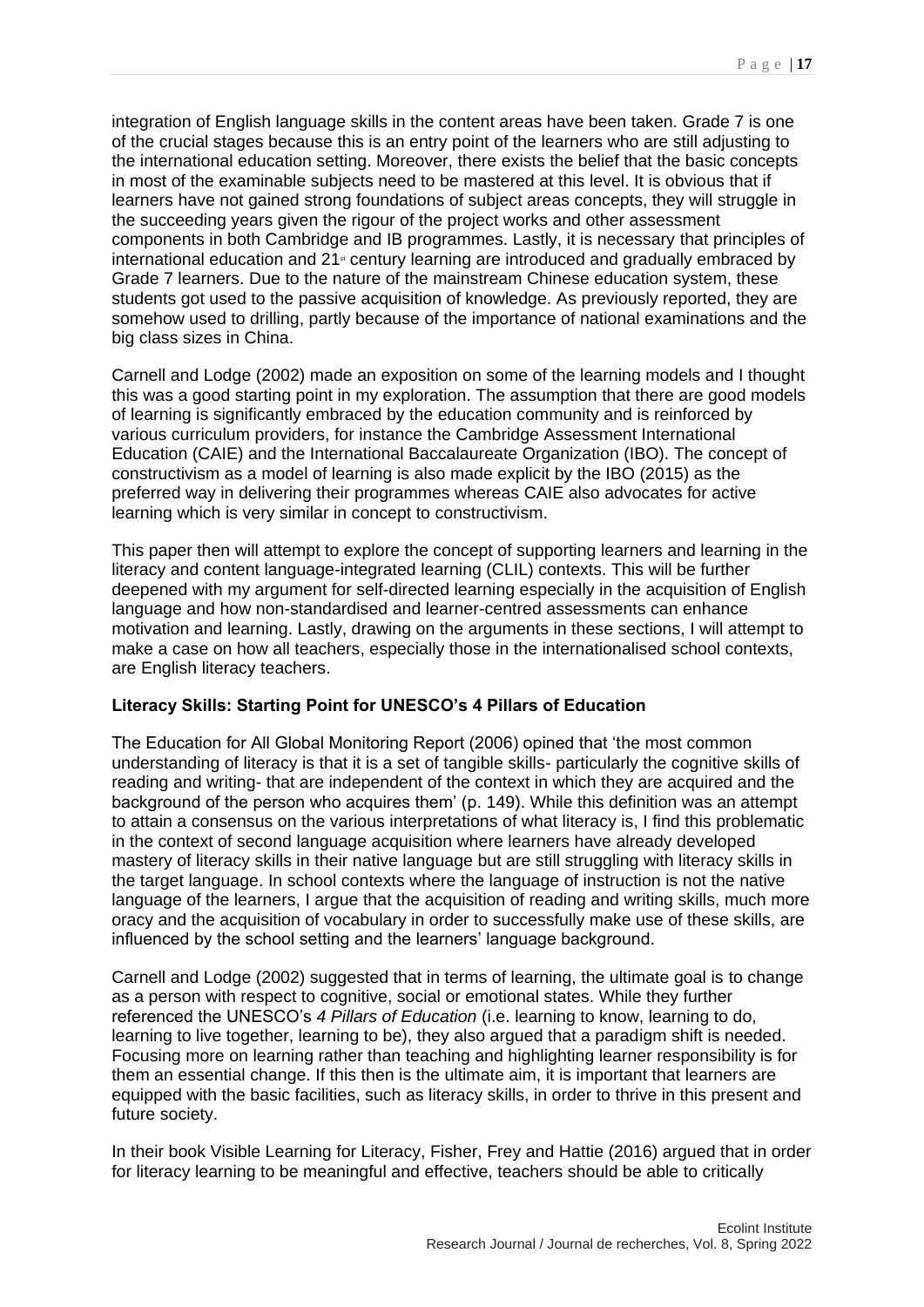integration of English language skills in the content areas have been taken. Grade 7 is one of the crucial stages because this is an entry point of the learners who are still adjusting to the international education setting. Moreover, there exists the belief that the basic concepts in most of the examinable subjects need to be mastered at this level. It is obvious that if learners have not gained strong foundations of subject areas concepts, they will struggle in the succeeding years given the rigour of the project works and other assessment components in both Cambridge and IB programmes. Lastly, it is necessary that principles of international education and 21st century learning are introduced and gradually embraced by Grade 7 learners. Due to the nature of the mainstream Chinese education system, these students got used to the passive acquisition of knowledge. As previously reported, they are somehow used to drilling, partly because of the importance of national examinations and the big class sizes in China.

Carnell and Lodge (2002) made an exposition on some of the learning models and I thought this was a good starting point in my exploration. The assumption that there are good models of learning is significantly embraced by the education community and is reinforced by various curriculum providers, for instance the Cambridge Assessment International Education (CAIE) and the International Baccalaureate Organization (IBO). The concept of constructivism as a model of learning is also made explicit by the IBO (2015) as the preferred way in delivering their programmes whereas CAIE also advocates for active learning which is very similar in concept to constructivism.

This paper then will attempt to explore the concept of supporting learners and learning in the literacy and content language-integrated learning (CLIL) contexts. This will be further deepened with my argument for self-directed learning especially in the acquisition of English language and how non-standardised and learner-centred assessments can enhance motivation and learning. Lastly, drawing on the arguments in these sections, I will attempt to make a case on how all teachers, especially those in the internationalised school contexts, are English literacy teachers.

**Literacy Skills: Starting Point for UNESCO's 4 Pillars of Education**

The Education for All Global Monitoring Report (2006) opined that 'the most common understanding of literacy is that it is a set of tangible skills- particularly the cognitive skills of reading and writing- that are independent of the context in which they are acquired and the background of the person who acquires them' (p. 149). While this definition was an attempt to attain a consensus on the various interpretations of what literacy is, I find this problematic in the context of second language acquisition where learners have already developed mastery of literacy skills in their native language but are still struggling with literacy skills in the target language. In school contexts where the language of instruction is not the native language of the learners, I argue that the acquisition of reading and writing skills, much more oracy and the acquisition of vocabulary in order to successfully make use of these skills, are influenced by the school setting and the learners' language background.

Carnell and Lodge (2002) suggested that in terms of learning, the ultimate goal is to change as a person with respect to cognitive, social or emotional states. While they further referenced the UNESCO's *4 Pillars of Education* (i.e. learning to know, learning to do, learning to live together, learning to be), they also argued that a paradigm shift is needed. Focusing more on learning rather than teaching and highlighting learner responsibility is for them an essential change. If this then is the ultimate aim, it is important that learners are equipped with the basic facilities, such as literacy skills, in order to thrive in this present and future society.

In their book Visible Learning for Literacy, Fisher, Frey and Hattie (2016) argued that in order for literacy learning to be meaningful and effective, teachers should be able to critically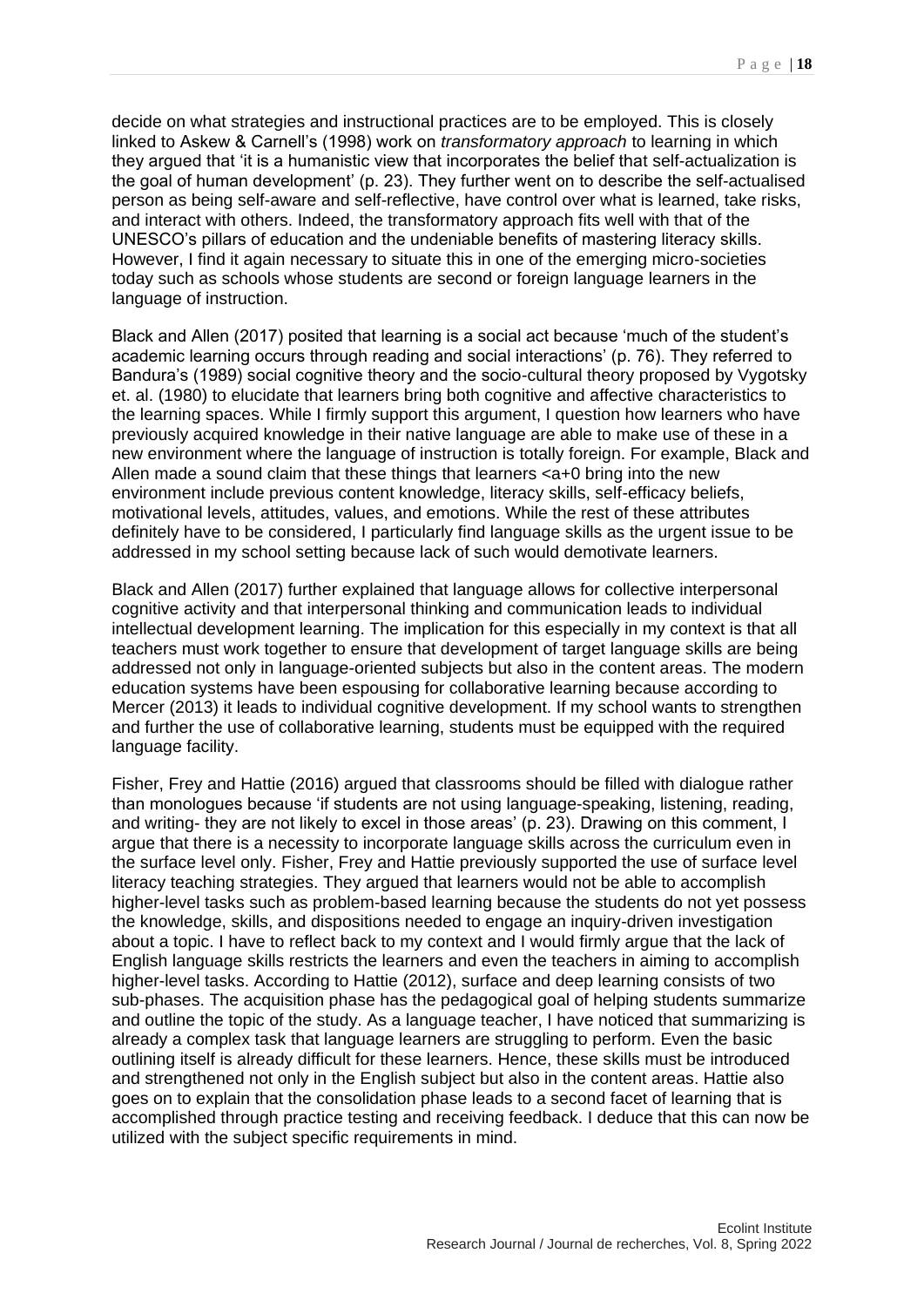decide on what strategies and instructional practices are to be employed. This is closely linked to Askew & Carnell's (1998) work on *transformatory approach* to learning in which they argued that 'it is a humanistic view that incorporates the belief that self-actualization is the goal of human development' (p. 23). They further went on to describe the self-actualised person as being self-aware and self-reflective, have control over what is learned, take risks, and interact with others. Indeed, the transformatory approach fits well with that of the UNESCO's pillars of education and the undeniable benefits of mastering literacy skills. However, I find it again necessary to situate this in one of the emerging micro-societies today such as schools whose students are second or foreign language learners in the language of instruction.

Black and Allen (2017) posited that learning is a social act because 'much of the student's academic learning occurs through reading and social interactions' (p. 76). They referred to Bandura's (1989) social cognitive theory and the socio-cultural theory proposed by Vygotsky et. al. (1980) to elucidate that learners bring both cognitive and affective characteristics to the learning spaces. While I firmly support this argument, I question how learners who have previously acquired knowledge in their native language are able to make use of these in a new environment where the language of instruction is totally foreign. For example, Black and Allen made a sound claim that these things that learners <a+0 bring into the new environment include previous content knowledge, literacy skills, self-efficacy beliefs, motivational levels, attitudes, values, and emotions. While the rest of these attributes definitely have to be considered, I particularly find language skills as the urgent issue to be addressed in my school setting because lack of such would demotivate learners.

Black and Allen (2017) further explained that language allows for collective interpersonal cognitive activity and that interpersonal thinking and communication leads to individual intellectual development learning. The implication for this especially in my context is that all teachers must work together to ensure that development of target language skills are being addressed not only in language-oriented subjects but also in the content areas. The modern education systems have been espousing for collaborative learning because according to Mercer (2013) it leads to individual cognitive development. If my school wants to strengthen and further the use of collaborative learning, students must be equipped with the required language facility.

Fisher, Frey and Hattie (2016) argued that classrooms should be filled with dialogue rather than monologues because 'if students are not using language-speaking, listening, reading, and writing- they are not likely to excel in those areas' (p. 23). Drawing on this comment, I argue that there is a necessity to incorporate language skills across the curriculum even in the surface level only. Fisher, Frey and Hattie previously supported the use of surface level literacy teaching strategies. They argued that learners would not be able to accomplish higher-level tasks such as problem-based learning because the students do not yet possess the knowledge, skills, and dispositions needed to engage an inquiry-driven investigation about a topic. I have to reflect back to my context and I would firmly argue that the lack of English language skills restricts the learners and even the teachers in aiming to accomplish higher-level tasks. According to Hattie (2012), surface and deep learning consists of two sub-phases. The acquisition phase has the pedagogical goal of helping students summarize and outline the topic of the study. As a language teacher, I have noticed that summarizing is already a complex task that language learners are struggling to perform. Even the basic outlining itself is already difficult for these learners. Hence, these skills must be introduced and strengthened not only in the English subject but also in the content areas. Hattie also goes on to explain that the consolidation phase leads to a second facet of learning that is accomplished through practice testing and receiving feedback. I deduce that this can now be utilized with the subject specific requirements in mind.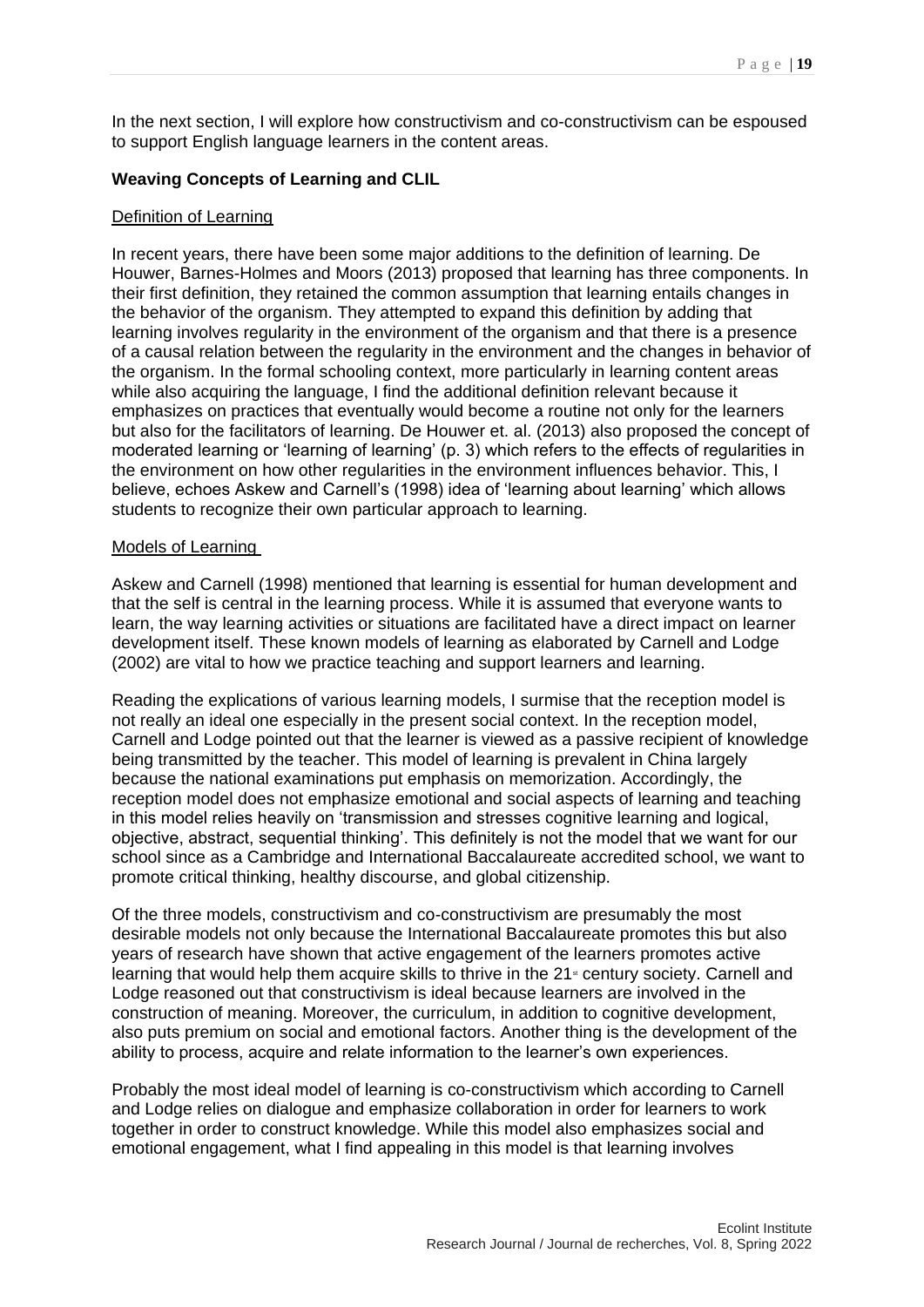In the next section, I will explore how constructivism and co-constructivism can be espoused to support English language learners in the content areas.

**Weaving Concepts of Learning and CLIL**

Definition of Learning

In recent years, there have been some major additions to the definition of learning. De Houwer, Barnes-Holmes and Moors (2013) proposed that learning has three components. In their first definition, they retained the common assumption that learning entails changes in the behavior of the organism. They attempted to expand this definition by adding that learning involves regularity in the environment of the organism and that there is a presence of a causal relation between the regularity in the environment and the changes in behavior of the organism. In the formal schooling context, more particularly in learning content areas while also acquiring the language, I find the additional definition relevant because it emphasizes on practices that eventually would become a routine not only for the learners but also for the facilitators of learning. De Houwer et. al. (2013) also proposed the concept of moderated learning or 'learning of learning' (p. 3) which refers to the effects of regularities in the environment on how other regularities in the environment influences behavior. This, I believe, echoes Askew and Carnell's (1998) idea of 'learning about learning' which allows students to recognize their own particular approach to learning.

Models of Learning

Askew and Carnell (1998) mentioned that learning is essential for human development and that the self is central in the learning process. While it is assumed that everyone wants to learn, the way learning activities or situations are facilitated have a direct impact on learner development itself. These known models of learning as elaborated by Carnell and Lodge (2002) are vital to how we practice teaching and support learners and learning.

Reading the explications of various learning models, I surmise that the reception model is not really an ideal one especially in the present social context. In the reception model, Carnell and Lodge pointed out that the learner is viewed as a passive recipient of knowledge being transmitted by the teacher. This model of learning is prevalent in China largely because the national examinations put emphasis on memorization. Accordingly, the reception model does not emphasize emotional and social aspects of learning and teaching in this model relies heavily on 'transmission and stresses cognitive learning and logical, objective, abstract, sequential thinking'. This definitely is not the model that we want for our school since as a Cambridge and International Baccalaureate accredited school, we want to promote critical thinking, healthy discourse, and global citizenship.

Of the three models, constructivism and co-constructivism are presumably the most desirable models not only because the International Baccalaureate promotes this but also years of research have shown that active engagement of the learners promotes active learning that would help them acquire skills to thrive in the 21st century society. Carnell and Lodge reasoned out that constructivism is ideal because learners are involved in the construction of meaning. Moreover, the curriculum, in addition to cognitive development, also puts premium on social and emotional factors. Another thing is the development of the ability to process, acquire and relate information to the learner's own experiences.

Probably the most ideal model of learning is co-constructivism which according to Carnell and Lodge relies on dialogue and emphasize collaboration in order for learners to work together in order to construct knowledge. While this model also emphasizes social and emotional engagement, what I find appealing in this model is that learning involves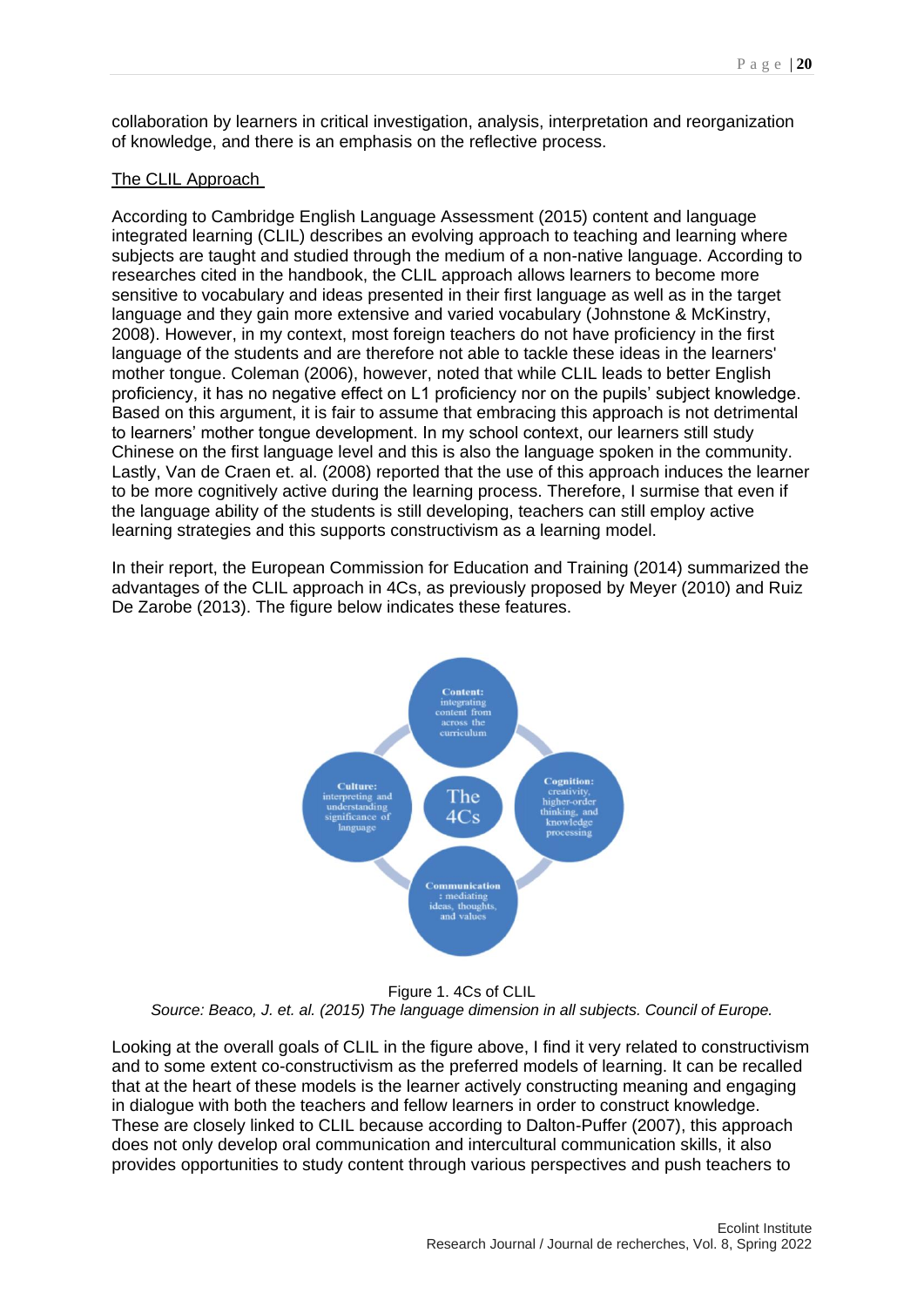collaboration by learners in critical investigation, analysis, interpretation and reorganization of knowledge, and there is an emphasis on the reflective process.

## The CLIL Approach

According to Cambridge English Language Assessment (2015) content and language integrated learning (CLIL) describes an evolving approach to teaching and learning where subjects are taught and studied through the medium of a non-native language. According to researches cited in the handbook, the CLIL approach allows learners to become more sensitive to vocabulary and ideas presented in their first language as well as in the target language and they gain more extensive and varied vocabulary (Johnstone & McKinstry, 2008). However, in my context, most foreign teachers do not have proficiency in the first language of the students and are therefore not able to tackle these ideas in the learners' mother tongue. Coleman (2006), however, noted that while CLIL leads to better English proficiency, it has no negative effect on L1 proficiency nor on the pupils' subject knowledge. Based on this argument, it is fair to assume that embracing this approach is not detrimental to learners' mother tongue development. In my school context, our learners still study Chinese on the first language level and this is also the language spoken in the community. Lastly, Van de Craen et. al. (2008) reported that the use of this approach induces the learner to be more cognitively active during the learning process. Therefore, I surmise that even if the language ability of the students is still developing, teachers can still employ active learning strategies and this supports constructivism as a learning model.

In their report, the European Commission for Education and Training (2014) summarized the advantages of the CLIL approach in 4Cs, as previously proposed by Meyer (2010) and Ruiz De Zarobe (2013). The figure below indicates these features.

The 4Cs

**Content:** integrating content from across the curriculum

**Cognition:** creativity, higher-order thinking, and knowledge processing

**Communication**: mediating ideas, thoughts, and values

**Culture:** interpreting and understanding significance of language

Figure 1. 4Cs of CLIL

*Source: Beaco, J. et. al. (2015) The language dimension in all subjects. Council of Europe.*

Looking at the overall goals of CLIL in the figure above, I find it very related to constructivism and to some extent co-constructivism as the preferred models of learning. It can be recalled that at the heart of these models is the learner actively constructing meaning and engaging in dialogue with both the teachers and fellow learners in order to construct knowledge. These are closely linked to CLIL because according to Dalton-Puffer (2007), this approach does not only develop oral communication and intercultural communication skills, it also provides opportunities to study content through various perspectives and push teachers to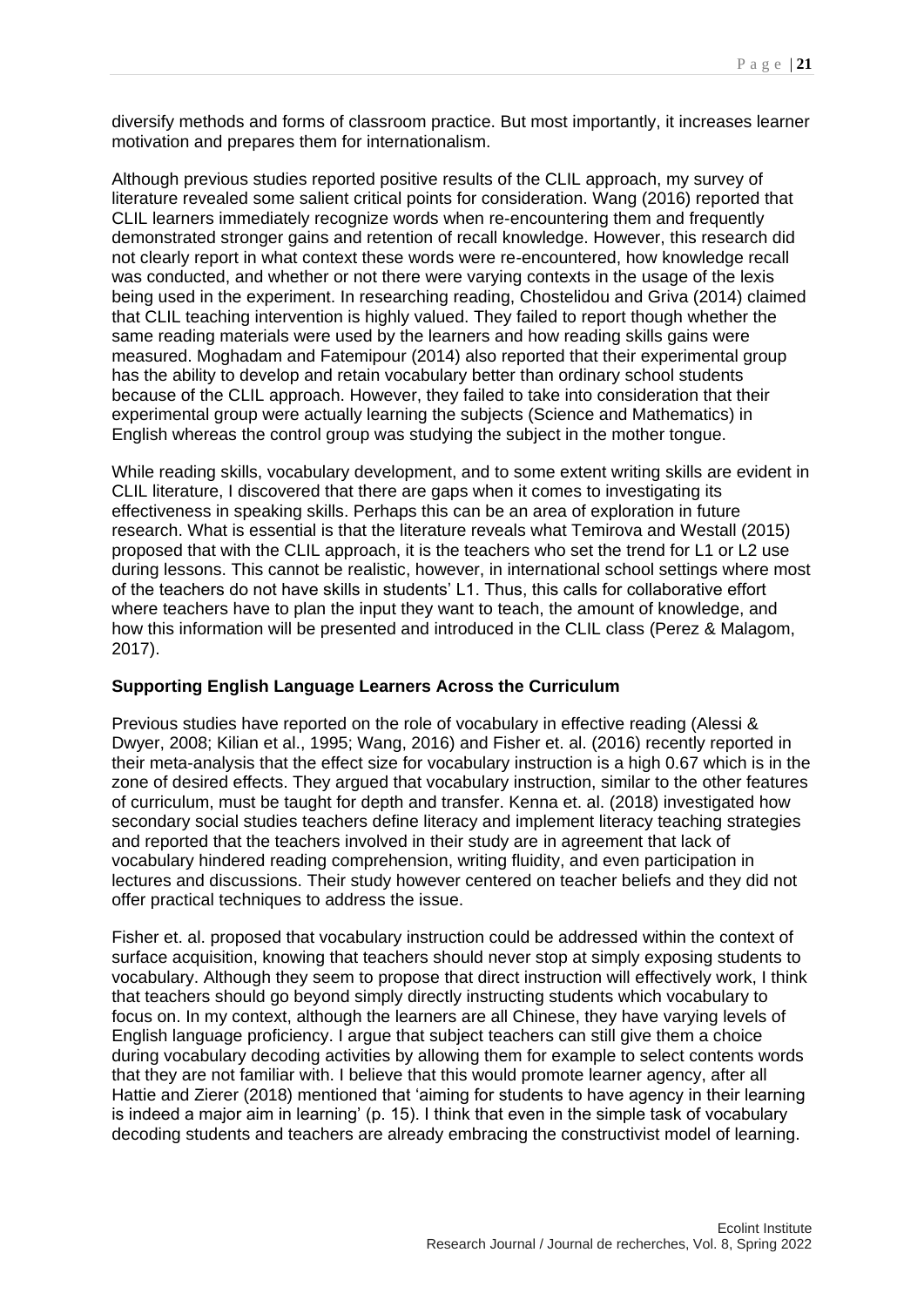diversify methods and forms of classroom practice. But most importantly, it increases learner motivation and prepares them for internationalism.

Although previous studies reported positive results of the CLIL approach, my survey of literature revealed some salient critical points for consideration. Wang (2016) reported that CLIL learners immediately recognize words when re-encountering them and frequently demonstrated stronger gains and retention of recall knowledge. However, this research did not clearly report in what context these words were re-encountered, how knowledge recall was conducted, and whether or not there were varying contexts in the usage of the lexis being used in the experiment. In researching reading, Chostelidou and Griva (2014) claimed that CLIL teaching intervention is highly valued. They failed to report though whether the same reading materials were used by the learners and how reading skills gains were measured. Moghadam and Fatemipour (2014) also reported that their experimental group has the ability to develop and retain vocabulary better than ordinary school students because of the CLIL approach. However, they failed to take into consideration that their experimental group were actually learning the subjects (Science and Mathematics) in English whereas the control group was studying the subject in the mother tongue.

While reading skills, vocabulary development, and to some extent writing skills are evident in CLIL literature, I discovered that there are gaps when it comes to investigating its effectiveness in speaking skills. Perhaps this can be an area of exploration in future research. What is essential is that the literature reveals what Temirova and Westall (2015) proposed that with the CLIL approach, it is the teachers who set the trend for L1 or L2 use during lessons. This cannot be realistic, however, in international school settings where most of the teachers do not have skills in students' L1. Thus, this calls for collaborative effort where teachers have to plan the input they want to teach, the amount of knowledge, and how this information will be presented and introduced in the CLIL class (Perez & Malagom, 2017).

**Supporting English Language Learners Across the Curriculum**

Previous studies have reported on the role of vocabulary in effective reading (Alessi & Dwyer, 2008; Kilian et al., 1995; Wang, 2016) and Fisher et. al. (2016) recently reported in their meta-analysis that the effect size for vocabulary instruction is a high 0.67 which is in the zone of desired effects. They argued that vocabulary instruction, similar to the other features of curriculum, must be taught for depth and transfer. Kenna et. al. (2018) investigated how secondary social studies teachers define literacy and implement literacy teaching strategies and reported that the teachers involved in their study are in agreement that lack of vocabulary hindered reading comprehension, writing fluidity, and even participation in lectures and discussions. Their study however centered on teacher beliefs and they did not offer practical techniques to address the issue.

Fisher et. al. proposed that vocabulary instruction could be addressed within the context of surface acquisition, knowing that teachers should never stop at simply exposing students to vocabulary. Although they seem to propose that direct instruction will effectively work, I think that teachers should go beyond simply directly instructing students which vocabulary to focus on. In my context, although the learners are all Chinese, they have varying levels of English language proficiency. I argue that subject teachers can still give them a choice during vocabulary decoding activities by allowing them for example to select contents words that they are not familiar with. I believe that this would promote learner agency, after all Hattie and Zierer (2018) mentioned that 'aiming for students to have agency in their learning is indeed a major aim in learning' (p. 15). I think that even in the simple task of vocabulary decoding students and teachers are already embracing the constructivist model of learning.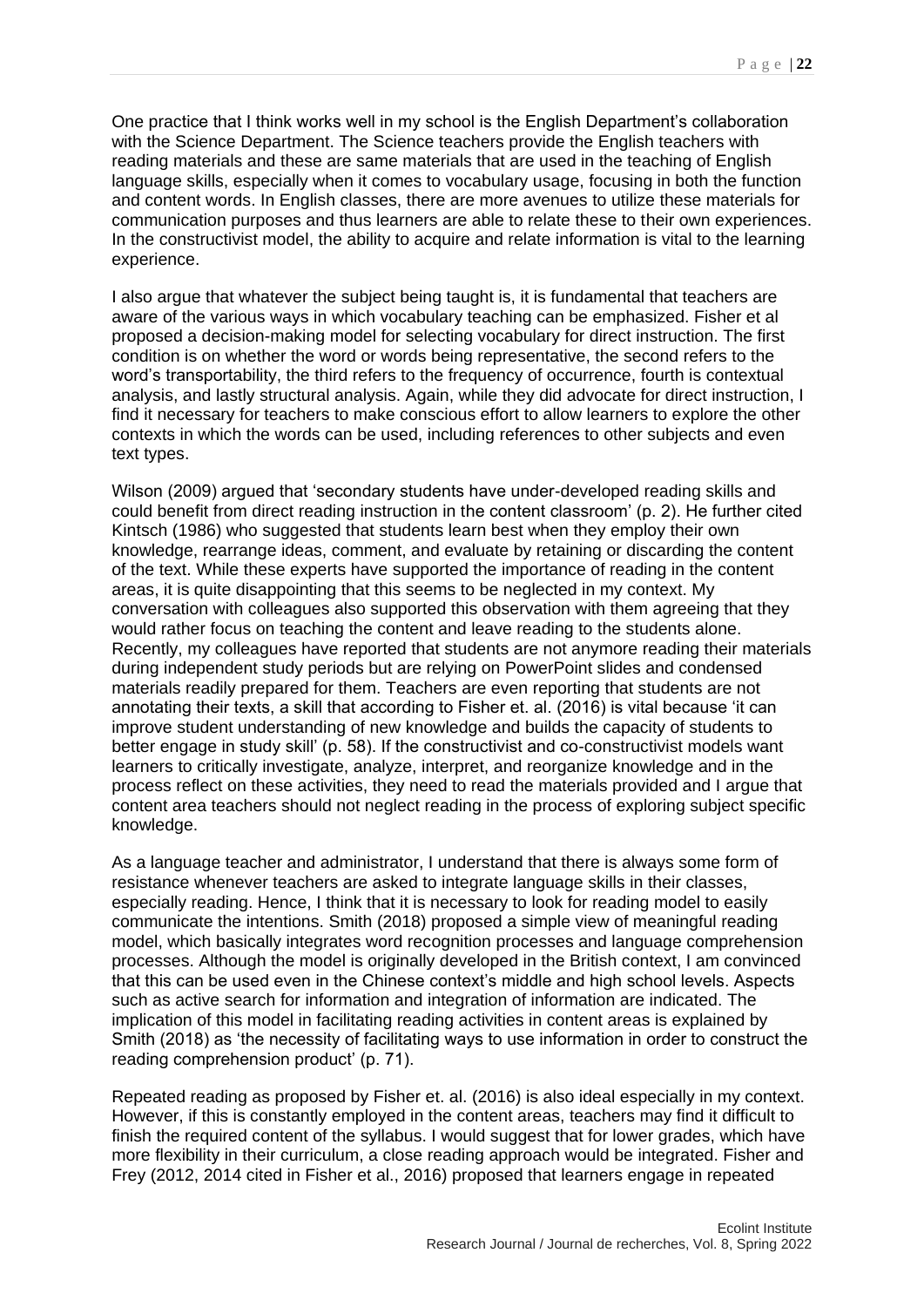One practice that I think works well in my school is the English Department's collaboration with the Science Department. The Science teachers provide the English teachers with reading materials and these are same materials that are used in the teaching of English language skills, especially when it comes to vocabulary usage, focusing in both the function and content words. In English classes, there are more avenues to utilize these materials for communication purposes and thus learners are able to relate these to their own experiences. In the constructivist model, the ability to acquire and relate information is vital to the learning experience.

I also argue that whatever the subject being taught is, it is fundamental that teachers are aware of the various ways in which vocabulary teaching can be emphasized. Fisher et al proposed a decision-making model for selecting vocabulary for direct instruction. The first condition is on whether the word or words being representative, the second refers to the word's transportability, the third refers to the frequency of occurrence, fourth is contextual analysis, and lastly structural analysis. Again, while they did advocate for direct instruction, I find it necessary for teachers to make conscious effort to allow learners to explore the other contexts in which the words can be used, including references to other subjects and even text types.

Wilson (2009) argued that 'secondary students have under-developed reading skills and could benefit from direct reading instruction in the content classroom' (p. 2). He further cited Kintsch (1986) who suggested that students learn best when they employ their own knowledge, rearrange ideas, comment, and evaluate by retaining or discarding the content of the text. While these experts have supported the importance of reading in the content areas, it is quite disappointing that this seems to be neglected in my context. My conversation with colleagues also supported this observation with them agreeing that they would rather focus on teaching the content and leave reading to the students alone. Recently, my colleagues have reported that students are not anymore reading their materials during independent study periods but are relying on PowerPoint slides and condensed materials readily prepared for them. Teachers are even reporting that students are not annotating their texts, a skill that according to Fisher et. al. (2016) is vital because 'it can improve student understanding of new knowledge and builds the capacity of students to better engage in study skill' (p. 58). If the constructivist and co-constructivist models want learners to critically investigate, analyze, interpret, and reorganize knowledge and in the process reflect on these activities, they need to read the materials provided and I argue that content area teachers should not neglect reading in the process of exploring subject specific knowledge.

As a language teacher and administrator, I understand that there is always some form of resistance whenever teachers are asked to integrate language skills in their classes, especially reading. Hence, I think that it is necessary to look for reading model to easily communicate the intentions. Smith (2018) proposed a simple view of meaningful reading model, which basically integrates word recognition processes and language comprehension processes. Although the model is originally developed in the British context, I am convinced that this can be used even in the Chinese context's middle and high school levels. Aspects such as active search for information and integration of information are indicated. The implication of this model in facilitating reading activities in content areas is explained by Smith (2018) as 'the necessity of facilitating ways to use information in order to construct the reading comprehension product' (p. 71).

Repeated reading as proposed by Fisher et. al. (2016) is also ideal especially in my context. However, if this is constantly employed in the content areas, teachers may find it difficult to finish the required content of the syllabus. I would suggest that for lower grades, which have more flexibility in their curriculum, a close reading approach would be integrated. Fisher and Frey (2012, 2014 cited in Fisher et al., 2016) proposed that learners engage in repeated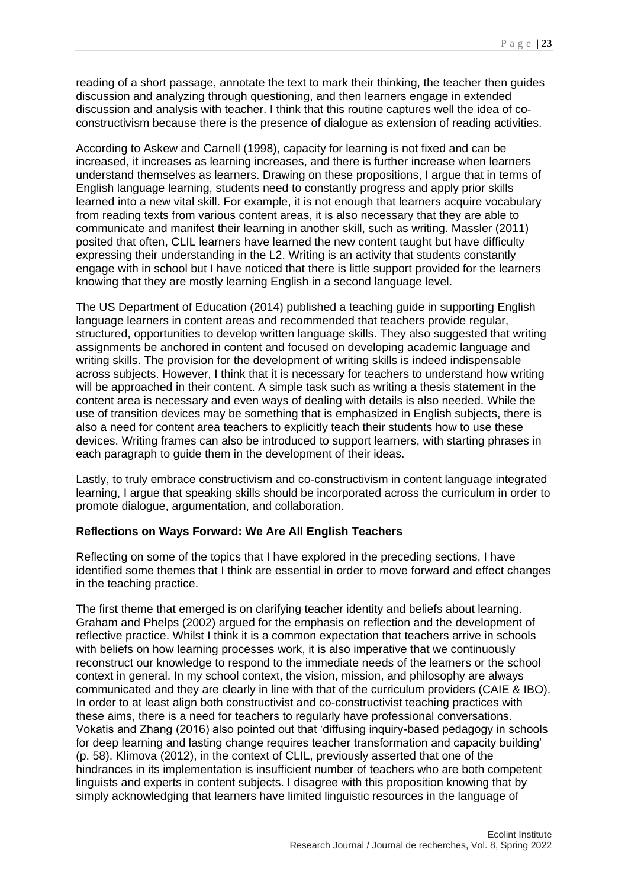reading of a short passage, annotate the text to mark their thinking, the teacher then guides discussion and analyzing through questioning, and then learners engage in extended discussion and analysis with teacher. I think that this routine captures well the idea of co-constructivism because there is the presence of dialogue as extension of reading activities.

According to Askew and Carnell (1998), capacity for learning is not fixed and can be increased, it increases as learning increases, and there is further increase when learners understand themselves as learners. Drawing on these propositions, I argue that in terms of English language learning, students need to constantly progress and apply prior skills learned into a new vital skill. For example, it is not enough that learners acquire vocabulary from reading texts from various content areas, it is also necessary that they are able to communicate and manifest their learning in another skill, such as writing. Massler (2011) posited that often, CLIL learners have learned the new content taught but have difficulty expressing their understanding in the L2. Writing is an activity that students constantly engage with in school but I have noticed that there is little support provided for the learners knowing that they are mostly learning English in a second language level.

The US Department of Education (2014) published a teaching guide in supporting English language learners in content areas and recommended that teachers provide regular, structured, opportunities to develop written language skills. They also suggested that writing assignments be anchored in content and focused on developing academic language and writing skills. The provision for the development of writing skills is indeed indispensable across subjects. However, I think that it is necessary for teachers to understand how writing will be approached in their content. A simple task such as writing a thesis statement in the content area is necessary and even ways of dealing with details is also needed. While the use of transition devices may be something that is emphasized in English subjects, there is also a need for content area teachers to explicitly teach their students how to use these devices. Writing frames can also be introduced to support learners, with starting phrases in each paragraph to guide them in the development of their ideas.

Lastly, to truly embrace constructivism and co-constructivism in content language integrated learning, I argue that speaking skills should be incorporated across the curriculum in order to promote dialogue, argumentation, and collaboration.

**Reflections on Ways Forward: We Are All English Teachers**

Reflecting on some of the topics that I have explored in the preceding sections, I have identified some themes that I think are essential in order to move forward and effect changes in the teaching practice.

The first theme that emerged is on clarifying teacher identity and beliefs about learning. Graham and Phelps (2002) argued for the emphasis on reflection and the development of reflective practice. Whilst I think it is a common expectation that teachers arrive in schools with beliefs on how learning processes work, it is also imperative that we continuously reconstruct our knowledge to respond to the immediate needs of the learners or the school context in general. In my school context, the vision, mission, and philosophy are always communicated and they are clearly in line with that of the curriculum providers (CAIE & IBO). In order to at least align both constructivist and co-constructivist teaching practices with these aims, there is a need for teachers to regularly have professional conversations. Vokatis and Zhang (2016) also pointed out that 'diffusing inquiry-based pedagogy in schools for deep learning and lasting change requires teacher transformation and capacity building' (p. 58). Klimova (2012), in the context of CLIL, previously asserted that one of the hindrances in its implementation is insufficient number of teachers who are both competent linguists and experts in content subjects. I disagree with this proposition knowing that by simply acknowledging that learners have limited linguistic resources in the language of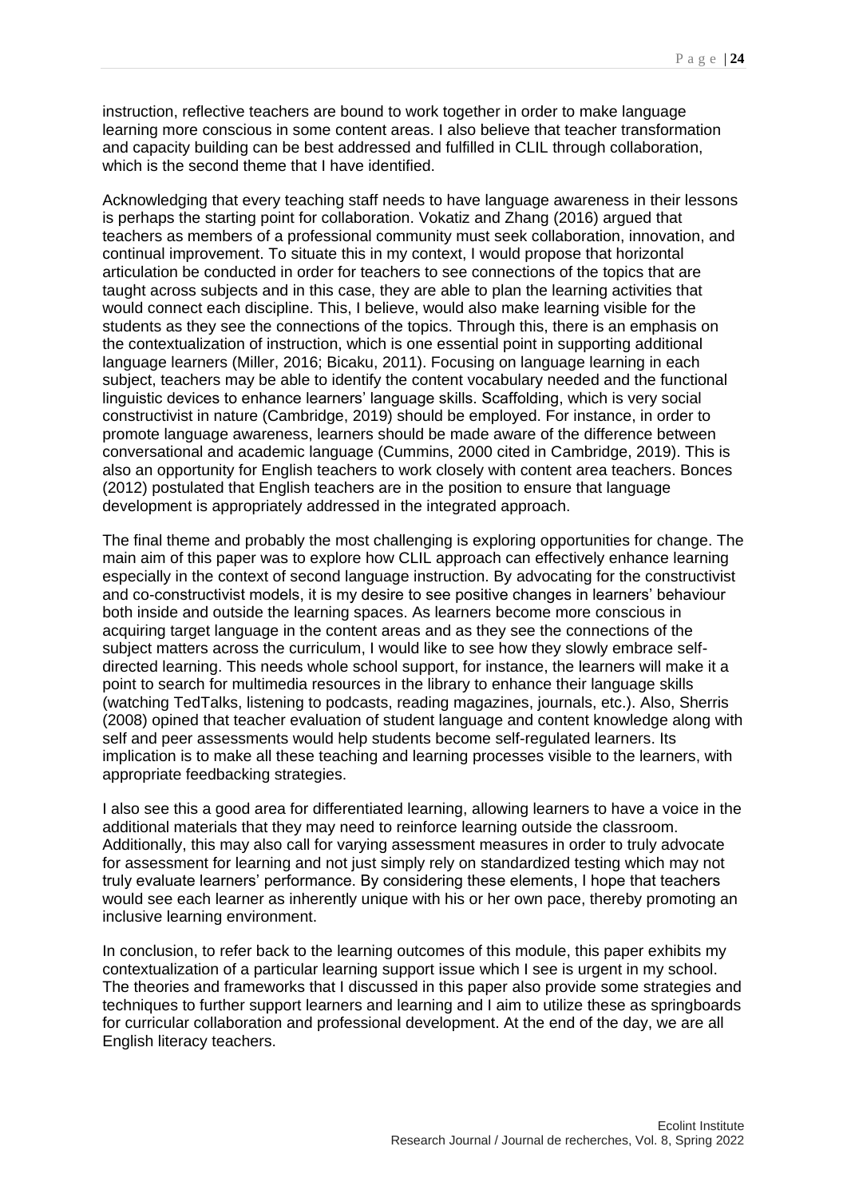instruction, reflective teachers are bound to work together in order to make language learning more conscious in some content areas. I also believe that teacher transformation and capacity building can be best addressed and fulfilled in CLIL through collaboration, which is the second theme that I have identified.

Acknowledging that every teaching staff needs to have language awareness in their lessons is perhaps the starting point for collaboration. Vokatiz and Zhang (2016) argued that teachers as members of a professional community must seek collaboration, innovation, and continual improvement. To situate this in my context, I would propose that horizontal articulation be conducted in order for teachers to see connections of the topics that are taught across subjects and in this case, they are able to plan the learning activities that would connect each discipline. This, I believe, would also make learning visible for the students as they see the connections of the topics. Through this, there is an emphasis on the contextualization of instruction, which is one essential point in supporting additional language learners (Miller, 2016; Bicaku, 2011). Focusing on language learning in each subject, teachers may be able to identify the content vocabulary needed and the functional linguistic devices to enhance learners' language skills. Scaffolding, which is very social constructivist in nature (Cambridge, 2019) should be employed. For instance, in order to promote language awareness, learners should be made aware of the difference between conversational and academic language (Cummins, 2000 cited in Cambridge, 2019). This is also an opportunity for English teachers to work closely with content area teachers. Bonces (2012) postulated that English teachers are in the position to ensure that language development is appropriately addressed in the integrated approach.

The final theme and probably the most challenging is exploring opportunities for change. The main aim of this paper was to explore how CLIL approach can effectively enhance learning especially in the context of second language instruction. By advocating for the constructivist and co-constructivist models, it is my desire to see positive changes in learners' behaviour both inside and outside the learning spaces. As learners become more conscious in acquiring target language in the content areas and as they see the connections of the subject matters across the curriculum, I would like to see how they slowly embrace self-directed learning. This needs whole school support, for instance, the learners will make it a point to search for multimedia resources in the library to enhance their language skills (watching TedTalks, listening to podcasts, reading magazines, journals, etc.). Also, Sherris (2008) opined that teacher evaluation of student language and content knowledge along with self and peer assessments would help students become self-regulated learners. Its implication is to make all these teaching and learning processes visible to the learners, with appropriate feedbacking strategies.

I also see this a good area for differentiated learning, allowing learners to have a voice in the additional materials that they may need to reinforce learning outside the classroom. Additionally, this may also call for varying assessment measures in order to truly advocate for assessment for learning and not just simply rely on standardized testing which may not truly evaluate learners' performance. By considering these elements, I hope that teachers would see each learner as inherently unique with his or her own pace, thereby promoting an inclusive learning environment.

In conclusion, to refer back to the learning outcomes of this module, this paper exhibits my contextualization of a particular learning support issue which I see is urgent in my school. The theories and frameworks that I discussed in this paper also provide some strategies and techniques to further support learners and learning and I aim to utilize these as springboards for curricular collaboration and professional development. At the end of the day, we are all English literacy teachers.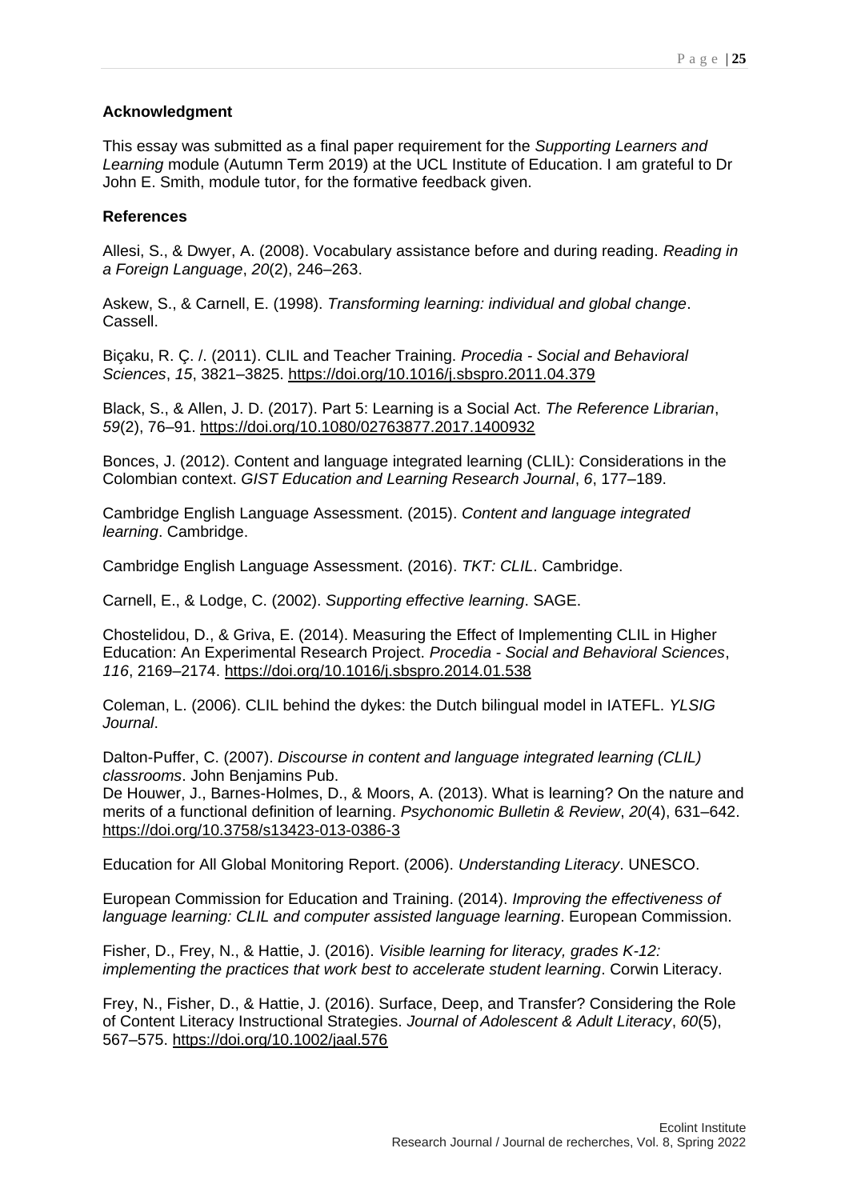**Acknowledgment**

This essay was submitted as a final paper requirement for the *Supporting Learners and Learning* module (Autumn Term 2019) at the UCL Institute of Education. I am grateful to Dr John E. Smith, module tutor, for the formative feedback given.

**References**

Allesi, S., & Dwyer, A. (2008). Vocabulary assistance before and during reading. *Reading in a Foreign Language*, *20*(2), 246–263.

Askew, S., & Carnell, E. (1998). *Transforming learning: individual and global change*. Cassell.

Biçaku, R. Ç. /. (2011). CLIL and Teacher Training. *Procedia - Social and Behavioral Sciences*, *15*, 3821–3825. https://doi.org/10.1016/j.sbspro.2011.04.379

Black, S., & Allen, J. D. (2017). Part 5: Learning is a Social Act. *The Reference Librarian*, *59*(2), 76–91. https://doi.org/10.1080/02763877.2017.1400932

Bonces, J. (2012). Content and language integrated learning (CLIL): Considerations in the Colombian context. *GIST Education and Learning Research Journal*, *6*, 177–189.

Cambridge English Language Assessment. (2015). *Content and language integrated learning*. Cambridge.

Cambridge English Language Assessment. (2016). *TKT: CLIL*. Cambridge.

Carnell, E., & Lodge, C. (2002). *Supporting effective learning*. SAGE.

Chostelidou, D., & Griva, E. (2014). Measuring the Effect of Implementing CLIL in Higher Education: An Experimental Research Project. *Procedia - Social and Behavioral Sciences*, *116*, 2169–2174. https://doi.org/10.1016/j.sbspro.2014.01.538

Coleman, L. (2006). CLIL behind the dykes: the Dutch bilingual model in IATEFL. *YLSIG Journal*.

Dalton-Puffer, C. (2007). *Discourse in content and language integrated learning (CLIL) classrooms*. John Benjamins Pub.

De Houwer, J., Barnes-Holmes, D., & Moors, A. (2013). What is learning? On the nature and merits of a functional definition of learning. *Psychonomic Bulletin & Review*, *20*(4), 631–642. https://doi.org/10.3758/s13423-013-0386-3

Education for All Global Monitoring Report. (2006). *Understanding Literacy*. UNESCO.

European Commission for Education and Training. (2014). *Improving the effectiveness of language learning: CLIL and computer assisted language learning*. European Commission.

Fisher, D., Frey, N., & Hattie, J. (2016). *Visible learning for literacy, grades K-12: implementing the practices that work best to accelerate student learning*. Corwin Literacy.

Frey, N., Fisher, D., & Hattie, J. (2016). Surface, Deep, and Transfer? Considering the Role of Content Literacy Instructional Strategies. *Journal of Adolescent & Adult Literacy*, *60*(5), 567–575. https://doi.org/10.1002/jaal.576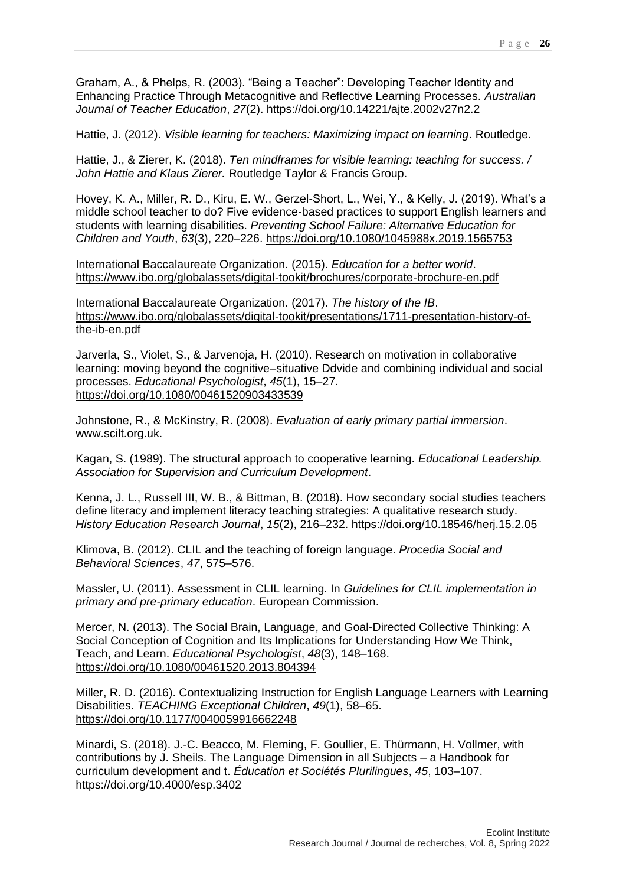Graham, A., & Phelps, R. (2003). "Being a Teacher": Developing Teacher Identity and Enhancing Practice Through Metacognitive and Reflective Learning Processes. *Australian Journal of Teacher Education*, *27*(2). https://doi.org/10.14221/ajte.2002v27n2.2

Hattie, J. (2012). *Visible learning for teachers: Maximizing impact on learning*. Routledge.

Hattie, J., & Zierer, K. (2018). *Ten mindframes for visible learning: teaching for success. / John Hattie and Klaus Zierer.* Routledge Taylor & Francis Group.

Hovey, K. A., Miller, R. D., Kiru, E. W., Gerzel-Short, L., Wei, Y., & Kelly, J. (2019). What's a middle school teacher to do? Five evidence-based practices to support English learners and students with learning disabilities. *Preventing School Failure: Alternative Education for Children and Youth*, *63*(3), 220–226. https://doi.org/10.1080/1045988x.2019.1565753

International Baccalaureate Organization. (2015). *Education for a better world*. https://www.ibo.org/globalassets/digital-tookit/brochures/corporate-brochure-en.pdf

International Baccalaureate Organization. (2017). *The history of the IB*. https://www.ibo.org/globalassets/digital-tookit/presentations/1711-presentation-history-of-the-ib-en.pdf

Jarverla, S., Violet, S., & Jarvenoja, H. (2010). Research on motivation in collaborative learning: moving beyond the cognitive–situative Ddvide and combining individual and social processes. *Educational Psychologist*, *45*(1), 15–27. https://doi.org/10.1080/00461520903433539

Johnstone, R., & McKinstry, R. (2008). *Evaluation of early primary partial immersion*. www.scilt.org.uk.

Kagan, S. (1989). The structural approach to cooperative learning. *Educational Leadership. Association for Supervision and Curriculum Development*.

Kenna, J. L., Russell III, W. B., & Bittman, B. (2018). How secondary social studies teachers define literacy and implement literacy teaching strategies: A qualitative research study. *History Education Research Journal*, *15*(2), 216–232. https://doi.org/10.18546/herj.15.2.05

Klimova, B. (2012). CLIL and the teaching of foreign language. *Procedia Social and Behavioral Sciences*, *47*, 575–576.

Massler, U. (2011). Assessment in CLIL learning. In *Guidelines for CLIL implementation in primary and pre-primary education*. European Commission.

Mercer, N. (2013). The Social Brain, Language, and Goal-Directed Collective Thinking: A Social Conception of Cognition and Its Implications for Understanding How We Think, Teach, and Learn. *Educational Psychologist*, *48*(3), 148–168. https://doi.org/10.1080/00461520.2013.804394

Miller, R. D. (2016). Contextualizing Instruction for English Language Learners with Learning Disabilities. *TEACHING Exceptional Children*, *49*(1), 58–65. https://doi.org/10.1177/0040059916662248

Minardi, S. (2018). J.-C. Beacco, M. Fleming, F. Goullier, E. Thürmann, H. Vollmer, with contributions by J. Sheils. The Language Dimension in all Subjects – a Handbook for curriculum development and t. *Éducation et Sociétés Plurilingues*, *45*, 103–107. https://doi.org/10.4000/esp.3402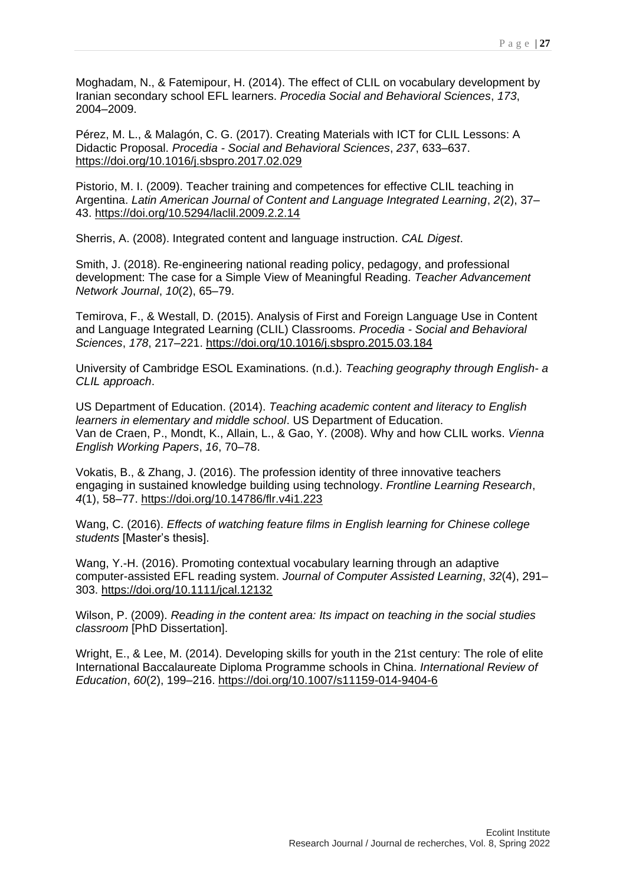Moghadam, N., & Fatemipour, H. (2014). The effect of CLIL on vocabulary development by Iranian secondary school EFL learners. *Procedia Social and Behavioral Sciences*, *173*, 2004–2009.

Pérez, M. L., & Malagón, C. G. (2017). Creating Materials with ICT for CLIL Lessons: A Didactic Proposal. *Procedia - Social and Behavioral Sciences*, *237*, 633–637. https://doi.org/10.1016/j.sbspro.2017.02.029

Pistorio, M. I. (2009). Teacher training and competences for effective CLIL teaching in Argentina. *Latin American Journal of Content and Language Integrated Learning*, *2*(2), 37–43. https://doi.org/10.5294/laclil.2009.2.2.14

Sherris, A. (2008). Integrated content and language instruction. *CAL Digest*.

Smith, J. (2018). Re-engineering national reading policy, pedagogy, and professional development: The case for a Simple View of Meaningful Reading. *Teacher Advancement Network Journal*, *10*(2), 65–79.

Temirova, F., & Westall, D. (2015). Analysis of First and Foreign Language Use in Content and Language Integrated Learning (CLIL) Classrooms. *Procedia - Social and Behavioral Sciences*, *178*, 217–221. https://doi.org/10.1016/j.sbspro.2015.03.184

University of Cambridge ESOL Examinations. (n.d.). *Teaching geography through English- a CLIL approach*.

US Department of Education. (2014). *Teaching academic content and literacy to English learners in elementary and middle school*. US Department of Education.
Van de Craen, P., Mondt, K., Allain, L., & Gao, Y. (2008). Why and how CLIL works. *Vienna English Working Papers*, *16*, 70–78.

Vokatis, B., & Zhang, J. (2016). The profession identity of three innovative teachers engaging in sustained knowledge building using technology. *Frontline Learning Research*, *4*(1), 58–77. https://doi.org/10.14786/flr.v4i1.223

Wang, C. (2016). *Effects of watching feature films in English learning for Chinese college students* [Master's thesis].

Wang, Y.-H. (2016). Promoting contextual vocabulary learning through an adaptive computer-assisted EFL reading system. *Journal of Computer Assisted Learning*, *32*(4), 291–303. https://doi.org/10.1111/jcal.12132

Wilson, P. (2009). *Reading in the content area: Its impact on teaching in the social studies classroom* [PhD Dissertation].

Wright, E., & Lee, M. (2014). Developing skills for youth in the 21st century: The role of elite International Baccalaureate Diploma Programme schools in China. *International Review of Education*, *60*(2), 199–216. https://doi.org/10.1007/s11159-014-9404-6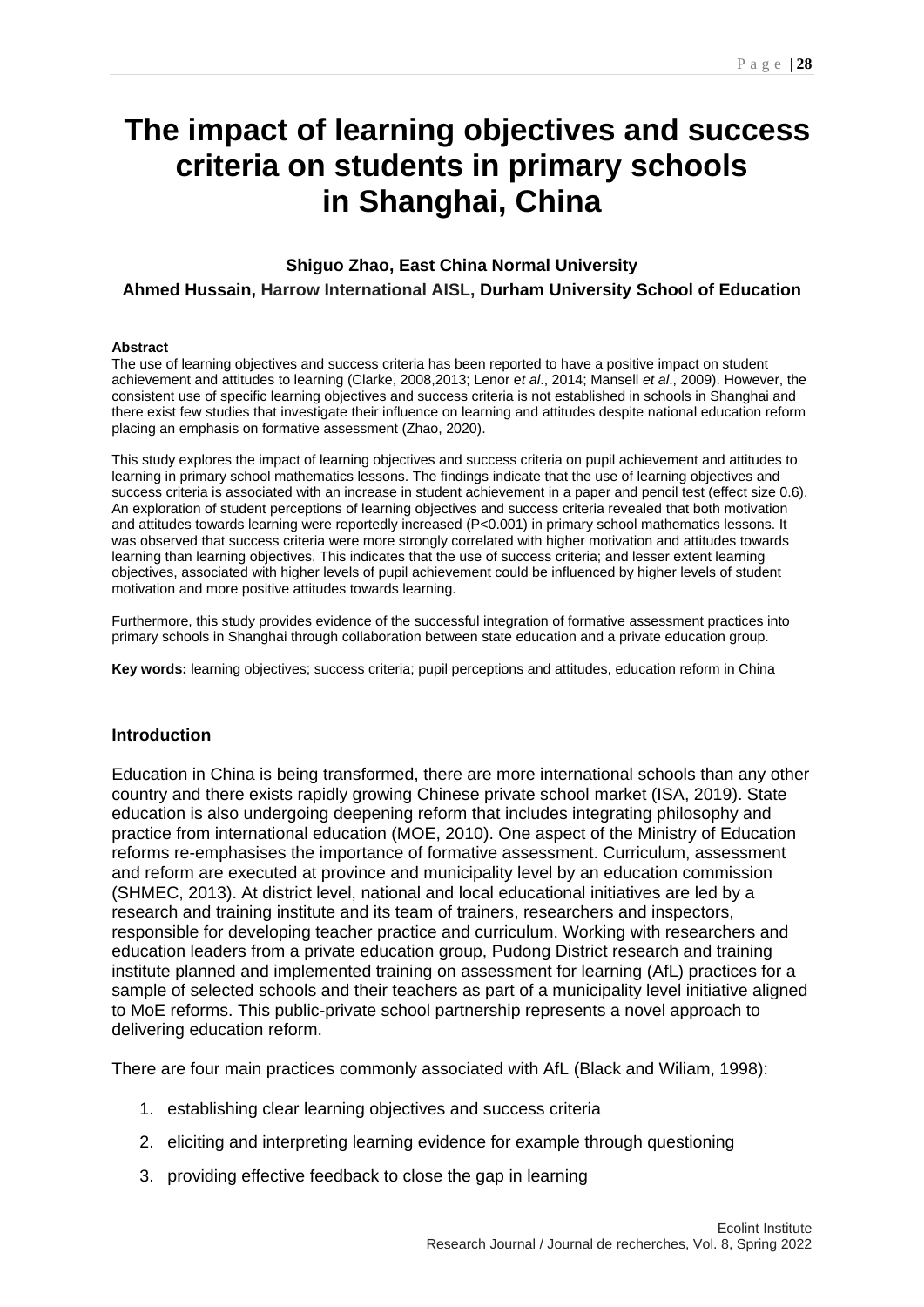# The impact of learning objectives and success criteria on students in primary schools in Shanghai, China

**Shiguo Zhao, East China Normal University**

**Ahmed Hussain, Harrow International AISL, Durham University School of Education**

**Abstract**

The use of learning objectives and success criteria has been reported to have a positive impact on student achievement and attitudes to learning (Clarke, 2008,2013; Lenor e*t al*., 2014; Mansell *et al*., 2009). However, the consistent use of specific learning objectives and success criteria is not established in schools in Shanghai and there exist few studies that investigate their influence on learning and attitudes despite national education reform placing an emphasis on formative assessment (Zhao, 2020).

This study explores the impact of learning objectives and success criteria on pupil achievement and attitudes to learning in primary school mathematics lessons. The findings indicate that the use of learning objectives and success criteria is associated with an increase in student achievement in a paper and pencil test (effect size 0.6). An exploration of student perceptions of learning objectives and success criteria revealed that both motivation and attitudes towards learning were reportedly increased (P<0.001) in primary school mathematics lessons. It was observed that success criteria were more strongly correlated with higher motivation and attitudes towards learning than learning objectives. This indicates that the use of success criteria; and lesser extent learning objectives, associated with higher levels of pupil achievement could be influenced by higher levels of student motivation and more positive attitudes towards learning.

Furthermore, this study provides evidence of the successful integration of formative assessment practices into primary schools in Shanghai through collaboration between state education and a private education group.

**Key words:** learning objectives; success criteria; pupil perceptions and attitudes, education reform in China

## Introduction

Education in China is being transformed, there are more international schools than any other country and there exists rapidly growing Chinese private school market (ISA, 2019). State education is also undergoing deepening reform that includes integrating philosophy and practice from international education (MOE, 2010). One aspect of the Ministry of Education reforms re-emphasises the importance of formative assessment. Curriculum, assessment and reform are executed at province and municipality level by an education commission (SHMEC, 2013). At district level, national and local educational initiatives are led by a research and training institute and its team of trainers, researchers and inspectors, responsible for developing teacher practice and curriculum. Working with researchers and education leaders from a private education group, Pudong District research and training institute planned and implemented training on assessment for learning (AfL) practices for a sample of selected schools and their teachers as part of a municipality level initiative aligned to MoE reforms. This public-private school partnership represents a novel approach to delivering education reform.

There are four main practices commonly associated with AfL (Black and Wiliam, 1998):

1. establishing clear learning objectives and success criteria
2. eliciting and interpreting learning evidence for example through questioning
3. providing effective feedback to close the gap in learning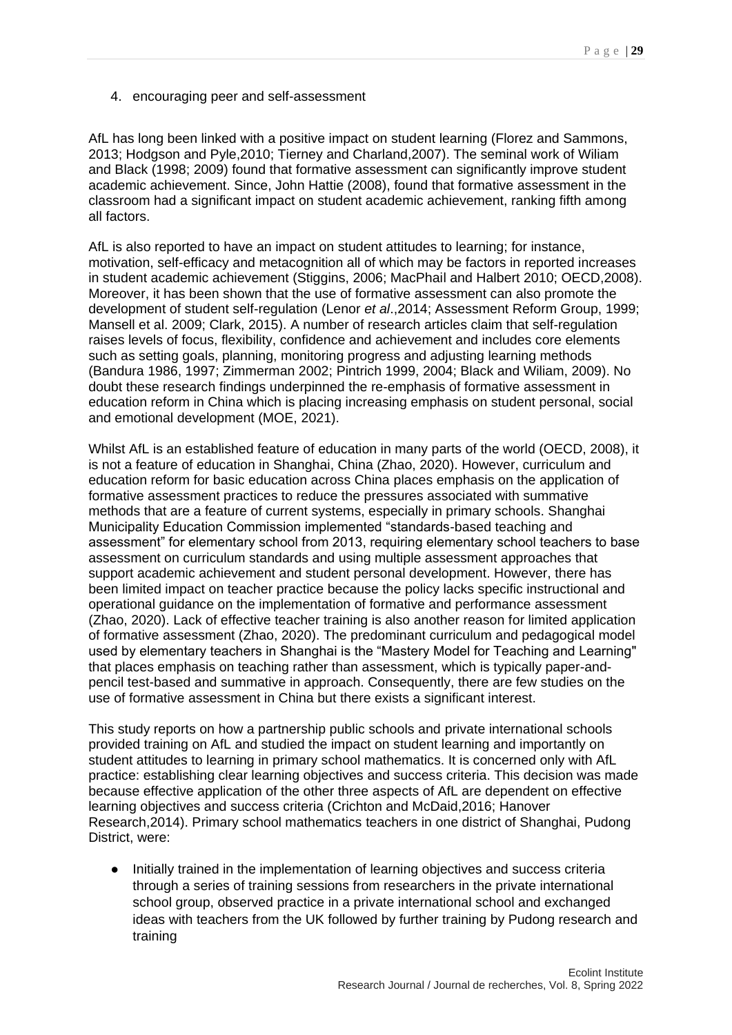4. encouraging peer and self-assessment

AfL has long been linked with a positive impact on student learning (Florez and Sammons, 2013; Hodgson and Pyle,2010; Tierney and Charland,2007). The seminal work of Wiliam and Black (1998; 2009) found that formative assessment can significantly improve student academic achievement. Since, John Hattie (2008), found that formative assessment in the classroom had a significant impact on student academic achievement, ranking fifth among all factors.

AfL is also reported to have an impact on student attitudes to learning; for instance, motivation, self-efficacy and metacognition all of which may be factors in reported increases in student academic achievement (Stiggins, 2006; MacPhail and Halbert 2010; OECD,2008). Moreover, it has been shown that the use of formative assessment can also promote the development of student self-regulation (Lenor *et al*.,2014; Assessment Reform Group, 1999; Mansell et al. 2009; Clark, 2015). A number of research articles claim that self-regulation raises levels of focus, flexibility, confidence and achievement and includes core elements such as setting goals, planning, monitoring progress and adjusting learning methods (Bandura 1986, 1997; Zimmerman 2002; Pintrich 1999, 2004; Black and Wiliam, 2009). No doubt these research findings underpinned the re-emphasis of formative assessment in education reform in China which is placing increasing emphasis on student personal, social and emotional development (MOE, 2021).

Whilst AfL is an established feature of education in many parts of the world (OECD, 2008), it is not a feature of education in Shanghai, China (Zhao, 2020). However, curriculum and education reform for basic education across China places emphasis on the application of formative assessment practices to reduce the pressures associated with summative methods that are a feature of current systems, especially in primary schools. Shanghai Municipality Education Commission implemented "standards-based teaching and assessment" for elementary school from 2013, requiring elementary school teachers to base assessment on curriculum standards and using multiple assessment approaches that support academic achievement and student personal development. However, there has been limited impact on teacher practice because the policy lacks specific instructional and operational guidance on the implementation of formative and performance assessment (Zhao, 2020). Lack of effective teacher training is also another reason for limited application of formative assessment (Zhao, 2020). The predominant curriculum and pedagogical model used by elementary teachers in Shanghai is the "Mastery Model for Teaching and Learning" that places emphasis on teaching rather than assessment, which is typically paper-and-pencil test-based and summative in approach. Consequently, there are few studies on the use of formative assessment in China but there exists a significant interest.

This study reports on how a partnership public schools and private international schools provided training on AfL and studied the impact on student learning and importantly on student attitudes to learning in primary school mathematics. It is concerned only with AfL practice: establishing clear learning objectives and success criteria. This decision was made because effective application of the other three aspects of AfL are dependent on effective learning objectives and success criteria (Crichton and McDaid,2016; Hanover Research,2014). Primary school mathematics teachers in one district of Shanghai, Pudong District, were:

- Initially trained in the implementation of learning objectives and success criteria through a series of training sessions from researchers in the private international school group, observed practice in a private international school and exchanged ideas with teachers from the UK followed by further training by Pudong research and training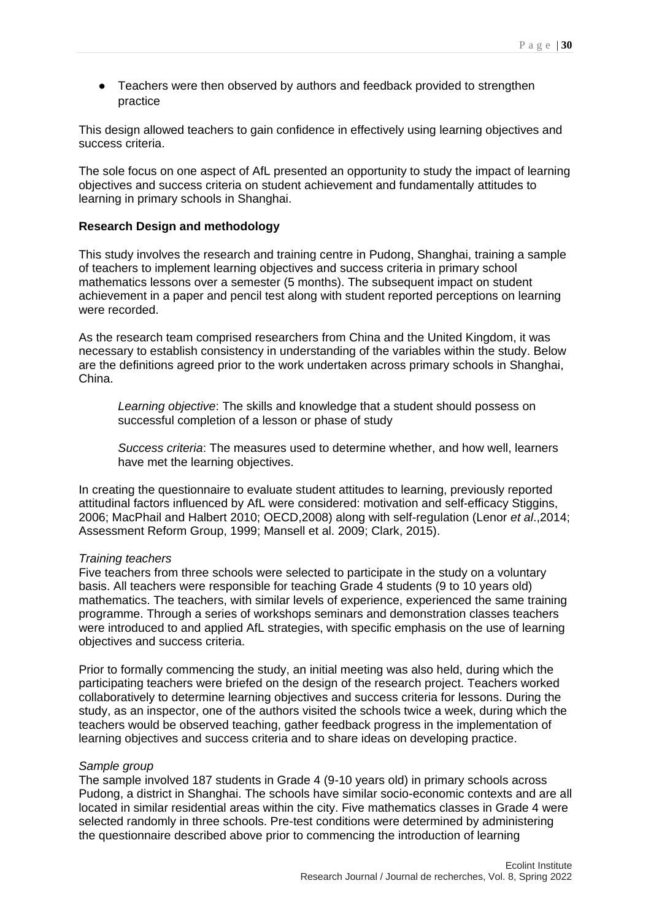- Teachers were then observed by authors and feedback provided to strengthen practice

This design allowed teachers to gain confidence in effectively using learning objectives and success criteria.

The sole focus on one aspect of AfL presented an opportunity to study the impact of learning objectives and success criteria on student achievement and fundamentally attitudes to learning in primary schools in Shanghai.

**Research Design and methodology**

This study involves the research and training centre in Pudong, Shanghai, training a sample of teachers to implement learning objectives and success criteria in primary school mathematics lessons over a semester (5 months). The subsequent impact on student achievement in a paper and pencil test along with student reported perceptions on learning were recorded.

As the research team comprised researchers from China and the United Kingdom, it was necessary to establish consistency in understanding of the variables within the study. Below are the definitions agreed prior to the work undertaken across primary schools in Shanghai, China.

> *Learning objective*: The skills and knowledge that a student should possess on successful completion of a lesson or phase of study

> *Success criteria*: The measures used to determine whether, and how well, learners have met the learning objectives.

In creating the questionnaire to evaluate student attitudes to learning, previously reported attitudinal factors influenced by AfL were considered: motivation and self-efficacy Stiggins, 2006; MacPhail and Halbert 2010; OECD,2008) along with self-regulation (Lenor *et al*.,2014; Assessment Reform Group, 1999; Mansell et al. 2009; Clark, 2015).

*Training teachers*
Five teachers from three schools were selected to participate in the study on a voluntary basis. All teachers were responsible for teaching Grade 4 students (9 to 10 years old) mathematics. The teachers, with similar levels of experience, experienced the same training programme. Through a series of workshops seminars and demonstration classes teachers were introduced to and applied AfL strategies, with specific emphasis on the use of learning objectives and success criteria.

Prior to formally commencing the study, an initial meeting was also held, during which the participating teachers were briefed on the design of the research project. Teachers worked collaboratively to determine learning objectives and success criteria for lessons. During the study, as an inspector, one of the authors visited the schools twice a week, during which the teachers would be observed teaching, gather feedback progress in the implementation of learning objectives and success criteria and to share ideas on developing practice.

*Sample group*
The sample involved 187 students in Grade 4 (9-10 years old) in primary schools across Pudong, a district in Shanghai. The schools have similar socio-economic contexts and are all located in similar residential areas within the city. Five mathematics classes in Grade 4 were selected randomly in three schools. Pre-test conditions were determined by administering the questionnaire described above prior to commencing the introduction of learning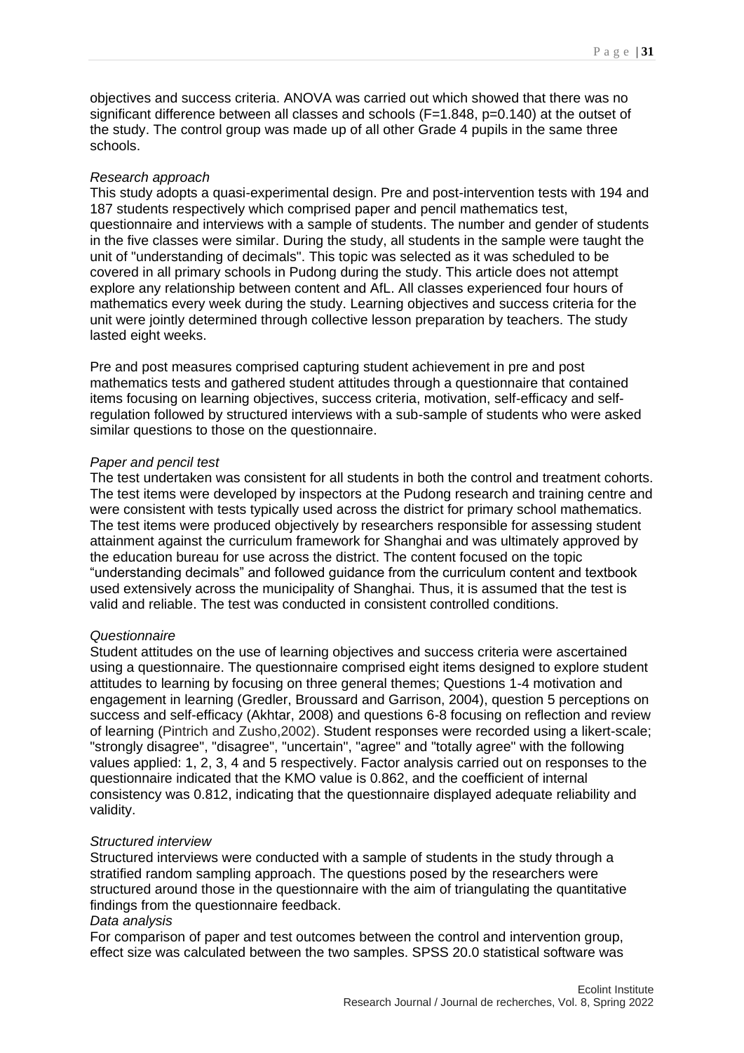objectives and success criteria. ANOVA was carried out which showed that there was no significant difference between all classes and schools ($F=1.848$, $p=0.140$) at the outset of the study. The control group was made up of all other Grade 4 pupils in the same three schools.

*Research approach*

This study adopts a quasi-experimental design. Pre and post-intervention tests with 194 and 187 students respectively which comprised paper and pencil mathematics test, questionnaire and interviews with a sample of students. The number and gender of students in the five classes were similar. During the study, all students in the sample were taught the unit of "understanding of decimals". This topic was selected as it was scheduled to be covered in all primary schools in Pudong during the study. This article does not attempt explore any relationship between content and AfL. All classes experienced four hours of mathematics every week during the study. Learning objectives and success criteria for the unit were jointly determined through collective lesson preparation by teachers. The study lasted eight weeks.

Pre and post measures comprised capturing student achievement in pre and post mathematics tests and gathered student attitudes through a questionnaire that contained items focusing on learning objectives, success criteria, motivation, self-efficacy and self-regulation followed by structured interviews with a sub-sample of students who were asked similar questions to those on the questionnaire.

*Paper and pencil test*

The test undertaken was consistent for all students in both the control and treatment cohorts. The test items were developed by inspectors at the Pudong research and training centre and were consistent with tests typically used across the district for primary school mathematics. The test items were produced objectively by researchers responsible for assessing student attainment against the curriculum framework for Shanghai and was ultimately approved by the education bureau for use across the district. The content focused on the topic "understanding decimals" and followed guidance from the curriculum content and textbook used extensively across the municipality of Shanghai. Thus, it is assumed that the test is valid and reliable. The test was conducted in consistent controlled conditions.

*Questionnaire*

Student attitudes on the use of learning objectives and success criteria were ascertained using a questionnaire. The questionnaire comprised eight items designed to explore student attitudes to learning by focusing on three general themes; Questions 1-4 motivation and engagement in learning (Gredler, Broussard and Garrison, 2004), question 5 perceptions on success and self-efficacy (Akhtar, 2008) and questions 6-8 focusing on reflection and review of learning (Pintrich and Zusho,2002). Student responses were recorded using a likert-scale; "strongly disagree", "disagree", "uncertain", "agree" and "totally agree" with the following values applied: 1, 2, 3, 4 and 5 respectively. Factor analysis carried out on responses to the questionnaire indicated that the KMO value is 0.862, and the coefficient of internal consistency was 0.812, indicating that the questionnaire displayed adequate reliability and validity.

*Structured interview*

Structured interviews were conducted with a sample of students in the study through a stratified random sampling approach. The questions posed by the researchers were structured around those in the questionnaire with the aim of triangulating the quantitative findings from the questionnaire feedback.

*Data analysis*

For comparison of paper and test outcomes between the control and intervention group, effect size was calculated between the two samples. SPSS 20.0 statistical software was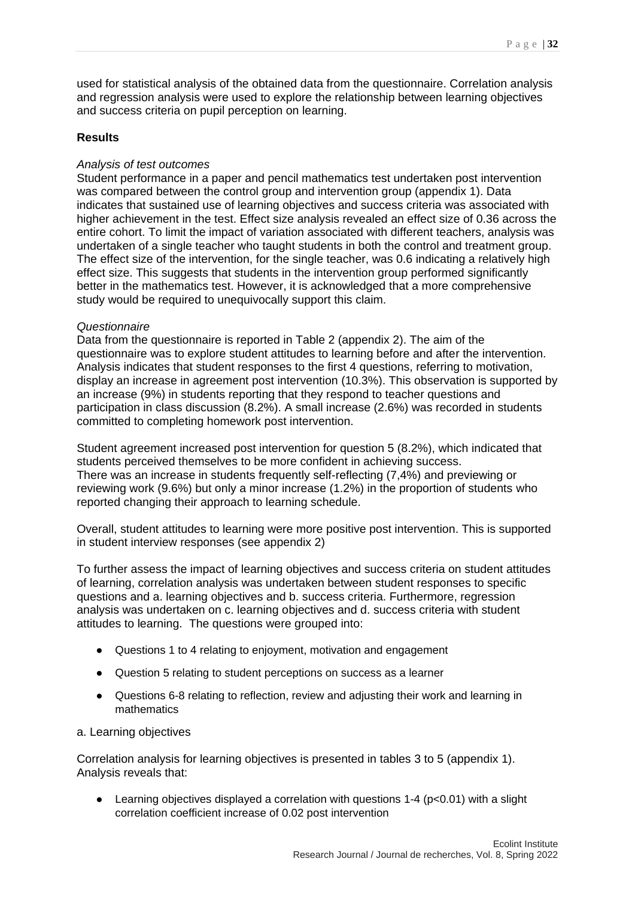used for statistical analysis of the obtained data from the questionnaire. Correlation analysis and regression analysis were used to explore the relationship between learning objectives and success criteria on pupil perception on learning.

**Results**

*Analysis of test outcomes*

Student performance in a paper and pencil mathematics test undertaken post intervention was compared between the control group and intervention group (appendix 1). Data indicates that sustained use of learning objectives and success criteria was associated with higher achievement in the test. Effect size analysis revealed an effect size of 0.36 across the entire cohort. To limit the impact of variation associated with different teachers, analysis was undertaken of a single teacher who taught students in both the control and treatment group. The effect size of the intervention, for the single teacher, was 0.6 indicating a relatively high effect size. This suggests that students in the intervention group performed significantly better in the mathematics test. However, it is acknowledged that a more comprehensive study would be required to unequivocally support this claim.

*Questionnaire*

Data from the questionnaire is reported in Table 2 (appendix 2). The aim of the questionnaire was to explore student attitudes to learning before and after the intervention. Analysis indicates that student responses to the first 4 questions, referring to motivation, display an increase in agreement post intervention (10.3%). This observation is supported by an increase (9%) in students reporting that they respond to teacher questions and participation in class discussion (8.2%). A small increase (2.6%) was recorded in students committed to completing homework post intervention.

Student agreement increased post intervention for question 5 (8.2%), which indicated that students perceived themselves to be more confident in achieving success.
There was an increase in students frequently self-reflecting (7,4%) and previewing or reviewing work (9.6%) but only a minor increase (1.2%) in the proportion of students who reported changing their approach to learning schedule.

Overall, student attitudes to learning were more positive post intervention. This is supported in student interview responses (see appendix 2)

To further assess the impact of learning objectives and success criteria on student attitudes of learning, correlation analysis was undertaken between student responses to specific questions and a. learning objectives and b. success criteria. Furthermore, regression analysis was undertaken on c. learning objectives and d. success criteria with student attitudes to learning. The questions were grouped into:

- Questions 1 to 4 relating to enjoyment, motivation and engagement
- Question 5 relating to student perceptions on success as a learner
- Questions 6-8 relating to reflection, review and adjusting their work and learning in mathematics

a. Learning objectives

Correlation analysis for learning objectives is presented in tables 3 to 5 (appendix 1). Analysis reveals that:

- Learning objectives displayed a correlation with questions 1-4 ($p<0.01$) with a slight correlation coefficient increase of 0.02 post intervention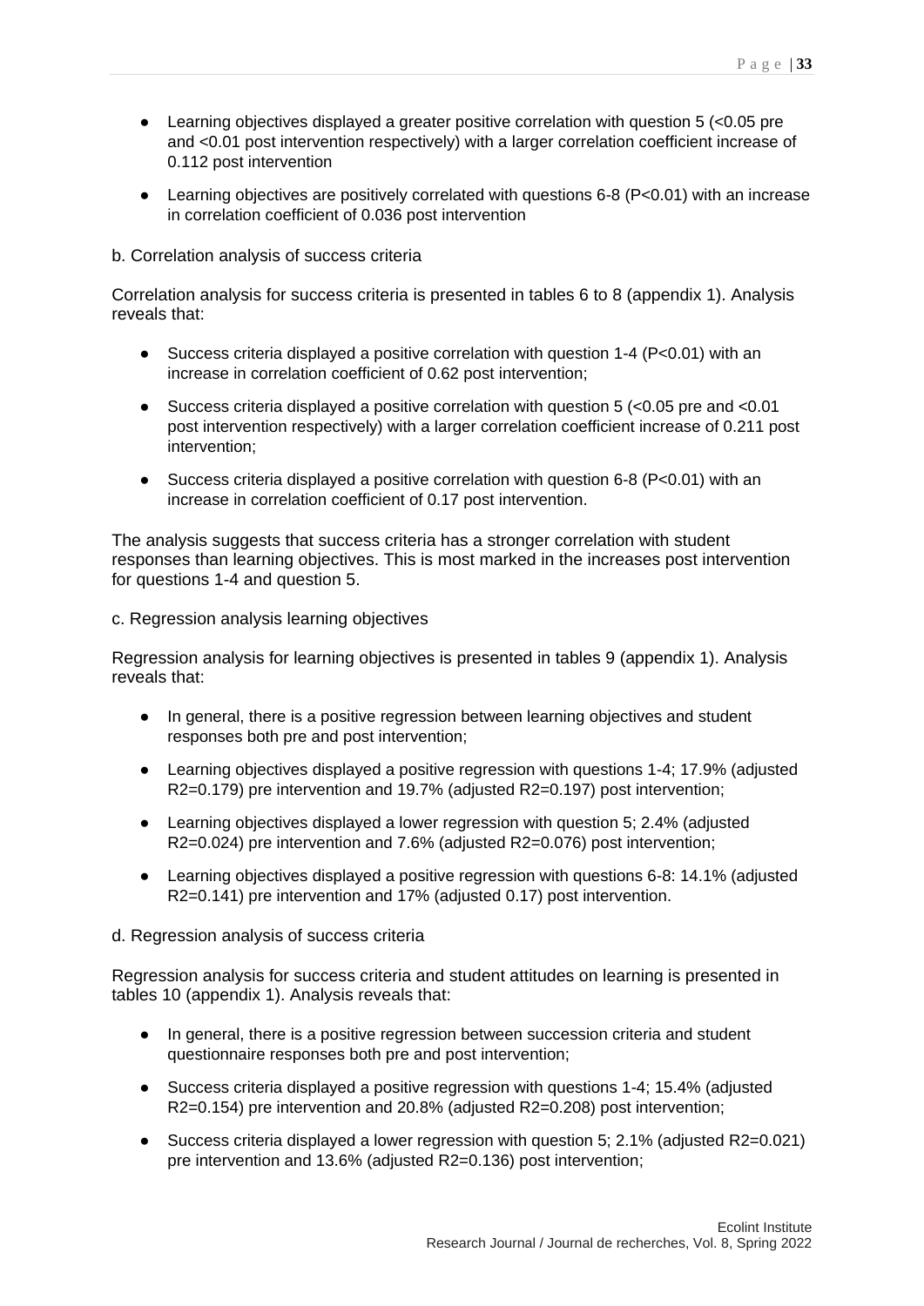- Learning objectives displayed a greater positive correlation with question 5 (<0.05 pre and <0.01 post intervention respectively) with a larger correlation coefficient increase of 0.112 post intervention
- Learning objectives are positively correlated with questions 6-8 (P<0.01) with an increase in correlation coefficient of 0.036 post intervention

b. Correlation analysis of success criteria

Correlation analysis for success criteria is presented in tables 6 to 8 (appendix 1). Analysis reveals that:

- Success criteria displayed a positive correlation with question 1-4 (P<0.01) with an increase in correlation coefficient of 0.62 post intervention;
- Success criteria displayed a positive correlation with question 5 (<0.05 pre and <0.01 post intervention respectively) with a larger correlation coefficient increase of 0.211 post intervention;
- Success criteria displayed a positive correlation with question 6-8 (P<0.01) with an increase in correlation coefficient of 0.17 post intervention.

The analysis suggests that success criteria has a stronger correlation with student responses than learning objectives. This is most marked in the increases post intervention for questions 1-4 and question 5.

c. Regression analysis learning objectives

Regression analysis for learning objectives is presented in tables 9 (appendix 1). Analysis reveals that:

- In general, there is a positive regression between learning objectives and student responses both pre and post intervention;
- Learning objectives displayed a positive regression with questions 1-4; 17.9% (adjusted $R^2=0.179$) pre intervention and 19.7% (adjusted $R^2=0.197$) post intervention;
- Learning objectives displayed a lower regression with question 5; 2.4% (adjusted $R^2=0.024$) pre intervention and 7.6% (adjusted $R^2=0.076$) post intervention;
- Learning objectives displayed a positive regression with questions 6-8: 14.1% (adjusted $R^2=0.141$) pre intervention and 17% (adjusted 0.17) post intervention.

d. Regression analysis of success criteria

Regression analysis for success criteria and student attitudes on learning is presented in tables 10 (appendix 1). Analysis reveals that:

- In general, there is a positive regression between succession criteria and student questionnaire responses both pre and post intervention;
- Success criteria displayed a positive regression with questions 1-4; 15.4% (adjusted $R^2=0.154$) pre intervention and 20.8% (adjusted $R^2=0.208$) post intervention;
- Success criteria displayed a lower regression with question 5; 2.1% (adjusted $R^2=0.021$) pre intervention and 13.6% (adjusted $R^2=0.136$) post intervention;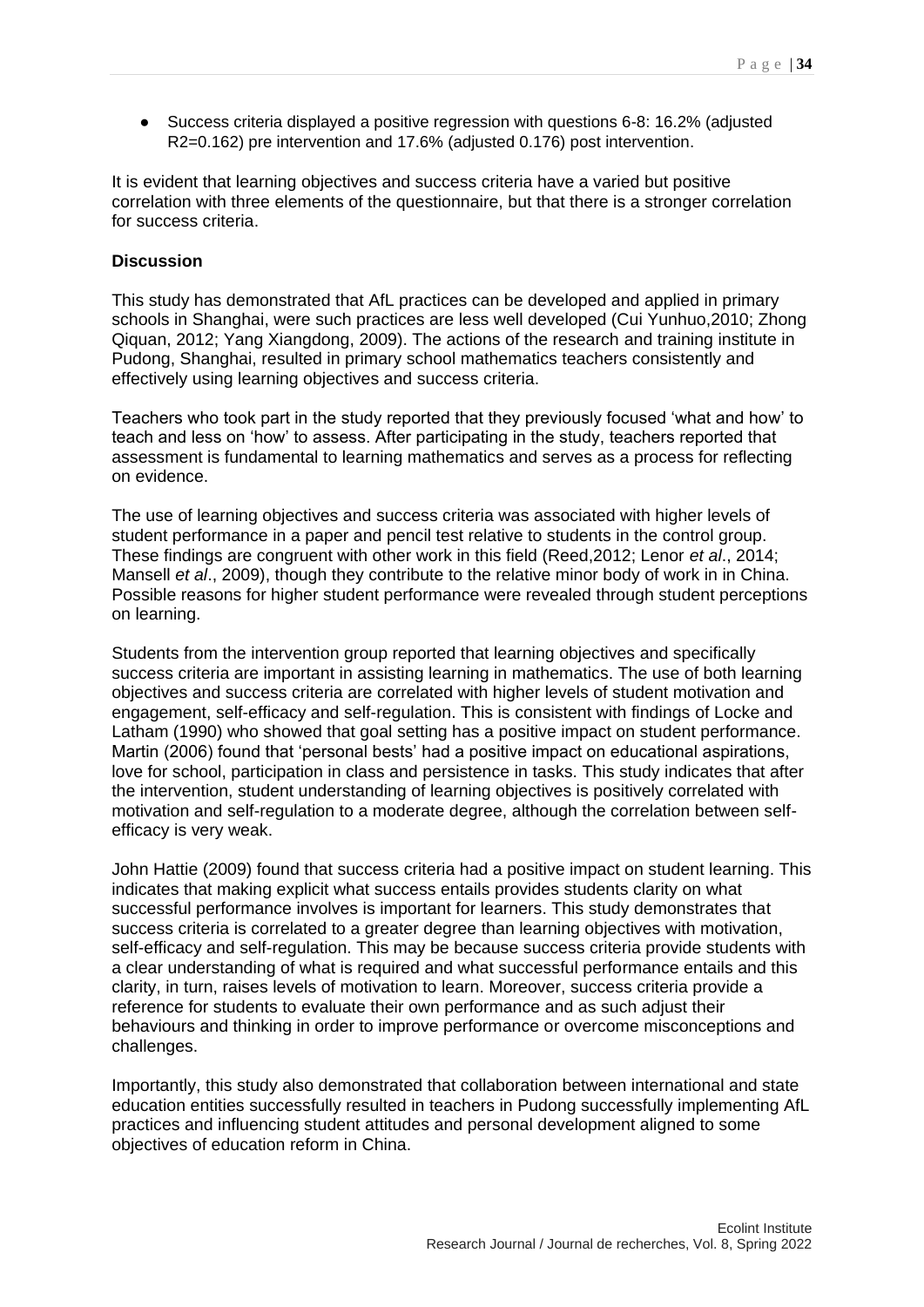- Success criteria displayed a positive regression with questions 6-8: 16.2% (adjusted $R^2$=0.162) pre intervention and 17.6% (adjusted 0.176) post intervention.

It is evident that learning objectives and success criteria have a varied but positive correlation with three elements of the questionnaire, but that there is a stronger correlation for success criteria.

**Discussion**

This study has demonstrated that AfL practices can be developed and applied in primary schools in Shanghai, were such practices are less well developed (Cui Yunhuo,2010; Zhong Qiquan, 2012; Yang Xiangdong, 2009). The actions of the research and training institute in Pudong, Shanghai, resulted in primary school mathematics teachers consistently and effectively using learning objectives and success criteria.

Teachers who took part in the study reported that they previously focused 'what and how' to teach and less on 'how' to assess. After participating in the study, teachers reported that assessment is fundamental to learning mathematics and serves as a process for reflecting on evidence.

The use of learning objectives and success criteria was associated with higher levels of student performance in a paper and pencil test relative to students in the control group. These findings are congruent with other work in this field (Reed,2012; Lenor *et al*., 2014; Mansell *et al*., 2009), though they contribute to the relative minor body of work in in China. Possible reasons for higher student performance were revealed through student perceptions on learning.

Students from the intervention group reported that learning objectives and specifically success criteria are important in assisting learning in mathematics. The use of both learning objectives and success criteria are correlated with higher levels of student motivation and engagement, self-efficacy and self-regulation. This is consistent with findings of Locke and Latham (1990) who showed that goal setting has a positive impact on student performance. Martin (2006) found that 'personal bests' had a positive impact on educational aspirations, love for school, participation in class and persistence in tasks. This study indicates that after the intervention, student understanding of learning objectives is positively correlated with motivation and self-regulation to a moderate degree, although the correlation between self-efficacy is very weak.

John Hattie (2009) found that success criteria had a positive impact on student learning. This indicates that making explicit what success entails provides students clarity on what successful performance involves is important for learners. This study demonstrates that success criteria is correlated to a greater degree than learning objectives with motivation, self-efficacy and self-regulation. This may be because success criteria provide students with a clear understanding of what is required and what successful performance entails and this clarity, in turn, raises levels of motivation to learn. Moreover, success criteria provide a reference for students to evaluate their own performance and as such adjust their behaviours and thinking in order to improve performance or overcome misconceptions and challenges.

Importantly, this study also demonstrated that collaboration between international and state education entities successfully resulted in teachers in Pudong successfully implementing AfL practices and influencing student attitudes and personal development aligned to some objectives of education reform in China.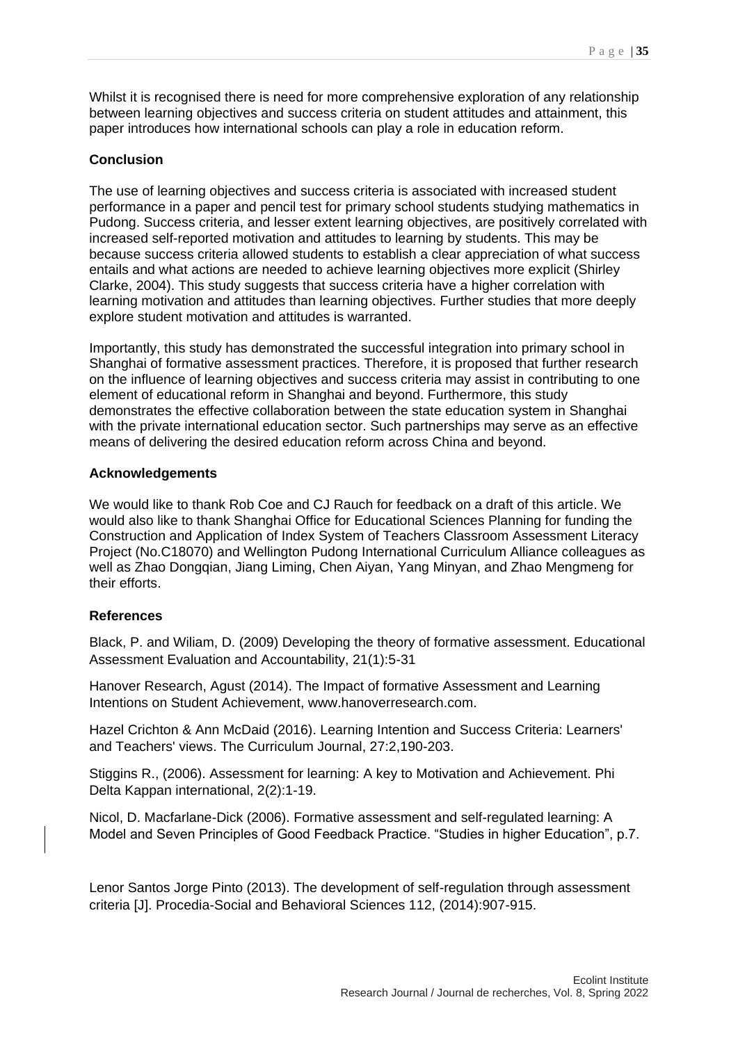Whilst it is recognised there is need for more comprehensive exploration of any relationship between learning objectives and success criteria on student attitudes and attainment, this paper introduces how international schools can play a role in education reform.

### Conclusion

The use of learning objectives and success criteria is associated with increased student performance in a paper and pencil test for primary school students studying mathematics in Pudong. Success criteria, and lesser extent learning objectives, are positively correlated with increased self-reported motivation and attitudes to learning by students. This may be because success criteria allowed students to establish a clear appreciation of what success entails and what actions are needed to achieve learning objectives more explicit (Shirley Clarke, 2004). This study suggests that success criteria have a higher correlation with learning motivation and attitudes than learning objectives. Further studies that more deeply explore student motivation and attitudes is warranted.

Importantly, this study has demonstrated the successful integration into primary school in Shanghai of formative assessment practices. Therefore, it is proposed that further research on the influence of learning objectives and success criteria may assist in contributing to one element of educational reform in Shanghai and beyond. Furthermore, this study demonstrates the effective collaboration between the state education system in Shanghai with the private international education sector. Such partnerships may serve as an effective means of delivering the desired education reform across China and beyond.

### Acknowledgements

We would like to thank Rob Coe and CJ Rauch for feedback on a draft of this article. We would also like to thank Shanghai Office for Educational Sciences Planning for funding the Construction and Application of Index System of Teachers Classroom Assessment Literacy Project (No.C18070) and Wellington Pudong International Curriculum Alliance colleagues as well as Zhao Dongqian, Jiang Liming, Chen Aiyan, Yang Minyan, and Zhao Mengmeng for their efforts.

### References

Black, P. and Wiliam, D. (2009) Developing the theory of formative assessment. Educational Assessment Evaluation and Accountability, 21(1):5-31

Hanover Research, Agust (2014). The Impact of formative Assessment and Learning Intentions on Student Achievement, www.hanoverresearch.com.

Hazel Crichton & Ann McDaid (2016). Learning Intention and Success Criteria: Learners' and Teachers' views. The Curriculum Journal, 27:2,190-203.

Stiggins R., (2006). Assessment for learning: A key to Motivation and Achievement. Phi Delta Kappan international, 2(2):1-19.

Nicol, D. Macfarlane-Dick (2006). Formative assessment and self-regulated learning: A Model and Seven Principles of Good Feedback Practice. "Studies in higher Education", p.7.

Lenor Santos Jorge Pinto (2013). The development of self-regulation through assessment criteria [J]. Procedia-Social and Behavioral Sciences 112, (2014):907-915.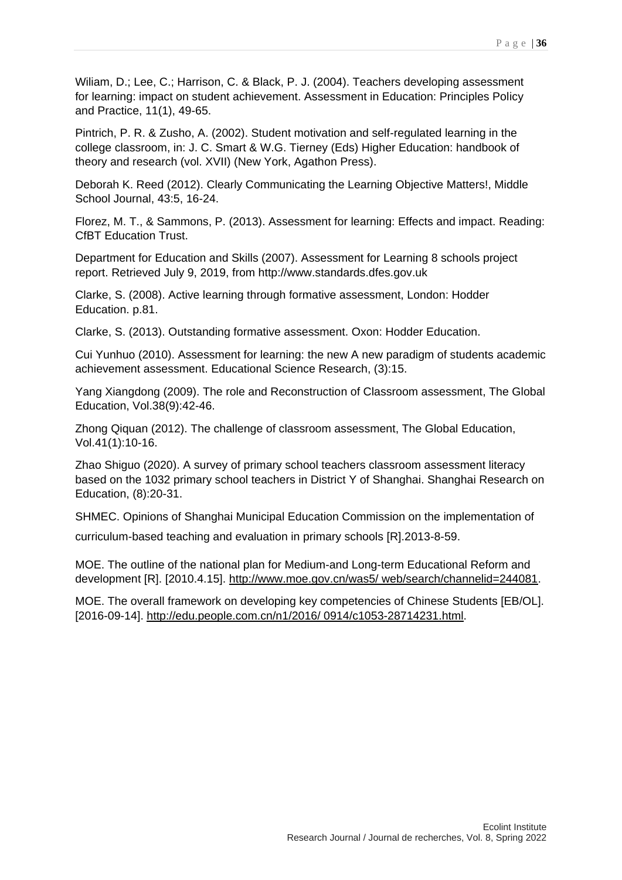Wiliam, D.; Lee, C.; Harrison, C. & Black, P. J. (2004). Teachers developing assessment for learning: impact on student achievement. Assessment in Education: Principles Policy and Practice, 11(1), 49-65.

Pintrich, P. R. & Zusho, A. (2002). Student motivation and self-regulated learning in the college classroom, in: J. C. Smart & W.G. Tierney (Eds) Higher Education: handbook of theory and research (vol. XVII) (New York, Agathon Press).

Deborah K. Reed (2012). Clearly Communicating the Learning Objective Matters!, Middle School Journal, 43:5, 16-24.

Florez, M. T., & Sammons, P. (2013). Assessment for learning: Effects and impact. Reading: CfBT Education Trust.

Department for Education and Skills (2007). Assessment for Learning 8 schools project report. Retrieved July 9, 2019, from http://www.standards.dfes.gov.uk

Clarke, S. (2008). Active learning through formative assessment, London: Hodder Education. p.81.

Clarke, S. (2013). Outstanding formative assessment. Oxon: Hodder Education.

Cui Yunhuo (2010). Assessment for learning: the new A new paradigm of students academic achievement assessment. Educational Science Research, (3):15.

Yang Xiangdong (2009). The role and Reconstruction of Classroom assessment, The Global Education, Vol.38(9):42-46.

Zhong Qiquan (2012). The challenge of classroom assessment, The Global Education, Vol.41(1):10-16.

Zhao Shiguo (2020). A survey of primary school teachers classroom assessment literacy based on the 1032 primary school teachers in District Y of Shanghai. Shanghai Research on Education, (8):20-31.

SHMEC. Opinions of Shanghai Municipal Education Commission on the implementation of curriculum-based teaching and evaluation in primary schools [R].2013-8-59.

MOE. The outline of the national plan for Medium-and Long-term Educational Reform and development [R]. [2010.4.15]. http://www.moe.gov.cn/was5/ web/search/channelid=244081.

MOE. The overall framework on developing key competencies of Chinese Students [EB/OL]. [2016-09-14]. http://edu.people.com.cn/n1/2016/ 0914/c1053-28714231.html.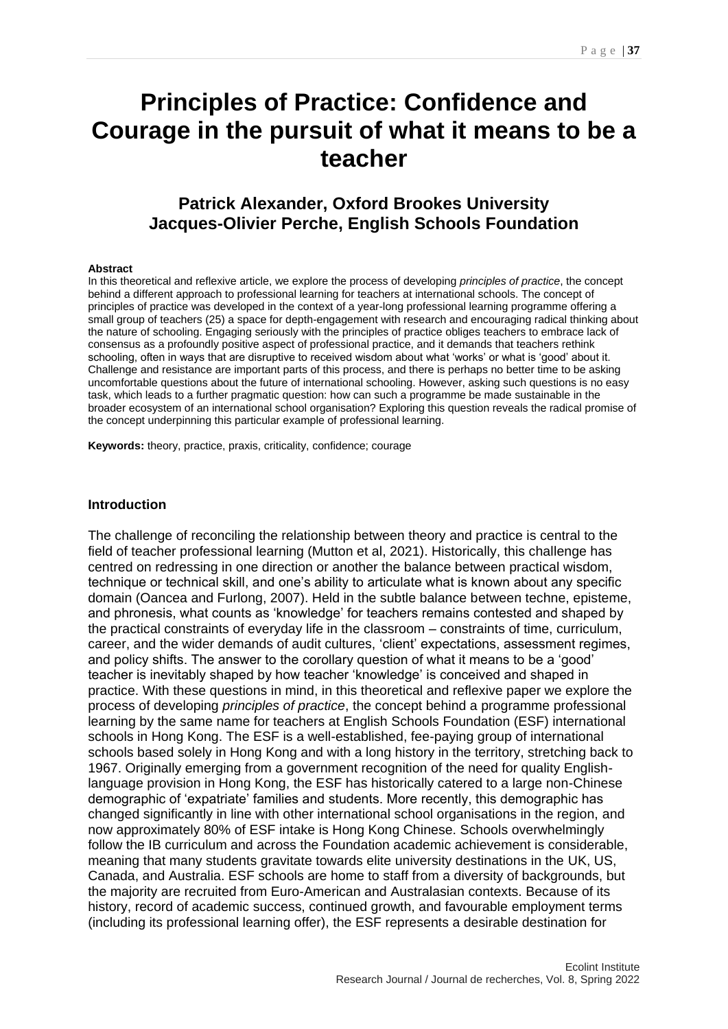# Principles of Practice: Confidence and Courage in the pursuit of what it means to be a teacher

## Patrick Alexander, Oxford Brookes University
## Jacques-Olivier Perche, English Schools Foundation

**Abstract**

In this theoretical and reflexive article, we explore the process of developing *principles of practice*, the concept behind a different approach to professional learning for teachers at international schools. The concept of principles of practice was developed in the context of a year-long professional learning programme offering a small group of teachers (25) a space for depth-engagement with research and encouraging radical thinking about the nature of schooling. Engaging seriously with the principles of practice obliges teachers to embrace lack of consensus as a profoundly positive aspect of professional practice, and it demands that teachers rethink schooling, often in ways that are disruptive to received wisdom about what 'works' or what is 'good' about it. Challenge and resistance are important parts of this process, and there is perhaps no better time to be asking uncomfortable questions about the future of international schooling. However, asking such questions is no easy task, which leads to a further pragmatic question: how can such a programme be made sustainable in the broader ecosystem of an international school organisation? Exploring this question reveals the radical promise of the concept underpinning this particular example of professional learning.

**Keywords:** theory, practice, praxis, criticality, confidence; courage

### Introduction

The challenge of reconciling the relationship between theory and practice is central to the field of teacher professional learning (Mutton et al, 2021). Historically, this challenge has centred on redressing in one direction or another the balance between practical wisdom, technique or technical skill, and one's ability to articulate what is known about any specific domain (Oancea and Furlong, 2007). Held in the subtle balance between techne, episteme, and phronesis, what counts as 'knowledge' for teachers remains contested and shaped by the practical constraints of everyday life in the classroom – constraints of time, curriculum, career, and the wider demands of audit cultures, 'client' expectations, assessment regimes, and policy shifts. The answer to the corollary question of what it means to be a 'good' teacher is inevitably shaped by how teacher 'knowledge' is conceived and shaped in practice. With these questions in mind, in this theoretical and reflexive paper we explore the process of developing *principles of practice*, the concept behind a programme professional learning by the same name for teachers at English Schools Foundation (ESF) international schools in Hong Kong. The ESF is a well-established, fee-paying group of international schools based solely in Hong Kong and with a long history in the territory, stretching back to 1967. Originally emerging from a government recognition of the need for quality English-language provision in Hong Kong, the ESF has historically catered to a large non-Chinese demographic of 'expatriate' families and students. More recently, this demographic has changed significantly in line with other international school organisations in the region, and now approximately 80% of ESF intake is Hong Kong Chinese. Schools overwhelmingly follow the IB curriculum and across the Foundation academic achievement is considerable, meaning that many students gravitate towards elite university destinations in the UK, US, Canada, and Australia. ESF schools are home to staff from a diversity of backgrounds, but the majority are recruited from Euro-American and Australasian contexts. Because of its history, record of academic success, continued growth, and favourable employment terms (including its professional learning offer), the ESF represents a desirable destination for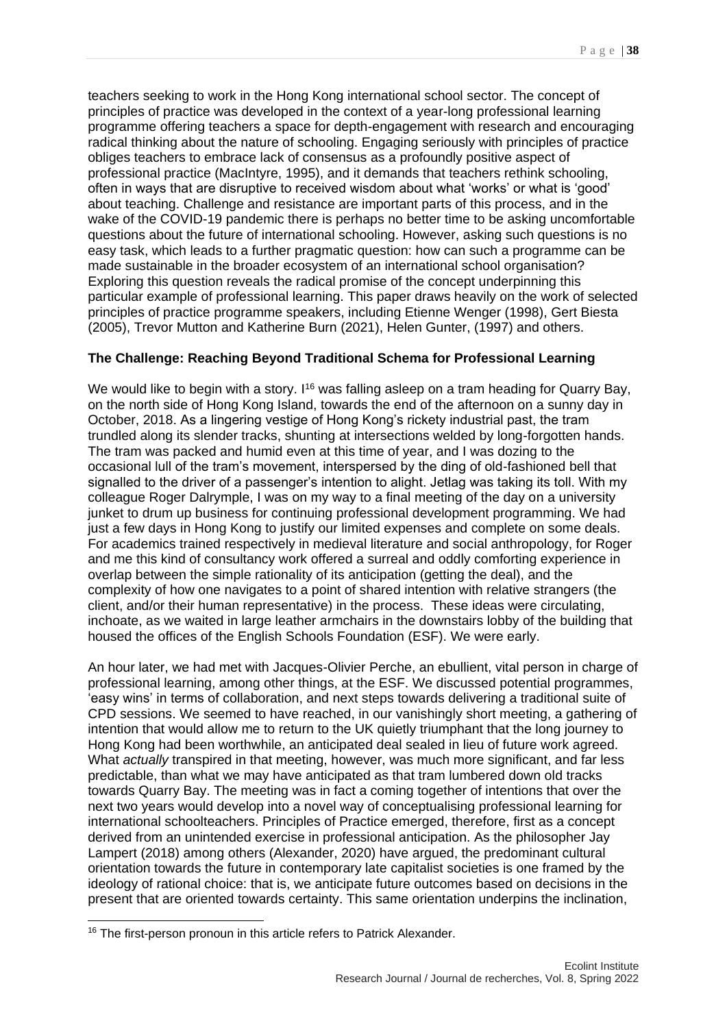teachers seeking to work in the Hong Kong international school sector. The concept of principles of practice was developed in the context of a year-long professional learning programme offering teachers a space for depth-engagement with research and encouraging radical thinking about the nature of schooling. Engaging seriously with principles of practice obliges teachers to embrace lack of consensus as a profoundly positive aspect of professional practice (MacIntyre, 1995), and it demands that teachers rethink schooling, often in ways that are disruptive to received wisdom about what 'works' or what is 'good' about teaching. Challenge and resistance are important parts of this process, and in the wake of the COVID-19 pandemic there is perhaps no better time to be asking uncomfortable questions about the future of international schooling. However, asking such questions is no easy task, which leads to a further pragmatic question: how can such a programme can be made sustainable in the broader ecosystem of an international school organisation? Exploring this question reveals the radical promise of the concept underpinning this particular example of professional learning. This paper draws heavily on the work of selected principles of practice programme speakers, including Etienne Wenger (1998), Gert Biesta (2005), Trevor Mutton and Katherine Burn (2021), Helen Gunter, (1997) and others.

## The Challenge: Reaching Beyond Traditional Schema for Professional Learning

We would like to begin with a story. I[16] was falling asleep on a tram heading for Quarry Bay, on the north side of Hong Kong Island, towards the end of the afternoon on a sunny day in October, 2018. As a lingering vestige of Hong Kong's rickety industrial past, the tram trundled along its slender tracks, shunting at intersections welded by long-forgotten hands. The tram was packed and humid even at this time of year, and I was dozing to the occasional lull of the tram's movement, interspersed by the ding of old-fashioned bell that signalled to the driver of a passenger's intention to alight. Jetlag was taking its toll. With my colleague Roger Dalrymple, I was on my way to a final meeting of the day on a university junket to drum up business for continuing professional development programming. We had just a few days in Hong Kong to justify our limited expenses and complete on some deals. For academics trained respectively in medieval literature and social anthropology, for Roger and me this kind of consultancy work offered a surreal and oddly comforting experience in overlap between the simple rationality of its anticipation (getting the deal), and the complexity of how one navigates to a point of shared intention with relative strangers (the client, and/or their human representative) in the process. These ideas were circulating, inchoate, as we waited in large leather armchairs in the downstairs lobby of the building that housed the offices of the English Schools Foundation (ESF). We were early.

An hour later, we had met with Jacques-Olivier Perche, an ebullient, vital person in charge of professional learning, among other things, at the ESF. We discussed potential programmes, 'easy wins' in terms of collaboration, and next steps towards delivering a traditional suite of CPD sessions. We seemed to have reached, in our vanishingly short meeting, a gathering of intention that would allow me to return to the UK quietly triumphant that the long journey to Hong Kong had been worthwhile, an anticipated deal sealed in lieu of future work agreed. What *actually* transpired in that meeting, however, was much more significant, and far less predictable, than what we may have anticipated as that tram lumbered down old tracks towards Quarry Bay. The meeting was in fact a coming together of intentions that over the next two years would develop into a novel way of conceptualising professional learning for international schoolteachers. Principles of Practice emerged, therefore, first as a concept derived from an unintended exercise in professional anticipation. As the philosopher Jay Lampert (2018) among others (Alexander, 2020) have argued, the predominant cultural orientation towards the future in contemporary late capitalist societies is one framed by the ideology of rational choice: that is, we anticipate future outcomes based on decisions in the present that are oriented towards certainty. This same orientation underpins the inclination,

[16] The first-person pronoun in this article refers to Patrick Alexander.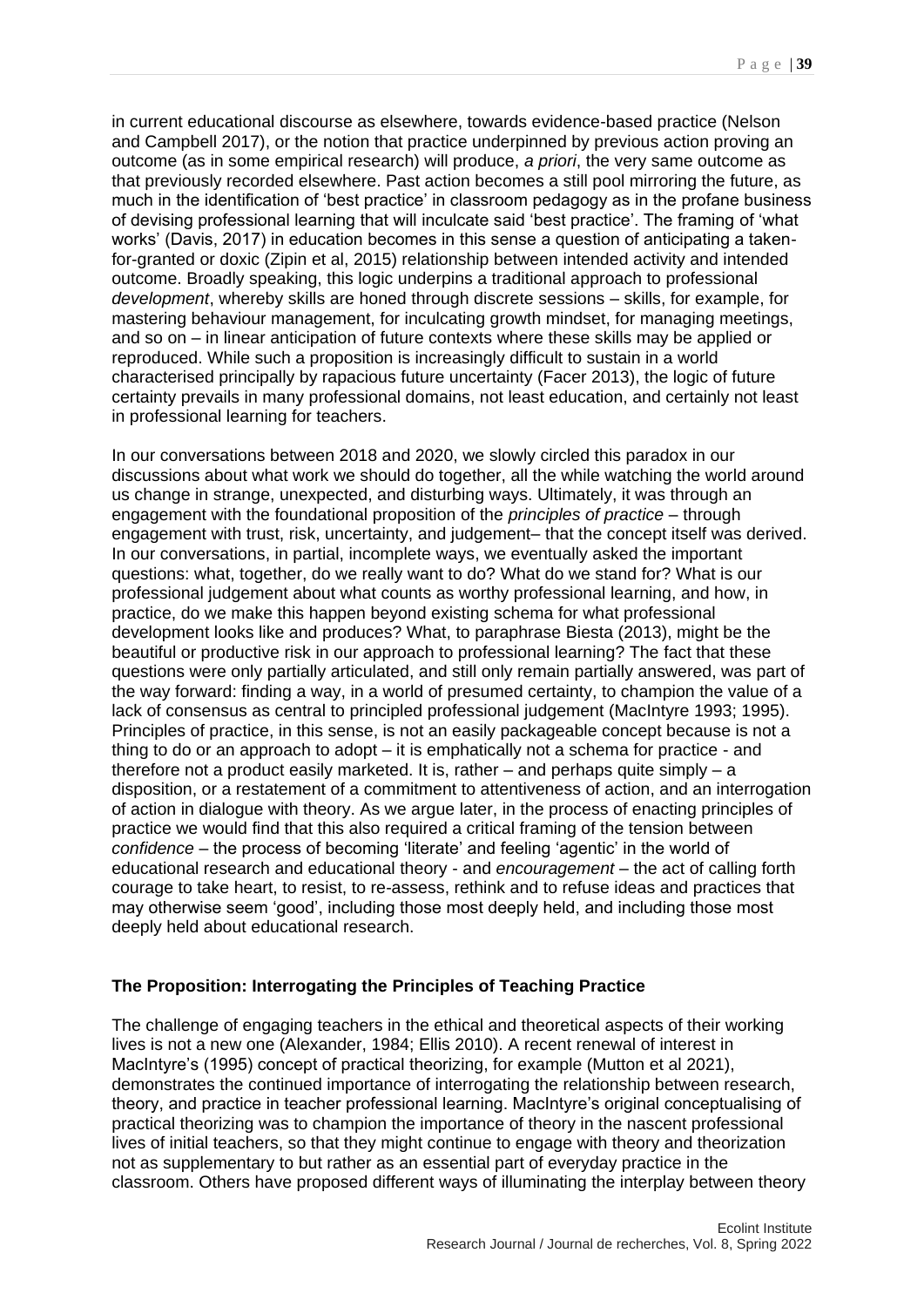in current educational discourse as elsewhere, towards evidence-based practice (Nelson and Campbell 2017), or the notion that practice underpinned by previous action proving an outcome (as in some empirical research) will produce, *a priori*, the very same outcome as that previously recorded elsewhere. Past action becomes a still pool mirroring the future, as much in the identification of 'best practice' in classroom pedagogy as in the profane business of devising professional learning that will inculcate said 'best practice'. The framing of 'what works' (Davis, 2017) in education becomes in this sense a question of anticipating a taken-for-granted or doxic (Zipin et al, 2015) relationship between intended activity and intended outcome. Broadly speaking, this logic underpins a traditional approach to professional *development*, whereby skills are honed through discrete sessions – skills, for example, for mastering behaviour management, for inculcating growth mindset, for managing meetings, and so on – in linear anticipation of future contexts where these skills may be applied or reproduced. While such a proposition is increasingly difficult to sustain in a world characterised principally by rapacious future uncertainty (Facer 2013), the logic of future certainty prevails in many professional domains, not least education, and certainly not least in professional learning for teachers.

In our conversations between 2018 and 2020, we slowly circled this paradox in our discussions about what work we should do together, all the while watching the world around us change in strange, unexpected, and disturbing ways. Ultimately, it was through an engagement with the foundational proposition of the *principles of practice* – through engagement with trust, risk, uncertainty, and judgement– that the concept itself was derived. In our conversations, in partial, incomplete ways, we eventually asked the important questions: what, together, do we really want to do? What do we stand for? What is our professional judgement about what counts as worthy professional learning, and how, in practice, do we make this happen beyond existing schema for what professional development looks like and produces? What, to paraphrase Biesta (2013), might be the beautiful or productive risk in our approach to professional learning? The fact that these questions were only partially articulated, and still only remain partially answered, was part of the way forward: finding a way, in a world of presumed certainty, to champion the value of a lack of consensus as central to principled professional judgement (MacIntyre 1993; 1995). Principles of practice, in this sense, is not an easily packageable concept because is not a thing to do or an approach to adopt – it is emphatically not a schema for practice - and therefore not a product easily marketed. It is, rather – and perhaps quite simply – a disposition, or a restatement of a commitment to attentiveness of action, and an interrogation of action in dialogue with theory. As we argue later, in the process of enacting principles of practice we would find that this also required a critical framing of the tension between *confidence* – the process of becoming 'literate' and feeling 'agentic' in the world of educational research and educational theory - and *encouragement* – the act of calling forth courage to take heart, to resist, to re-assess, rethink and to refuse ideas and practices that may otherwise seem 'good', including those most deeply held, and including those most deeply held about educational research.

## The Proposition: Interrogating the Principles of Teaching Practice

The challenge of engaging teachers in the ethical and theoretical aspects of their working lives is not a new one (Alexander, 1984; Ellis 2010). A recent renewal of interest in MacIntyre's (1995) concept of practical theorizing, for example (Mutton et al 2021), demonstrates the continued importance of interrogating the relationship between research, theory, and practice in teacher professional learning. MacIntyre's original conceptualising of practical theorizing was to champion the importance of theory in the nascent professional lives of initial teachers, so that they might continue to engage with theory and theorization not as supplementary to but rather as an essential part of everyday practice in the classroom. Others have proposed different ways of illuminating the interplay between theory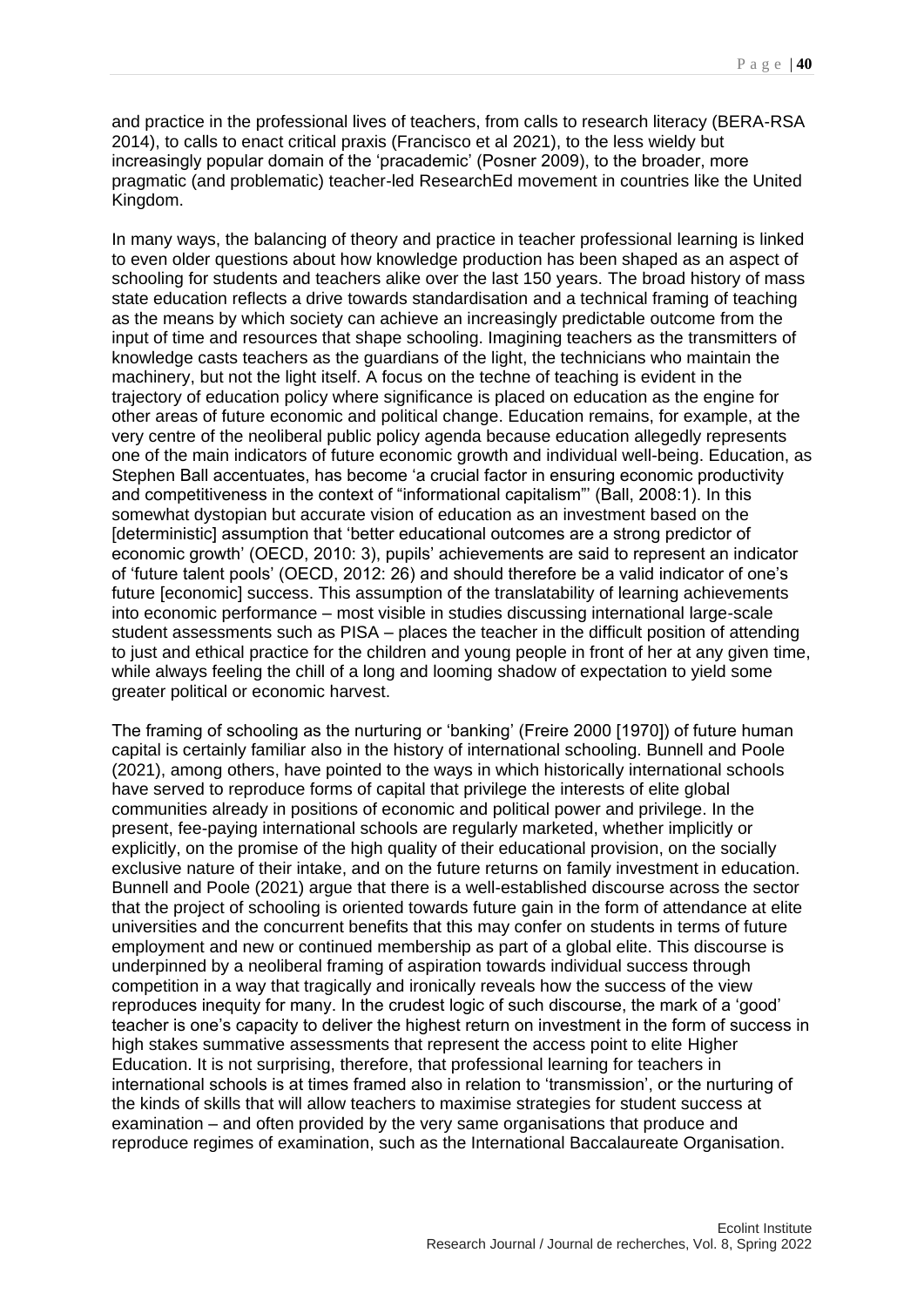and practice in the professional lives of teachers, from calls to research literacy (BERA-RSA 2014), to calls to enact critical praxis (Francisco et al 2021), to the less wieldy but increasingly popular domain of the 'pracademic' (Posner 2009), to the broader, more pragmatic (and problematic) teacher-led ResearchEd movement in countries like the United Kingdom.

In many ways, the balancing of theory and practice in teacher professional learning is linked to even older questions about how knowledge production has been shaped as an aspect of schooling for students and teachers alike over the last 150 years. The broad history of mass state education reflects a drive towards standardisation and a technical framing of teaching as the means by which society can achieve an increasingly predictable outcome from the input of time and resources that shape schooling. Imagining teachers as the transmitters of knowledge casts teachers as the guardians of the light, the technicians who maintain the machinery, but not the light itself. A focus on the techne of teaching is evident in the trajectory of education policy where significance is placed on education as the engine for other areas of future economic and political change. Education remains, for example, at the very centre of the neoliberal public policy agenda because education allegedly represents one of the main indicators of future economic growth and individual well-being. Education, as Stephen Ball accentuates, has become 'a crucial factor in ensuring economic productivity and competitiveness in the context of "informational capitalism"' (Ball, 2008:1). In this somewhat dystopian but accurate vision of education as an investment based on the [deterministic] assumption that 'better educational outcomes are a strong predictor of economic growth' (OECD, 2010: 3), pupils' achievements are said to represent an indicator of 'future talent pools' (OECD, 2012: 26) and should therefore be a valid indicator of one's future [economic] success. This assumption of the translatability of learning achievements into economic performance – most visible in studies discussing international large-scale student assessments such as PISA – places the teacher in the difficult position of attending to just and ethical practice for the children and young people in front of her at any given time, while always feeling the chill of a long and looming shadow of expectation to yield some greater political or economic harvest.

The framing of schooling as the nurturing or 'banking' (Freire 2000 [1970]) of future human capital is certainly familiar also in the history of international schooling. Bunnell and Poole (2021), among others, have pointed to the ways in which historically international schools have served to reproduce forms of capital that privilege the interests of elite global communities already in positions of economic and political power and privilege. In the present, fee-paying international schools are regularly marketed, whether implicitly or explicitly, on the promise of the high quality of their educational provision, on the socially exclusive nature of their intake, and on the future returns on family investment in education. Bunnell and Poole (2021) argue that there is a well-established discourse across the sector that the project of schooling is oriented towards future gain in the form of attendance at elite universities and the concurrent benefits that this may confer on students in terms of future employment and new or continued membership as part of a global elite. This discourse is underpinned by a neoliberal framing of aspiration towards individual success through competition in a way that tragically and ironically reveals how the success of the view reproduces inequity for many. In the crudest logic of such discourse, the mark of a 'good' teacher is one's capacity to deliver the highest return on investment in the form of success in high stakes summative assessments that represent the access point to elite Higher Education. It is not surprising, therefore, that professional learning for teachers in international schools is at times framed also in relation to 'transmission', or the nurturing of the kinds of skills that will allow teachers to maximise strategies for student success at examination – and often provided by the very same organisations that produce and reproduce regimes of examination, such as the International Baccalaureate Organisation.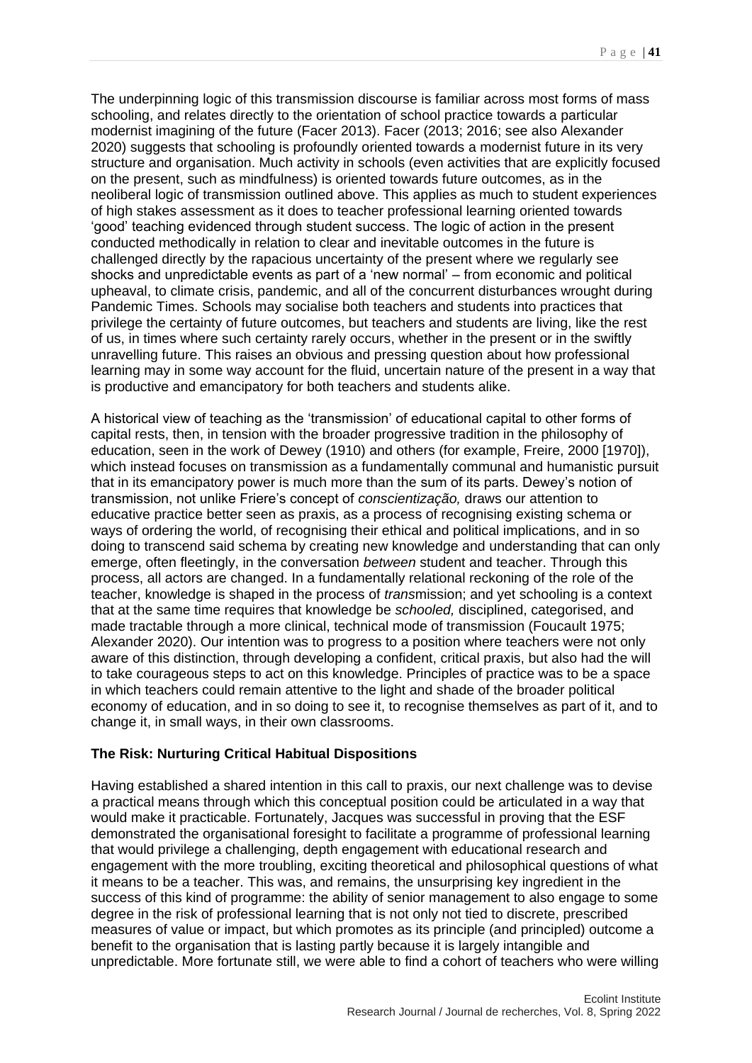The underpinning logic of this transmission discourse is familiar across most forms of mass schooling, and relates directly to the orientation of school practice towards a particular modernist imagining of the future (Facer 2013). Facer (2013; 2016; see also Alexander 2020) suggests that schooling is profoundly oriented towards a modernist future in its very structure and organisation. Much activity in schools (even activities that are explicitly focused on the present, such as mindfulness) is oriented towards future outcomes, as in the neoliberal logic of transmission outlined above. This applies as much to student experiences of high stakes assessment as it does to teacher professional learning oriented towards 'good' teaching evidenced through student success. The logic of action in the present conducted methodically in relation to clear and inevitable outcomes in the future is challenged directly by the rapacious uncertainty of the present where we regularly see shocks and unpredictable events as part of a 'new normal' – from economic and political upheaval, to climate crisis, pandemic, and all of the concurrent disturbances wrought during Pandemic Times. Schools may socialise both teachers and students into practices that privilege the certainty of future outcomes, but teachers and students are living, like the rest of us, in times where such certainty rarely occurs, whether in the present or in the swiftly unravelling future. This raises an obvious and pressing question about how professional learning may in some way account for the fluid, uncertain nature of the present in a way that is productive and emancipatory for both teachers and students alike.

A historical view of teaching as the 'transmission' of educational capital to other forms of capital rests, then, in tension with the broader progressive tradition in the philosophy of education, seen in the work of Dewey (1910) and others (for example, Freire, 2000 [1970]), which instead focuses on transmission as a fundamentally communal and humanistic pursuit that in its emancipatory power is much more than the sum of its parts. Dewey's notion of transmission, not unlike Friere's concept of *conscientização,* draws our attention to educative practice better seen as praxis, as a process of recognising existing schema or ways of ordering the world, of recognising their ethical and political implications, and in so doing to transcend said schema by creating new knowledge and understanding that can only emerge, often fleetingly, in the conversation *between* student and teacher. Through this process, all actors are changed. In a fundamentally relational reckoning of the role of the teacher, knowledge is shaped in the process of *trans*mission; and yet schooling is a context that at the same time requires that knowledge be *schooled,* disciplined, categorised, and made tractable through a more clinical, technical mode of transmission (Foucault 1975; Alexander 2020). Our intention was to progress to a position where teachers were not only aware of this distinction, through developing a confident, critical praxis, but also had the will to take courageous steps to act on this knowledge. Principles of practice was to be a space in which teachers could remain attentive to the light and shade of the broader political economy of education, and in so doing to see it, to recognise themselves as part of it, and to change it, in small ways, in their own classrooms.

**The Risk: Nurturing Critical Habitual Dispositions**

Having established a shared intention in this call to praxis, our next challenge was to devise a practical means through which this conceptual position could be articulated in a way that would make it practicable. Fortunately, Jacques was successful in proving that the ESF demonstrated the organisational foresight to facilitate a programme of professional learning that would privilege a challenging, depth engagement with educational research and engagement with the more troubling, exciting theoretical and philosophical questions of what it means to be a teacher. This was, and remains, the unsurprising key ingredient in the success of this kind of programme: the ability of senior management to also engage to some degree in the risk of professional learning that is not only not tied to discrete, prescribed measures of value or impact, but which promotes as its principle (and principled) outcome a benefit to the organisation that is lasting partly because it is largely intangible and unpredictable. More fortunate still, we were able to find a cohort of teachers who were willing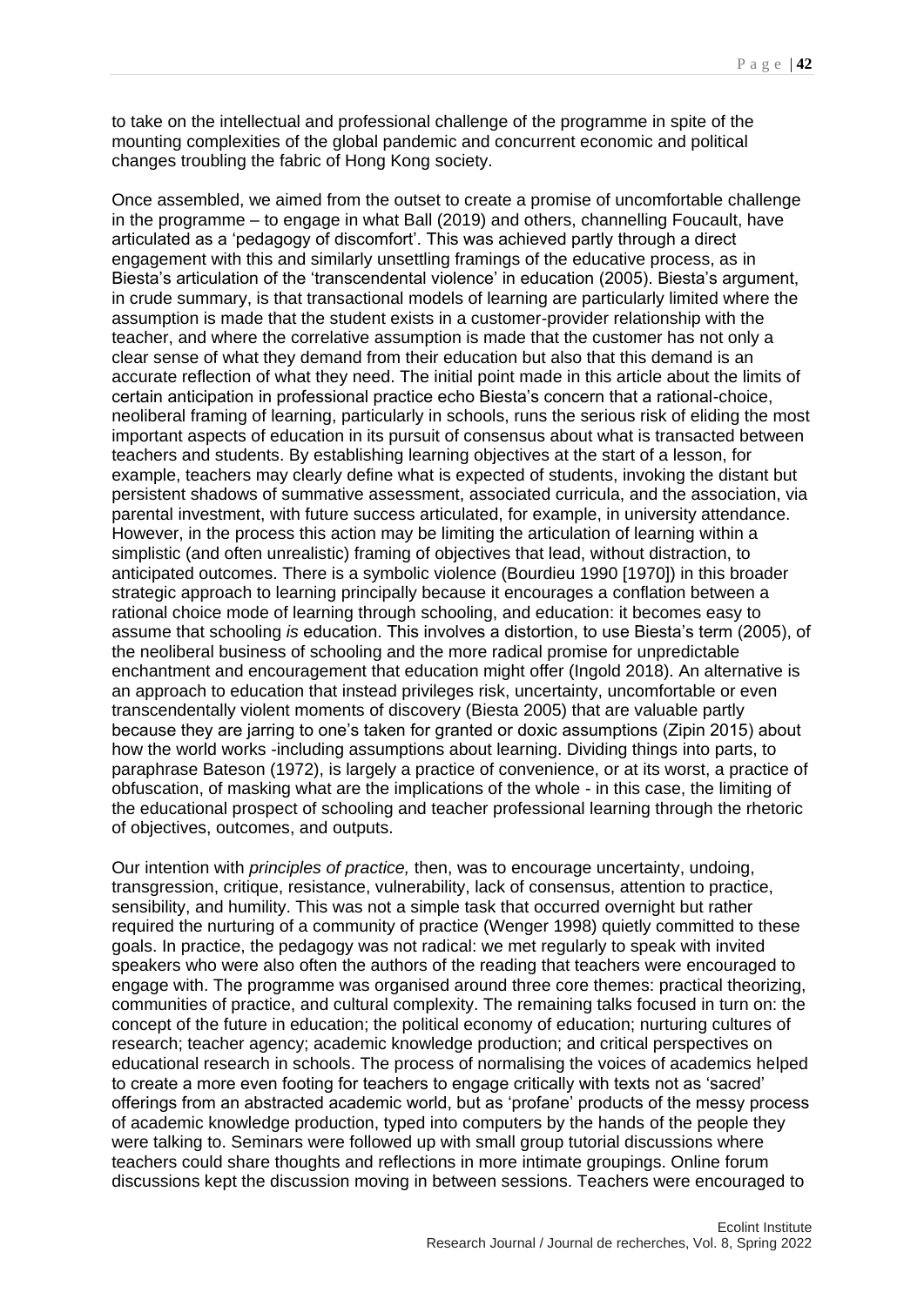to take on the intellectual and professional challenge of the programme in spite of the mounting complexities of the global pandemic and concurrent economic and political changes troubling the fabric of Hong Kong society.

Once assembled, we aimed from the outset to create a promise of uncomfortable challenge in the programme – to engage in what Ball (2019) and others, channelling Foucault, have articulated as a 'pedagogy of discomfort'. This was achieved partly through a direct engagement with this and similarly unsettling framings of the educative process, as in Biesta's articulation of the 'transcendental violence' in education (2005). Biesta's argument, in crude summary, is that transactional models of learning are particularly limited where the assumption is made that the student exists in a customer-provider relationship with the teacher, and where the correlative assumption is made that the customer has not only a clear sense of what they demand from their education but also that this demand is an accurate reflection of what they need. The initial point made in this article about the limits of certain anticipation in professional practice echo Biesta's concern that a rational-choice, neoliberal framing of learning, particularly in schools, runs the serious risk of eliding the most important aspects of education in its pursuit of consensus about what is transacted between teachers and students. By establishing learning objectives at the start of a lesson, for example, teachers may clearly define what is expected of students, invoking the distant but persistent shadows of summative assessment, associated curricula, and the association, via parental investment, with future success articulated, for example, in university attendance. However, in the process this action may be limiting the articulation of learning within a simplistic (and often unrealistic) framing of objectives that lead, without distraction, to anticipated outcomes. There is a symbolic violence (Bourdieu 1990 [1970]) in this broader strategic approach to learning principally because it encourages a conflation between a rational choice mode of learning through schooling, and education: it becomes easy to assume that schooling *is* education. This involves a distortion, to use Biesta's term (2005), of the neoliberal business of schooling and the more radical promise for unpredictable enchantment and encouragement that education might offer (Ingold 2018). An alternative is an approach to education that instead privileges risk, uncertainty, uncomfortable or even transcendentally violent moments of discovery (Biesta 2005) that are valuable partly because they are jarring to one's taken for granted or doxic assumptions (Zipin 2015) about how the world works -including assumptions about learning. Dividing things into parts, to paraphrase Bateson (1972), is largely a practice of convenience, or at its worst, a practice of obfuscation, of masking what are the implications of the whole - in this case, the limiting of the educational prospect of schooling and teacher professional learning through the rhetoric of objectives, outcomes, and outputs.

Our intention with *principles of practice,* then, was to encourage uncertainty, undoing, transgression, critique, resistance, vulnerability, lack of consensus, attention to practice, sensibility, and humility. This was not a simple task that occurred overnight but rather required the nurturing of a community of practice (Wenger 1998) quietly committed to these goals. In practice, the pedagogy was not radical: we met regularly to speak with invited speakers who were also often the authors of the reading that teachers were encouraged to engage with. The programme was organised around three core themes: practical theorizing, communities of practice, and cultural complexity. The remaining talks focused in turn on: the concept of the future in education; the political economy of education; nurturing cultures of research; teacher agency; academic knowledge production; and critical perspectives on educational research in schools. The process of normalising the voices of academics helped to create a more even footing for teachers to engage critically with texts not as 'sacred' offerings from an abstracted academic world, but as 'profane' products of the messy process of academic knowledge production, typed into computers by the hands of the people they were talking to. Seminars were followed up with small group tutorial discussions where teachers could share thoughts and reflections in more intimate groupings. Online forum discussions kept the discussion moving in between sessions. Teachers were encouraged to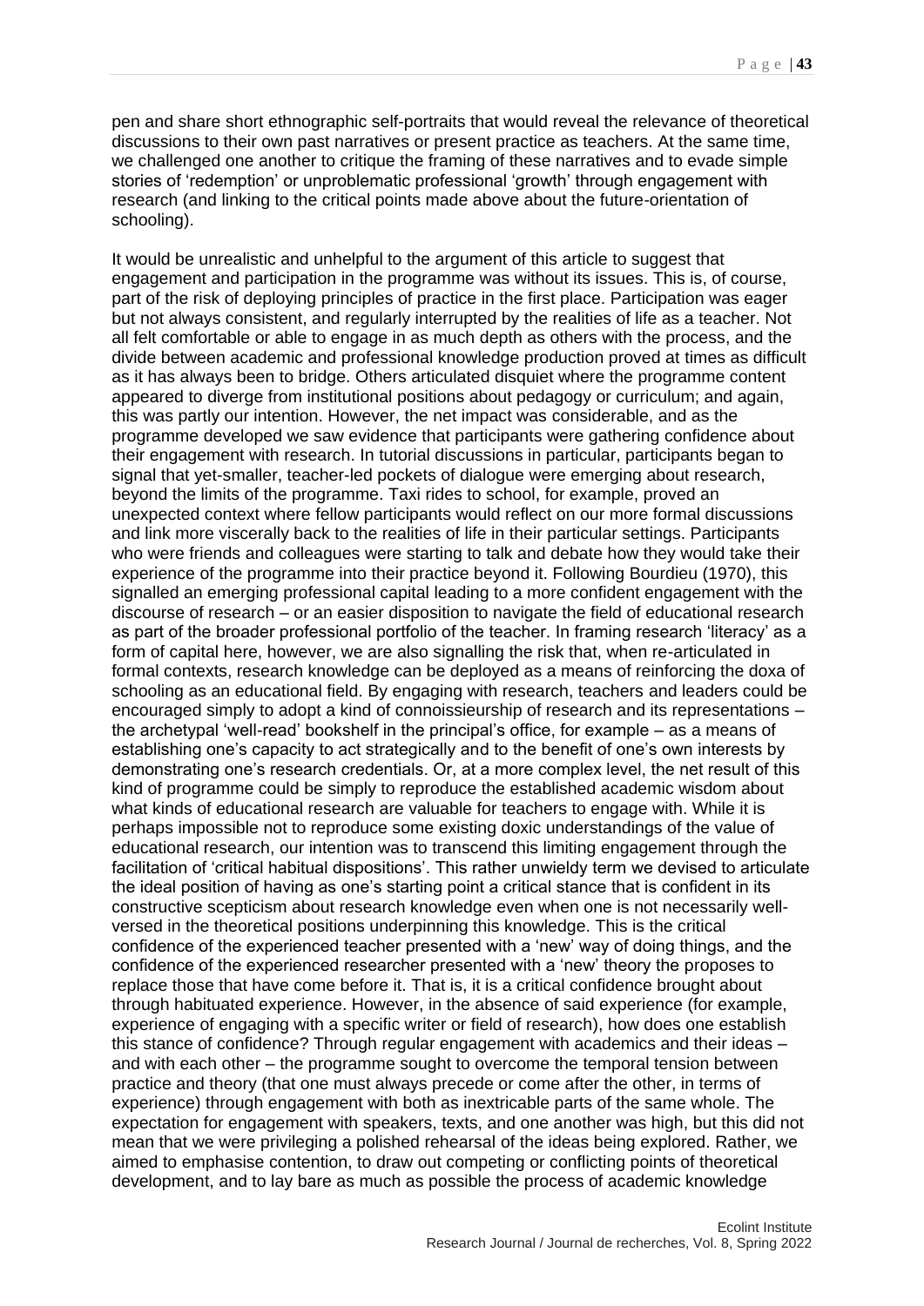pen and share short ethnographic self-portraits that would reveal the relevance of theoretical discussions to their own past narratives or present practice as teachers. At the same time, we challenged one another to critique the framing of these narratives and to evade simple stories of 'redemption' or unproblematic professional 'growth' through engagement with research (and linking to the critical points made above about the future-orientation of schooling).

It would be unrealistic and unhelpful to the argument of this article to suggest that engagement and participation in the programme was without its issues. This is, of course, part of the risk of deploying principles of practice in the first place. Participation was eager but not always consistent, and regularly interrupted by the realities of life as a teacher. Not all felt comfortable or able to engage in as much depth as others with the process, and the divide between academic and professional knowledge production proved at times as difficult as it has always been to bridge. Others articulated disquiet where the programme content appeared to diverge from institutional positions about pedagogy or curriculum; and again, this was partly our intention. However, the net impact was considerable, and as the programme developed we saw evidence that participants were gathering confidence about their engagement with research. In tutorial discussions in particular, participants began to signal that yet-smaller, teacher-led pockets of dialogue were emerging about research, beyond the limits of the programme. Taxi rides to school, for example, proved an unexpected context where fellow participants would reflect on our more formal discussions and link more viscerally back to the realities of life in their particular settings. Participants who were friends and colleagues were starting to talk and debate how they would take their experience of the programme into their practice beyond it. Following Bourdieu (1970), this signalled an emerging professional capital leading to a more confident engagement with the discourse of research – or an easier disposition to navigate the field of educational research as part of the broader professional portfolio of the teacher. In framing research 'literacy' as a form of capital here, however, we are also signalling the risk that, when re-articulated in formal contexts, research knowledge can be deployed as a means of reinforcing the doxa of schooling as an educational field. By engaging with research, teachers and leaders could be encouraged simply to adopt a kind of connoissieurship of research and its representations – the archetypal 'well-read' bookshelf in the principal's office, for example – as a means of establishing one's capacity to act strategically and to the benefit of one's own interests by demonstrating one's research credentials. Or, at a more complex level, the net result of this kind of programme could be simply to reproduce the established academic wisdom about what kinds of educational research are valuable for teachers to engage with. While it is perhaps impossible not to reproduce some existing doxic understandings of the value of educational research, our intention was to transcend this limiting engagement through the facilitation of 'critical habitual dispositions'. This rather unwieldy term we devised to articulate the ideal position of having as one's starting point a critical stance that is confident in its constructive scepticism about research knowledge even when one is not necessarily well-versed in the theoretical positions underpinning this knowledge. This is the critical confidence of the experienced teacher presented with a 'new' way of doing things, and the confidence of the experienced researcher presented with a 'new' theory the proposes to replace those that have come before it. That is, it is a critical confidence brought about through habituated experience. However, in the absence of said experience (for example, experience of engaging with a specific writer or field of research), how does one establish this stance of confidence? Through regular engagement with academics and their ideas – and with each other – the programme sought to overcome the temporal tension between practice and theory (that one must always precede or come after the other, in terms of experience) through engagement with both as inextricable parts of the same whole. The expectation for engagement with speakers, texts, and one another was high, but this did not mean that we were privileging a polished rehearsal of the ideas being explored. Rather, we aimed to emphasise contention, to draw out competing or conflicting points of theoretical development, and to lay bare as much as possible the process of academic knowledge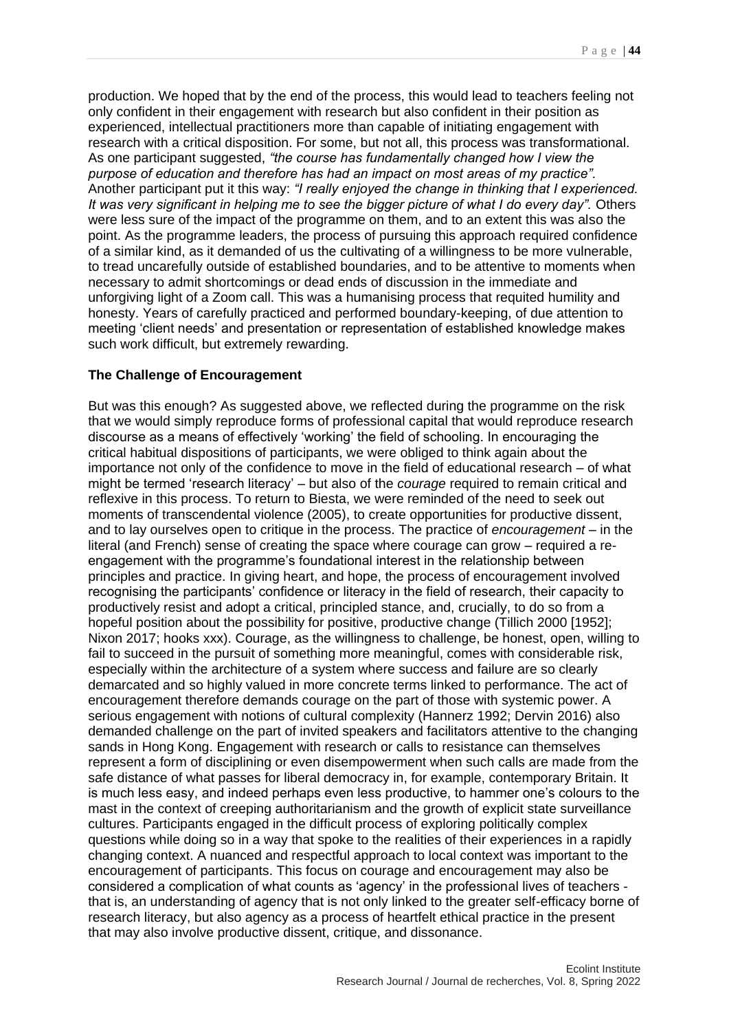production. We hoped that by the end of the process, this would lead to teachers feeling not only confident in their engagement with research but also confident in their position as experienced, intellectual practitioners more than capable of initiating engagement with research with a critical disposition. For some, but not all, this process was transformational. As one participant suggested, *"the course has fundamentally changed how I view the purpose of education and therefore has had an impact on most areas of my practice".* Another participant put it this way: *"I really enjoyed the change in thinking that I experienced. It was very significant in helping me to see the bigger picture of what I do every day".* Others were less sure of the impact of the programme on them, and to an extent this was also the point. As the programme leaders, the process of pursuing this approach required confidence of a similar kind, as it demanded of us the cultivating of a willingness to be more vulnerable, to tread uncarefully outside of established boundaries, and to be attentive to moments when necessary to admit shortcomings or dead ends of discussion in the immediate and unforgiving light of a Zoom call. This was a humanising process that requited humility and honesty. Years of carefully practiced and performed boundary-keeping, of due attention to meeting 'client needs' and presentation or representation of established knowledge makes such work difficult, but extremely rewarding.

## The Challenge of Encouragement

But was this enough? As suggested above, we reflected during the programme on the risk that we would simply reproduce forms of professional capital that would reproduce research discourse as a means of effectively 'working' the field of schooling. In encouraging the critical habitual dispositions of participants, we were obliged to think again about the importance not only of the confidence to move in the field of educational research – of what might be termed 'research literacy' – but also of the *courage* required to remain critical and reflexive in this process. To return to Biesta, we were reminded of the need to seek out moments of transcendental violence (2005), to create opportunities for productive dissent, and to lay ourselves open to critique in the process. The practice of *encouragement* – in the literal (and French) sense of creating the space where courage can grow – required a re-engagement with the programme's foundational interest in the relationship between principles and practice. In giving heart, and hope, the process of encouragement involved recognising the participants' confidence or literacy in the field of research, their capacity to productively resist and adopt a critical, principled stance, and, crucially, to do so from a hopeful position about the possibility for positive, productive change (Tillich 2000 [1952]; Nixon 2017; hooks xxx). Courage, as the willingness to challenge, be honest, open, willing to fail to succeed in the pursuit of something more meaningful, comes with considerable risk, especially within the architecture of a system where success and failure are so clearly demarcated and so highly valued in more concrete terms linked to performance. The act of encouragement therefore demands courage on the part of those with systemic power. A serious engagement with notions of cultural complexity (Hannerz 1992; Dervin 2016) also demanded challenge on the part of invited speakers and facilitators attentive to the changing sands in Hong Kong. Engagement with research or calls to resistance can themselves represent a form of disciplining or even disempowerment when such calls are made from the safe distance of what passes for liberal democracy in, for example, contemporary Britain. It is much less easy, and indeed perhaps even less productive, to hammer one's colours to the mast in the context of creeping authoritarianism and the growth of explicit state surveillance cultures. Participants engaged in the difficult process of exploring politically complex questions while doing so in a way that spoke to the realities of their experiences in a rapidly changing context. A nuanced and respectful approach to local context was important to the encouragement of participants. This focus on courage and encouragement may also be considered a complication of what counts as 'agency' in the professional lives of teachers - that is, an understanding of agency that is not only linked to the greater self-efficacy borne of research literacy, but also agency as a process of heartfelt ethical practice in the present that may also involve productive dissent, critique, and dissonance.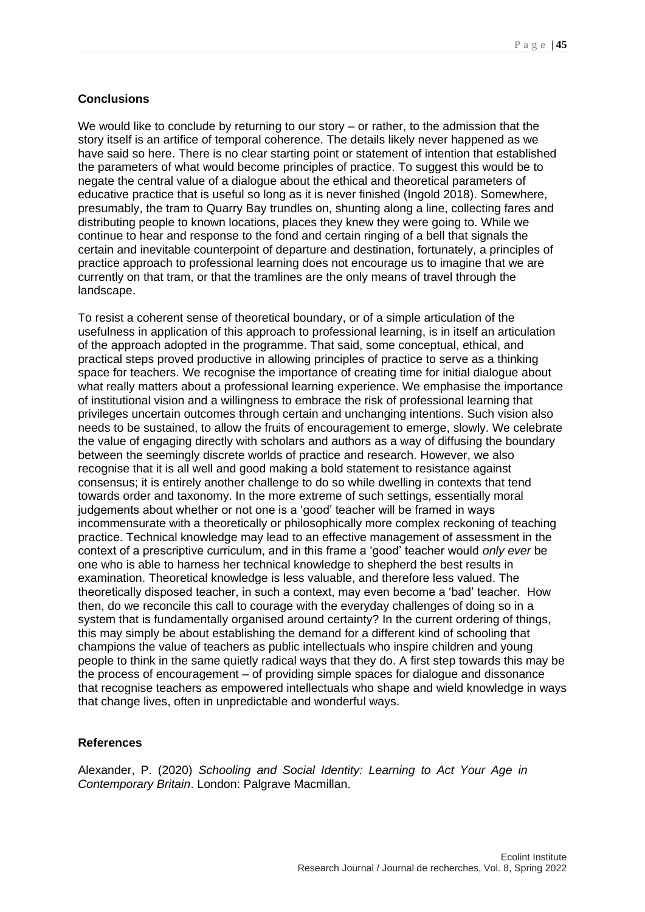### Conclusions

We would like to conclude by returning to our story – or rather, to the admission that the story itself is an artifice of temporal coherence. The details likely never happened as we have said so here. There is no clear starting point or statement of intention that established the parameters of what would become principles of practice. To suggest this would be to negate the central value of a dialogue about the ethical and theoretical parameters of educative practice that is useful so long as it is never finished (Ingold 2018). Somewhere, presumably, the tram to Quarry Bay trundles on, shunting along a line, collecting fares and distributing people to known locations, places they knew they were going to. While we continue to hear and response to the fond and certain ringing of a bell that signals the certain and inevitable counterpoint of departure and destination, fortunately, a principles of practice approach to professional learning does not encourage us to imagine that we are currently on that tram, or that the tramlines are the only means of travel through the landscape.

To resist a coherent sense of theoretical boundary, or of a simple articulation of the usefulness in application of this approach to professional learning, is in itself an articulation of the approach adopted in the programme. That said, some conceptual, ethical, and practical steps proved productive in allowing principles of practice to serve as a thinking space for teachers. We recognise the importance of creating time for initial dialogue about what really matters about a professional learning experience. We emphasise the importance of institutional vision and a willingness to embrace the risk of professional learning that privileges uncertain outcomes through certain and unchanging intentions. Such vision also needs to be sustained, to allow the fruits of encouragement to emerge, slowly. We celebrate the value of engaging directly with scholars and authors as a way of diffusing the boundary between the seemingly discrete worlds of practice and research. However, we also recognise that it is all well and good making a bold statement to resistance against consensus; it is entirely another challenge to do so while dwelling in contexts that tend towards order and taxonomy. In the more extreme of such settings, essentially moral judgements about whether or not one is a 'good' teacher will be framed in ways incommensurate with a theoretically or philosophically more complex reckoning of teaching practice. Technical knowledge may lead to an effective management of assessment in the context of a prescriptive curriculum, and in this frame a 'good' teacher would *only ever* be one who is able to harness her technical knowledge to shepherd the best results in examination. Theoretical knowledge is less valuable, and therefore less valued. The theoretically disposed teacher, in such a context, may even become a 'bad' teacher. How then, do we reconcile this call to courage with the everyday challenges of doing so in a system that is fundamentally organised around certainty? In the current ordering of things, this may simply be about establishing the demand for a different kind of schooling that champions the value of teachers as public intellectuals who inspire children and young people to think in the same quietly radical ways that they do. A first step towards this may be the process of encouragement – of providing simple spaces for dialogue and dissonance that recognise teachers as empowered intellectuals who shape and wield knowledge in ways that change lives, often in unpredictable and wonderful ways.

### References

Alexander, P. (2020) *Schooling and Social Identity: Learning to Act Your Age in Contemporary Britain*. London: Palgrave Macmillan.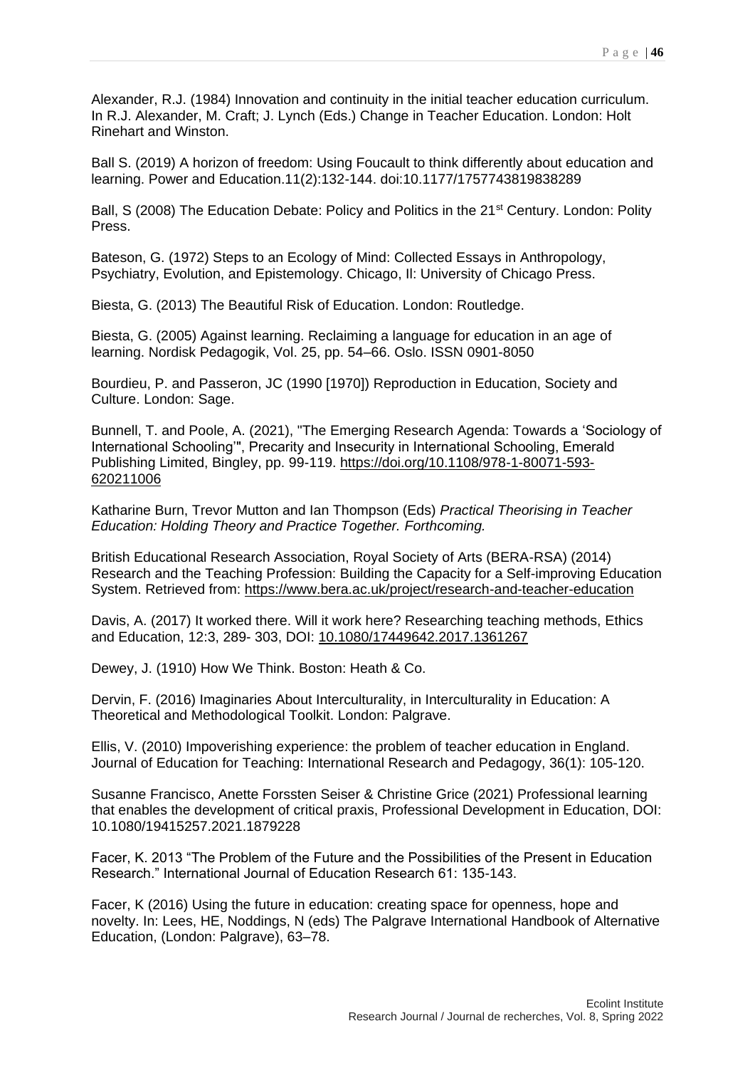Alexander, R.J. (1984) Innovation and continuity in the initial teacher education curriculum. In R.J. Alexander, M. Craft; J. Lynch (Eds.) Change in Teacher Education. London: Holt Rinehart and Winston.

Ball S. (2019) A horizon of freedom: Using Foucault to think differently about education and learning. Power and Education.11(2):132-144. doi:10.1177/1757743819838289

Ball, S (2008) The Education Debate: Policy and Politics in the 21st Century. London: Polity Press.

Bateson, G. (1972) Steps to an Ecology of Mind: Collected Essays in Anthropology, Psychiatry, Evolution, and Epistemology. Chicago, Il: University of Chicago Press.

Biesta, G. (2013) The Beautiful Risk of Education. London: Routledge.

Biesta, G. (2005) Against learning. Reclaiming a language for education in an age of learning. Nordisk Pedagogik, Vol. 25, pp. 54–66. Oslo. ISSN 0901-8050

Bourdieu, P. and Passeron, JC (1990 [1970]) Reproduction in Education, Society and Culture. London: Sage.

Bunnell, T. and Poole, A. (2021), "The Emerging Research Agenda: Towards a 'Sociology of International Schooling'", Precarity and Insecurity in International Schooling, Emerald Publishing Limited, Bingley, pp. 99-119. https://doi.org/10.1108/978-1-80071-593-620211006

Katharine Burn, Trevor Mutton and Ian Thompson (Eds) *Practical Theorising in Teacher Education: Holding Theory and Practice Together. Forthcoming.*

British Educational Research Association, Royal Society of Arts (BERA-RSA) (2014) Research and the Teaching Profession: Building the Capacity for a Self-improving Education System. Retrieved from: https://www.bera.ac.uk/project/research-and-teacher-education

Davis, A. (2017) It worked there. Will it work here? Researching teaching methods, Ethics and Education, 12:3, 289- 303, DOI: 10.1080/17449642.2017.1361267

Dewey, J. (1910) How We Think. Boston: Heath & Co.

Dervin, F. (2016) Imaginaries About Interculturality, in Interculturality in Education: A Theoretical and Methodological Toolkit. London: Palgrave.

Ellis, V. (2010) Impoverishing experience: the problem of teacher education in England. Journal of Education for Teaching: International Research and Pedagogy, 36(1): 105-120.

Susanne Francisco, Anette Forssten Seiser & Christine Grice (2021) Professional learning that enables the development of critical praxis, Professional Development in Education, DOI: 10.1080/19415257.2021.1879228

Facer, K. 2013 "The Problem of the Future and the Possibilities of the Present in Education Research." International Journal of Education Research 61: 135-143.

Facer, K (2016) Using the future in education: creating space for openness, hope and novelty. In: Lees, HE, Noddings, N (eds) The Palgrave International Handbook of Alternative Education, (London: Palgrave), 63–78.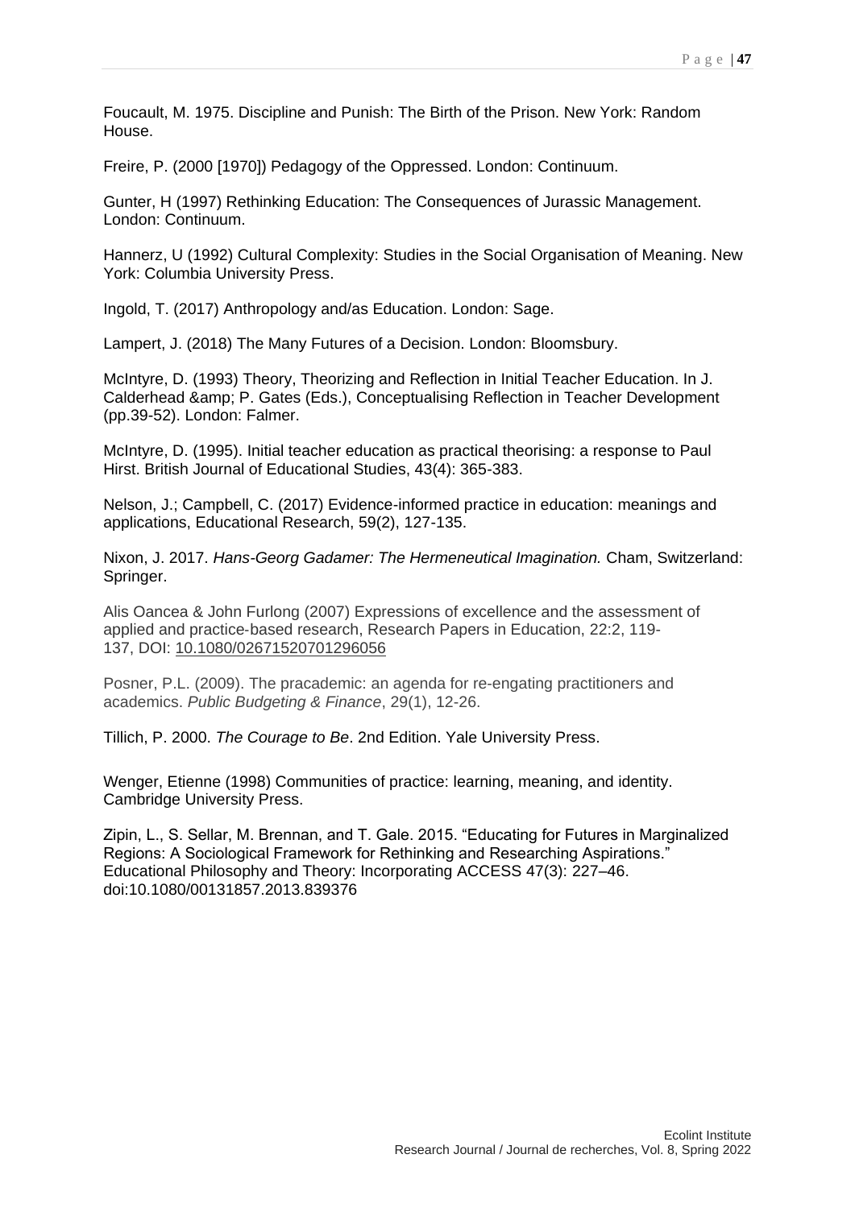Foucault, M. 1975. Discipline and Punish: The Birth of the Prison. New York: Random House.

Freire, P. (2000 [1970]) Pedagogy of the Oppressed. London: Continuum.

Gunter, H (1997) Rethinking Education: The Consequences of Jurassic Management. London: Continuum.

Hannerz, U (1992) Cultural Complexity: Studies in the Social Organisation of Meaning. New York: Columbia University Press.

Ingold, T. (2017) Anthropology and/as Education. London: Sage.

Lampert, J. (2018) The Many Futures of a Decision. London: Bloomsbury.

McIntyre, D. (1993) Theory, Theorizing and Reflection in Initial Teacher Education. In J. Calderhead &amp; P. Gates (Eds.), Conceptualising Reflection in Teacher Development (pp.39-52). London: Falmer.

McIntyre, D. (1995). Initial teacher education as practical theorising: a response to Paul Hirst. British Journal of Educational Studies, 43(4): 365-383.

Nelson, J.; Campbell, C. (2017) Evidence-informed practice in education: meanings and applications, Educational Research, 59(2), 127-135.

Nixon, J. 2017. *Hans-Georg Gadamer: The Hermeneutical Imagination.* Cham, Switzerland: Springer.

Alis Oancea & John Furlong (2007) Expressions of excellence and the assessment of applied and practice-based research, Research Papers in Education, 22:2, 119-137, DOI: 10.1080/02671520701296056

Posner, P.L. (2009). The pracademic: an agenda for re-engating practitioners and academics. *Public Budgeting & Finance*, 29(1), 12-26.

Tillich, P. 2000. *The Courage to Be*. 2nd Edition. Yale University Press.

Wenger, Etienne (1998) Communities of practice: learning, meaning, and identity. Cambridge University Press.

Zipin, L., S. Sellar, M. Brennan, and T. Gale. 2015. "Educating for Futures in Marginalized Regions: A Sociological Framework for Rethinking and Researching Aspirations." Educational Philosophy and Theory: Incorporating ACCESS 47(3): 227–46. doi:10.1080/00131857.2013.839376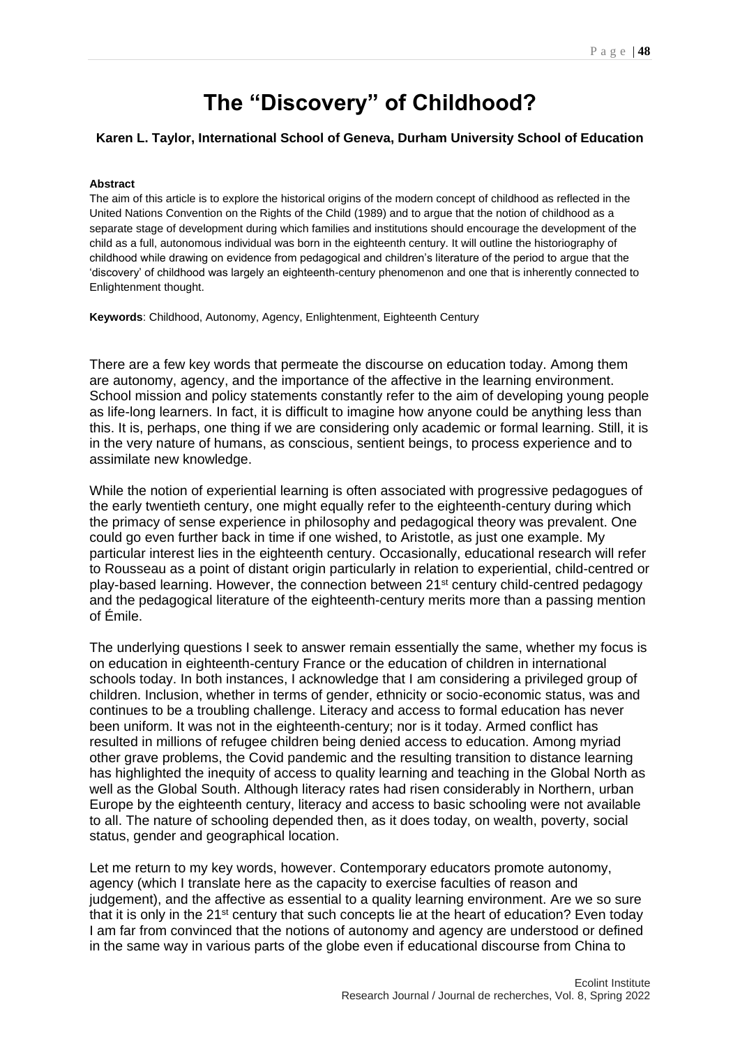# The "Discovery" of Childhood?

**Karen L. Taylor, International School of Geneva, Durham University School of Education**

**Abstract**

The aim of this article is to explore the historical origins of the modern concept of childhood as reflected in the United Nations Convention on the Rights of the Child (1989) and to argue that the notion of childhood as a separate stage of development during which families and institutions should encourage the development of the child as a full, autonomous individual was born in the eighteenth century. It will outline the historiography of childhood while drawing on evidence from pedagogical and children's literature of the period to argue that the 'discovery' of childhood was largely an eighteenth-century phenomenon and one that is inherently connected to Enlightenment thought.

**Keywords**: Childhood, Autonomy, Agency, Enlightenment, Eighteenth Century

There are a few key words that permeate the discourse on education today. Among them are autonomy, agency, and the importance of the affective in the learning environment. School mission and policy statements constantly refer to the aim of developing young people as life-long learners. In fact, it is difficult to imagine how anyone could be anything less than this. It is, perhaps, one thing if we are considering only academic or formal learning. Still, it is in the very nature of humans, as conscious, sentient beings, to process experience and to assimilate new knowledge.

While the notion of experiential learning is often associated with progressive pedagogues of the early twentieth century, one might equally refer to the eighteenth-century during which the primacy of sense experience in philosophy and pedagogical theory was prevalent. One could go even further back in time if one wished, to Aristotle, as just one example. My particular interest lies in the eighteenth century. Occasionally, educational research will refer to Rousseau as a point of distant origin particularly in relation to experiential, child-centred or play-based learning. However, the connection between 21st century child-centred pedagogy and the pedagogical literature of the eighteenth-century merits more than a passing mention of Émile.

The underlying questions I seek to answer remain essentially the same, whether my focus is on education in eighteenth-century France or the education of children in international schools today. In both instances, I acknowledge that I am considering a privileged group of children. Inclusion, whether in terms of gender, ethnicity or socio-economic status, was and continues to be a troubling challenge. Literacy and access to formal education has never been uniform. It was not in the eighteenth-century; nor is it today. Armed conflict has resulted in millions of refugee children being denied access to education. Among myriad other grave problems, the Covid pandemic and the resulting transition to distance learning has highlighted the inequity of access to quality learning and teaching in the Global North as well as the Global South. Although literacy rates had risen considerably in Northern, urban Europe by the eighteenth century, literacy and access to basic schooling were not available to all. The nature of schooling depended then, as it does today, on wealth, poverty, social status, gender and geographical location.

Let me return to my key words, however. Contemporary educators promote autonomy, agency (which I translate here as the capacity to exercise faculties of reason and judgement), and the affective as essential to a quality learning environment. Are we so sure that it is only in the 21st century that such concepts lie at the heart of education? Even today I am far from convinced that the notions of autonomy and agency are understood or defined in the same way in various parts of the globe even if educational discourse from China to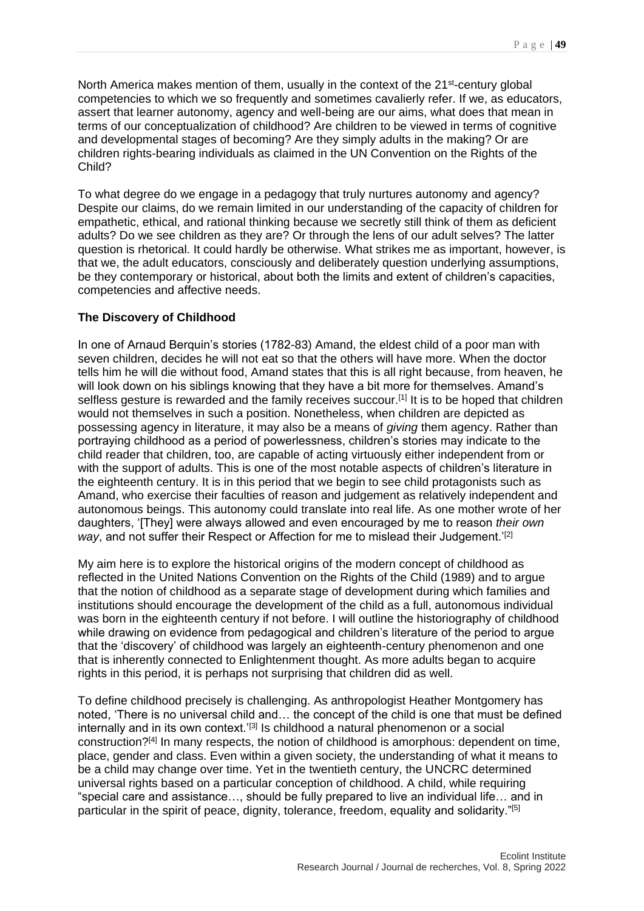North America makes mention of them, usually in the context of the 21st-century global competencies to which we so frequently and sometimes cavalierly refer. If we, as educators, assert that learner autonomy, agency and well-being are our aims, what does that mean in terms of our conceptualization of childhood? Are children to be viewed in terms of cognitive and developmental stages of becoming? Are they simply adults in the making? Or are children rights-bearing individuals as claimed in the UN Convention on the Rights of the Child?

To what degree do we engage in a pedagogy that truly nurtures autonomy and agency? Despite our claims, do we remain limited in our understanding of the capacity of children for empathetic, ethical, and rational thinking because we secretly still think of them as deficient adults? Do we see children as they are? Or through the lens of our adult selves? The latter question is rhetorical. It could hardly be otherwise. What strikes me as important, however, is that we, the adult educators, consciously and deliberately question underlying assumptions, be they contemporary or historical, about both the limits and extent of children's capacities, competencies and affective needs.

**The Discovery of Childhood**

In one of Arnaud Berquin's stories (1782-83) Amand, the eldest child of a poor man with seven children, decides he will not eat so that the others will have more. When the doctor tells him he will die without food, Amand states that this is all right because, from heaven, he will look down on his siblings knowing that they have a bit more for themselves. Amand's selfless gesture is rewarded and the family receives succour.[1] It is to be hoped that children would not themselves in such a position. Nonetheless, when children are depicted as possessing agency in literature, it may also be a means of *giving* them agency. Rather than portraying childhood as a period of powerlessness, children's stories may indicate to the child reader that children, too, are capable of acting virtuously either independent from or with the support of adults. This is one of the most notable aspects of children's literature in the eighteenth century. It is in this period that we begin to see child protagonists such as Amand, who exercise their faculties of reason and judgement as relatively independent and autonomous beings. This autonomy could translate into real life. As one mother wrote of her daughters, '[They] were always allowed and even encouraged by me to reason *their own way*, and not suffer their Respect or Affection for me to mislead their Judgement.'[2]

My aim here is to explore the historical origins of the modern concept of childhood as reflected in the United Nations Convention on the Rights of the Child (1989) and to argue that the notion of childhood as a separate stage of development during which families and institutions should encourage the development of the child as a full, autonomous individual was born in the eighteenth century if not before. I will outline the historiography of childhood while drawing on evidence from pedagogical and children's literature of the period to argue that the 'discovery' of childhood was largely an eighteenth-century phenomenon and one that is inherently connected to Enlightenment thought. As more adults began to acquire rights in this period, it is perhaps not surprising that children did as well.

To define childhood precisely is challenging. As anthropologist Heather Montgomery has noted, 'There is no universal child and… the concept of the child is one that must be defined internally and in its own context.'[3] Is childhood a natural phenomenon or a social construction?[4] In many respects, the notion of childhood is amorphous: dependent on time, place, gender and class. Even within a given society, the understanding of what it means to be a child may change over time. Yet in the twentieth century, the UNCRC determined universal rights based on a particular conception of childhood. A child, while requiring "special care and assistance…, should be fully prepared to live an individual life… and in particular in the spirit of peace, dignity, tolerance, freedom, equality and solidarity."[5]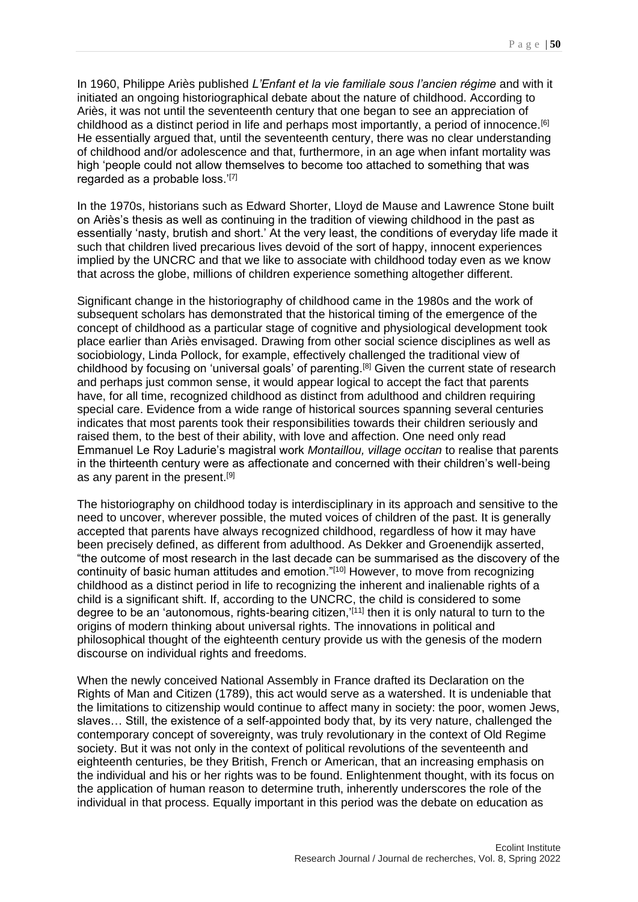In 1960, Philippe Ariès published *L'Enfant et la vie familiale sous l'ancien régime* and with it initiated an ongoing historiographical debate about the nature of childhood. According to Ariès, it was not until the seventeenth century that one began to see an appreciation of childhood as a distinct period in life and perhaps most importantly, a period of innocence.[6] He essentially argued that, until the seventeenth century, there was no clear understanding of childhood and/or adolescence and that, furthermore, in an age when infant mortality was high 'people could not allow themselves to become too attached to something that was regarded as a probable loss.'[7]

In the 1970s, historians such as Edward Shorter, Lloyd de Mause and Lawrence Stone built on Ariès's thesis as well as continuing in the tradition of viewing childhood in the past as essentially 'nasty, brutish and short.' At the very least, the conditions of everyday life made it such that children lived precarious lives devoid of the sort of happy, innocent experiences implied by the UNCRC and that we like to associate with childhood today even as we know that across the globe, millions of children experience something altogether different.

Significant change in the historiography of childhood came in the 1980s and the work of subsequent scholars has demonstrated that the historical timing of the emergence of the concept of childhood as a particular stage of cognitive and physiological development took place earlier than Ariès envisaged. Drawing from other social science disciplines as well as sociobiology, Linda Pollock, for example, effectively challenged the traditional view of childhood by focusing on 'universal goals' of parenting.[8] Given the current state of research and perhaps just common sense, it would appear logical to accept the fact that parents have, for all time, recognized childhood as distinct from adulthood and children requiring special care. Evidence from a wide range of historical sources spanning several centuries indicates that most parents took their responsibilities towards their children seriously and raised them, to the best of their ability, with love and affection. One need only read Emmanuel Le Roy Ladurie's magistral work *Montaillou, village occitan* to realise that parents in the thirteenth century were as affectionate and concerned with their children's well-being as any parent in the present.[9]

The historiography on childhood today is interdisciplinary in its approach and sensitive to the need to uncover, wherever possible, the muted voices of children of the past. It is generally accepted that parents have always recognized childhood, regardless of how it may have been precisely defined, as different from adulthood. As Dekker and Groenendijk asserted, "the outcome of most research in the last decade can be summarised as the discovery of the continuity of basic human attitudes and emotion."[10] However, to move from recognizing childhood as a distinct period in life to recognizing the inherent and inalienable rights of a child is a significant shift. If, according to the UNCRC, the child is considered to some degree to be an 'autonomous, rights-bearing citizen,'[11] then it is only natural to turn to the origins of modern thinking about universal rights. The innovations in political and philosophical thought of the eighteenth century provide us with the genesis of the modern discourse on individual rights and freedoms.

When the newly conceived National Assembly in France drafted its Declaration on the Rights of Man and Citizen (1789), this act would serve as a watershed. It is undeniable that the limitations to citizenship would continue to affect many in society: the poor, women Jews, slaves… Still, the existence of a self-appointed body that, by its very nature, challenged the contemporary concept of sovereignty, was truly revolutionary in the context of Old Regime society. But it was not only in the context of political revolutions of the seventeenth and eighteenth centuries, be they British, French or American, that an increasing emphasis on the individual and his or her rights was to be found. Enlightenment thought, with its focus on the application of human reason to determine truth, inherently underscores the role of the individual in that process. Equally important in this period was the debate on education as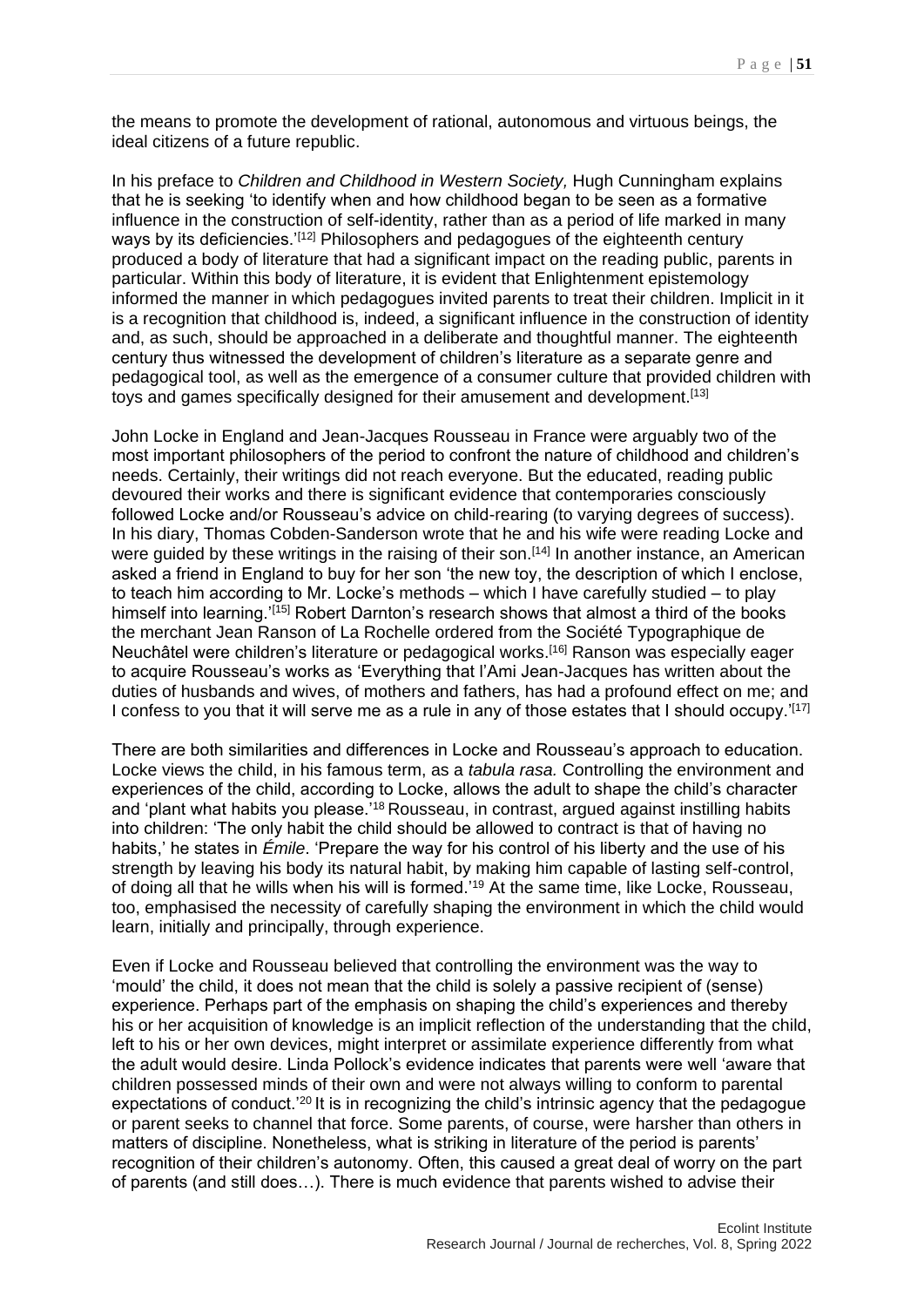the means to promote the development of rational, autonomous and virtuous beings, the ideal citizens of a future republic.

In his preface to *Children and Childhood in Western Society,* Hugh Cunningham explains that he is seeking 'to identify when and how childhood began to be seen as a formative influence in the construction of self-identity, rather than as a period of life marked in many ways by its deficiencies.'[12] Philosophers and pedagogues of the eighteenth century produced a body of literature that had a significant impact on the reading public, parents in particular. Within this body of literature, it is evident that Enlightenment epistemology informed the manner in which pedagogues invited parents to treat their children. Implicit in it is a recognition that childhood is, indeed, a significant influence in the construction of identity and, as such, should be approached in a deliberate and thoughtful manner. The eighteenth century thus witnessed the development of children's literature as a separate genre and pedagogical tool, as well as the emergence of a consumer culture that provided children with toys and games specifically designed for their amusement and development.[13]

John Locke in England and Jean-Jacques Rousseau in France were arguably two of the most important philosophers of the period to confront the nature of childhood and children's needs. Certainly, their writings did not reach everyone. But the educated, reading public devoured their works and there is significant evidence that contemporaries consciously followed Locke and/or Rousseau's advice on child-rearing (to varying degrees of success). In his diary, Thomas Cobden-Sanderson wrote that he and his wife were reading Locke and were guided by these writings in the raising of their son.[14] In another instance, an American asked a friend in England to buy for her son 'the new toy, the description of which I enclose, to teach him according to Mr. Locke's methods – which I have carefully studied – to play himself into learning.'[15] Robert Darnton's research shows that almost a third of the books the merchant Jean Ranson of La Rochelle ordered from the Société Typographique de Neuchâtel were children's literature or pedagogical works.[16] Ranson was especially eager to acquire Rousseau's works as 'Everything that l'Ami Jean-Jacques has written about the duties of husbands and wives, of mothers and fathers, has had a profound effect on me; and I confess to you that it will serve me as a rule in any of those estates that I should occupy.'[17]

There are both similarities and differences in Locke and Rousseau's approach to education. Locke views the child, in his famous term, as a *tabula rasa.* Controlling the environment and experiences of the child, according to Locke, allows the adult to shape the child's character and 'plant what habits you please.'[18] Rousseau, in contrast, argued against instilling habits into children: 'The only habit the child should be allowed to contract is that of having no habits,' he states in *Émile*. 'Prepare the way for his control of his liberty and the use of his strength by leaving his body its natural habit, by making him capable of lasting self-control, of doing all that he wills when his will is formed.'[19] At the same time, like Locke, Rousseau, too, emphasised the necessity of carefully shaping the environment in which the child would learn, initially and principally, through experience.

Even if Locke and Rousseau believed that controlling the environment was the way to 'mould' the child, it does not mean that the child is solely a passive recipient of (sense) experience. Perhaps part of the emphasis on shaping the child's experiences and thereby his or her acquisition of knowledge is an implicit reflection of the understanding that the child, left to his or her own devices, might interpret or assimilate experience differently from what the adult would desire. Linda Pollock's evidence indicates that parents were well 'aware that children possessed minds of their own and were not always willing to conform to parental expectations of conduct.'[20] It is in recognizing the child's intrinsic agency that the pedagogue or parent seeks to channel that force. Some parents, of course, were harsher than others in matters of discipline. Nonetheless, what is striking in literature of the period is parents' recognition of their children's autonomy. Often, this caused a great deal of worry on the part of parents (and still does…). There is much evidence that parents wished to advise their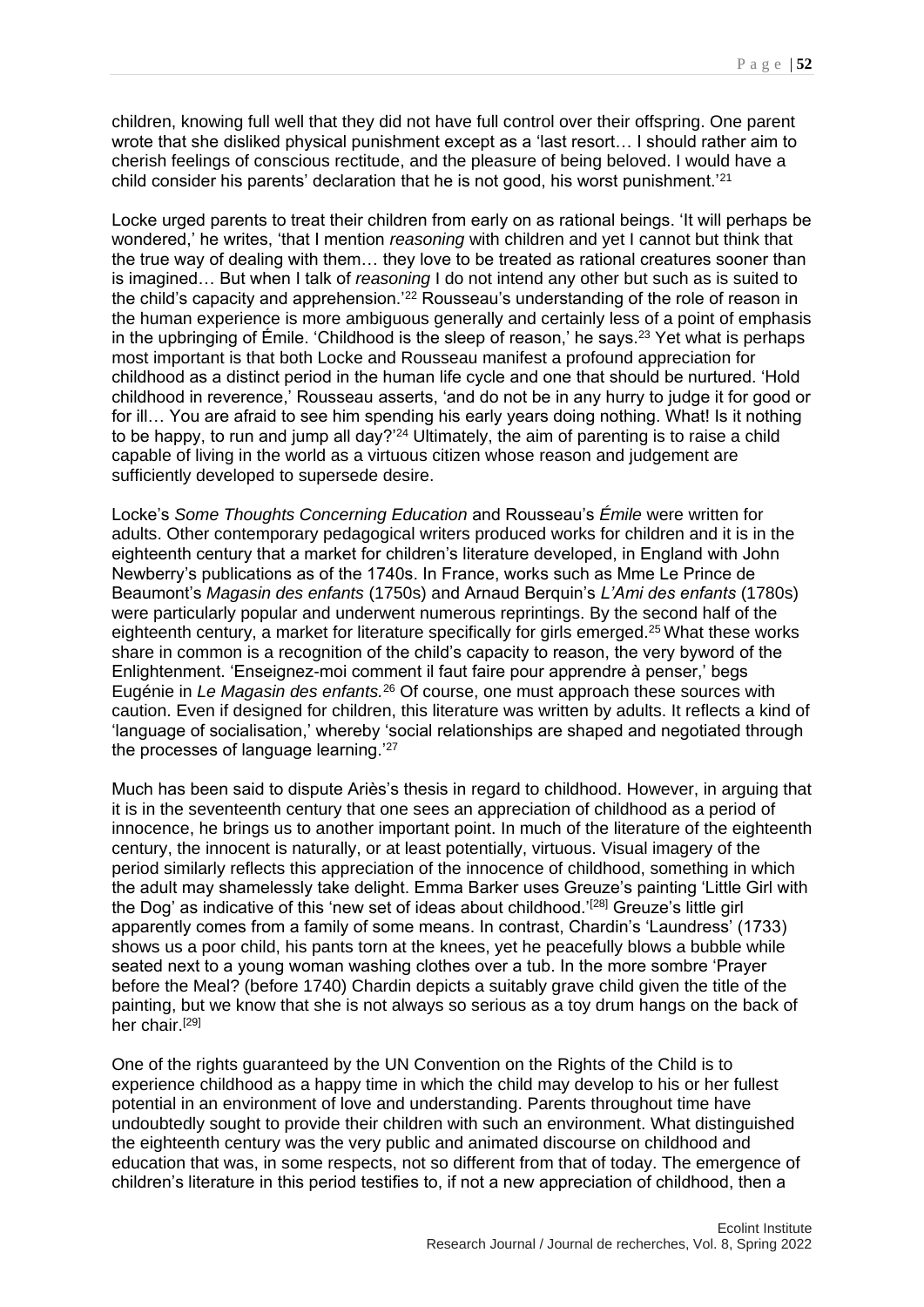children, knowing full well that they did not have full control over their offspring. One parent wrote that she disliked physical punishment except as a 'last resort… I should rather aim to cherish feelings of conscious rectitude, and the pleasure of being beloved. I would have a child consider his parents' declaration that he is not good, his worst punishment.'[21]

Locke urged parents to treat their children from early on as rational beings. 'It will perhaps be wondered,' he writes, 'that I mention *reasoning* with children and yet I cannot but think that the true way of dealing with them… they love to be treated as rational creatures sooner than is imagined… But when I talk of *reasoning* I do not intend any other but such as is suited to the child's capacity and apprehension.'[22] Rousseau's understanding of the role of reason in the human experience is more ambiguous generally and certainly less of a point of emphasis in the upbringing of Émile. 'Childhood is the sleep of reason,' he says.[23] Yet what is perhaps most important is that both Locke and Rousseau manifest a profound appreciation for childhood as a distinct period in the human life cycle and one that should be nurtured. 'Hold childhood in reverence,' Rousseau asserts, 'and do not be in any hurry to judge it for good or for ill… You are afraid to see him spending his early years doing nothing. What! Is it nothing to be happy, to run and jump all day?'[24] Ultimately, the aim of parenting is to raise a child capable of living in the world as a virtuous citizen whose reason and judgement are sufficiently developed to supersede desire.

Locke's *Some Thoughts Concerning Education* and Rousseau's *Émile* were written for adults. Other contemporary pedagogical writers produced works for children and it is in the eighteenth century that a market for children's literature developed, in England with John Newberry's publications as of the 1740s. In France, works such as Mme Le Prince de Beaumont's *Magasin des enfants* (1750s) and Arnaud Berquin's *L'Ami des enfants* (1780s) were particularly popular and underwent numerous reprintings. By the second half of the eighteenth century, a market for literature specifically for girls emerged.[25] What these works share in common is a recognition of the child's capacity to reason, the very byword of the Enlightenment. 'Enseignez-moi comment il faut faire pour apprendre à penser,' begs Eugénie in *Le Magasin des enfants.*[26] Of course, one must approach these sources with caution. Even if designed for children, this literature was written by adults. It reflects a kind of 'language of socialisation,' whereby 'social relationships are shaped and negotiated through the processes of language learning.'[27]

Much has been said to dispute Ariès's thesis in regard to childhood. However, in arguing that it is in the seventeenth century that one sees an appreciation of childhood as a period of innocence, he brings us to another important point. In much of the literature of the eighteenth century, the innocent is naturally, or at least potentially, virtuous. Visual imagery of the period similarly reflects this appreciation of the innocence of childhood, something in which the adult may shamelessly take delight. Emma Barker uses Greuze's painting 'Little Girl with the Dog' as indicative of this 'new set of ideas about childhood.'[28] Greuze's little girl apparently comes from a family of some means. In contrast, Chardin's 'Laundress' (1733) shows us a poor child, his pants torn at the knees, yet he peacefully blows a bubble while seated next to a young woman washing clothes over a tub. In the more sombre 'Prayer before the Meal? (before 1740) Chardin depicts a suitably grave child given the title of the painting, but we know that she is not always so serious as a toy drum hangs on the back of her chair.[29]

One of the rights guaranteed by the UN Convention on the Rights of the Child is to experience childhood as a happy time in which the child may develop to his or her fullest potential in an environment of love and understanding. Parents throughout time have undoubtedly sought to provide their children with such an environment. What distinguished the eighteenth century was the very public and animated discourse on childhood and education that was, in some respects, not so different from that of today. The emergence of children's literature in this period testifies to, if not a new appreciation of childhood, then a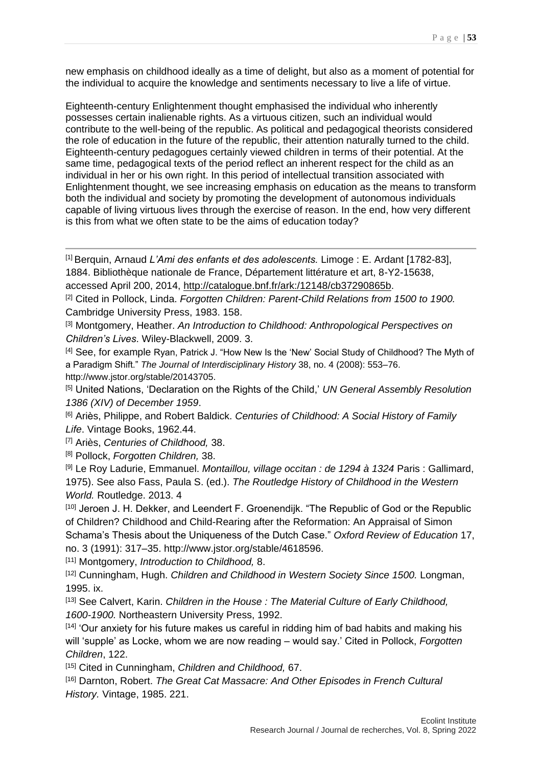new emphasis on childhood ideally as a time of delight, but also as a moment of potential for the individual to acquire the knowledge and sentiments necessary to live a life of virtue.

Eighteenth-century Enlightenment thought emphasised the individual who inherently possesses certain inalienable rights. As a virtuous citizen, such an individual would contribute to the well-being of the republic. As political and pedagogical theorists considered the role of education in the future of the republic, their attention naturally turned to the child. Eighteenth-century pedagogues certainly viewed children in terms of their potential. At the same time, pedagogical texts of the period reflect an inherent respect for the child as an individual in her or his own right. In this period of intellectual transition associated with Enlightenment thought, we see increasing emphasis on education as the means to transform both the individual and society by promoting the development of autonomous individuals capable of living virtuous lives through the exercise of reason. In the end, how very different is this from what we often state to be the aims of education today?

---

[1] Berquin, Arnaud *L'Ami des enfants et des adolescents.* Limoge : E. Ardant [1782-83], 1884. Bibliothèque nationale de France, Département littérature et art, 8-Y2-15638, accessed April 200, 2014, http://catalogue.bnf.fr/ark:/12148/cb37290865b.

[2] Cited in Pollock, Linda. *Forgotten Children: Parent-Child Relations from 1500 to 1900.* Cambridge University Press, 1983. 158.

[3] Montgomery, Heather. *An Introduction to Childhood: Anthropological Perspectives on Children's Lives*. Wiley-Blackwell, 2009. 3.

[4] See, for example Ryan, Patrick J. "How New Is the 'New' Social Study of Childhood? The Myth of a Paradigm Shift." *The Journal of Interdisciplinary History* 38, no. 4 (2008): 553–76. http://www.jstor.org/stable/20143705.

[5] United Nations, 'Declaration on the Rights of the Child,' *UN General Assembly Resolution 1386 (XIV) of December 1959*.

[6] Ariès, Philippe, and Robert Baldick. *Centuries of Childhood: A Social History of Family Life*. Vintage Books, 1962.44.

[7] Ariès, *Centuries of Childhood,* 38.

[8] Pollock, *Forgotten Children,* 38.

[9] Le Roy Ladurie, Emmanuel. *Montaillou, village occitan : de 1294 à 1324* Paris : Gallimard, 1975). See also Fass, Paula S. (ed.). *The Routledge History of Childhood in the Western World.* Routledge. 2013. 4

[10] Jeroen J. H. Dekker, and Leendert F. Groenendijk. "The Republic of God or the Republic of Children? Childhood and Child-Rearing after the Reformation: An Appraisal of Simon Schama's Thesis about the Uniqueness of the Dutch Case." *Oxford Review of Education* 17, no. 3 (1991): 317–35. http://www.jstor.org/stable/4618596.

[11] Montgomery, *Introduction to Childhood,* 8.

[12] Cunningham, Hugh. *Children and Childhood in Western Society Since 1500.* Longman, 1995. ix.

[13] See Calvert, Karin. *Children in the House : The Material Culture of Early Childhood, 1600-1900.* Northeastern University Press, 1992.

[14] 'Our anxiety for his future makes us careful in ridding him of bad habits and making his will 'supple' as Locke, whom we are now reading – would say.' Cited in Pollock, *Forgotten Children*, 122.

[15] Cited in Cunningham, *Children and Childhood,* 67.

[16] Darnton, Robert. *The Great Cat Massacre: And Other Episodes in French Cultural History.* Vintage, 1985. 221.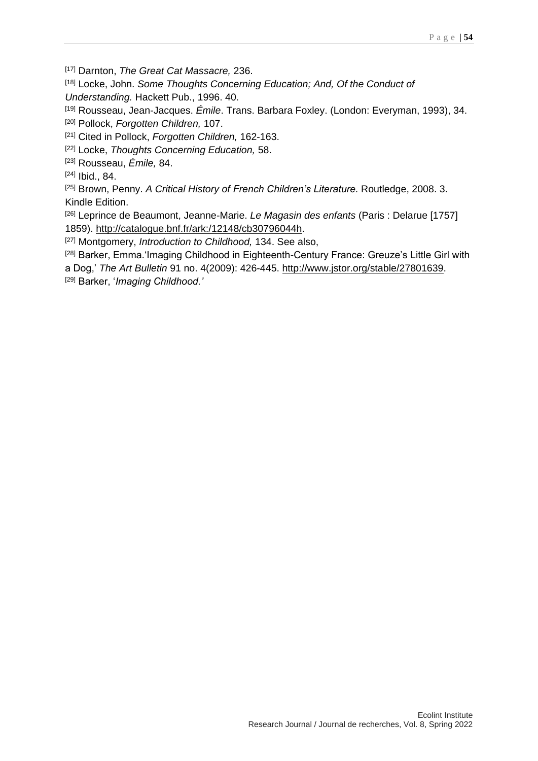[17] Darnton, *The Great Cat Massacre,* 236.

[18] Locke, John. *Some Thoughts Concerning Education; And, Of the Conduct of Understanding.* Hackett Pub., 1996. 40.

[19] Rousseau, Jean-Jacques. *Émile*. Trans. Barbara Foxley. (London: Everyman, 1993), 34.

[20] Pollock, *Forgotten Children,* 107.

[21] Cited in Pollock, *Forgotten Children,* 162-163.

[22] Locke, *Thoughts Concerning Education,* 58.

[23] Rousseau, *Émile,* 84.

[24] Ibid., 84.

[25] Brown, Penny. *A Critical History of French Children's Literature.* Routledge, 2008. 3. Kindle Edition.

[26] Leprince de Beaumont, Jeanne-Marie. *Le Magasin des enfants* (Paris : Delarue [1757] 1859). http://catalogue.bnf.fr/ark:/12148/cb30796044h.

[27] Montgomery, *Introduction to Childhood,* 134. See also,

[28] Barker, Emma.'Imaging Childhood in Eighteenth-Century France: Greuze's Little Girl with a Dog,' *The Art Bulletin* 91 no. 4(2009): 426-445. http://www.jstor.org/stable/27801639.

[29] Barker, '*Imaging Childhood.'*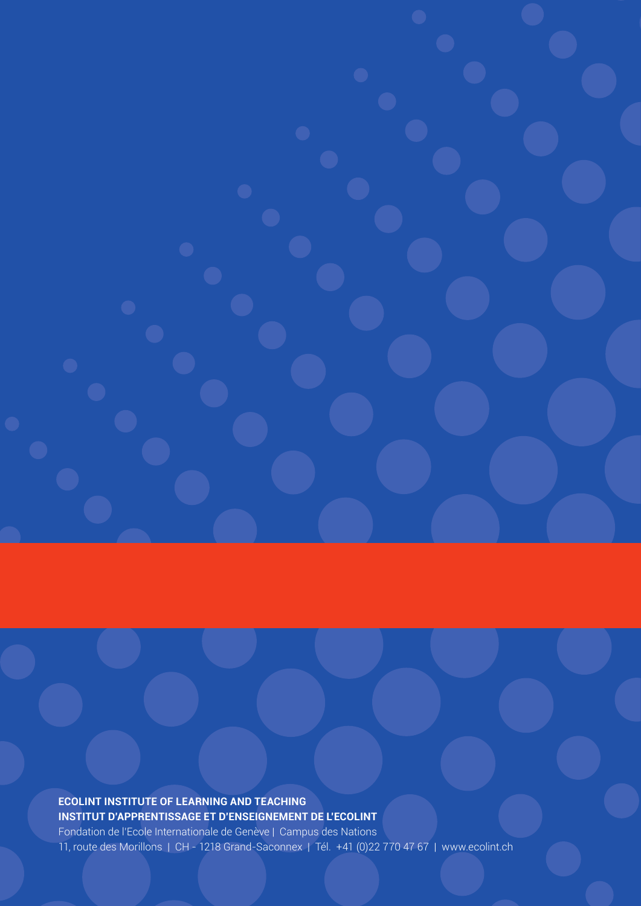**ECOLINT INSTITUTE OF LEARNING AND TEACHING**
**INSTITUT D'APPRENTISSAGE ET D'ENSEIGNEMENT DE L'ECOLINT**
Fondation de l'Ecole Internationale de Genève | Campus des Nations
11, route des Morillons | CH - 1218 Grand-Saconnex | Tél. +41 (0)22 770 47 67 | www.ecolint.ch